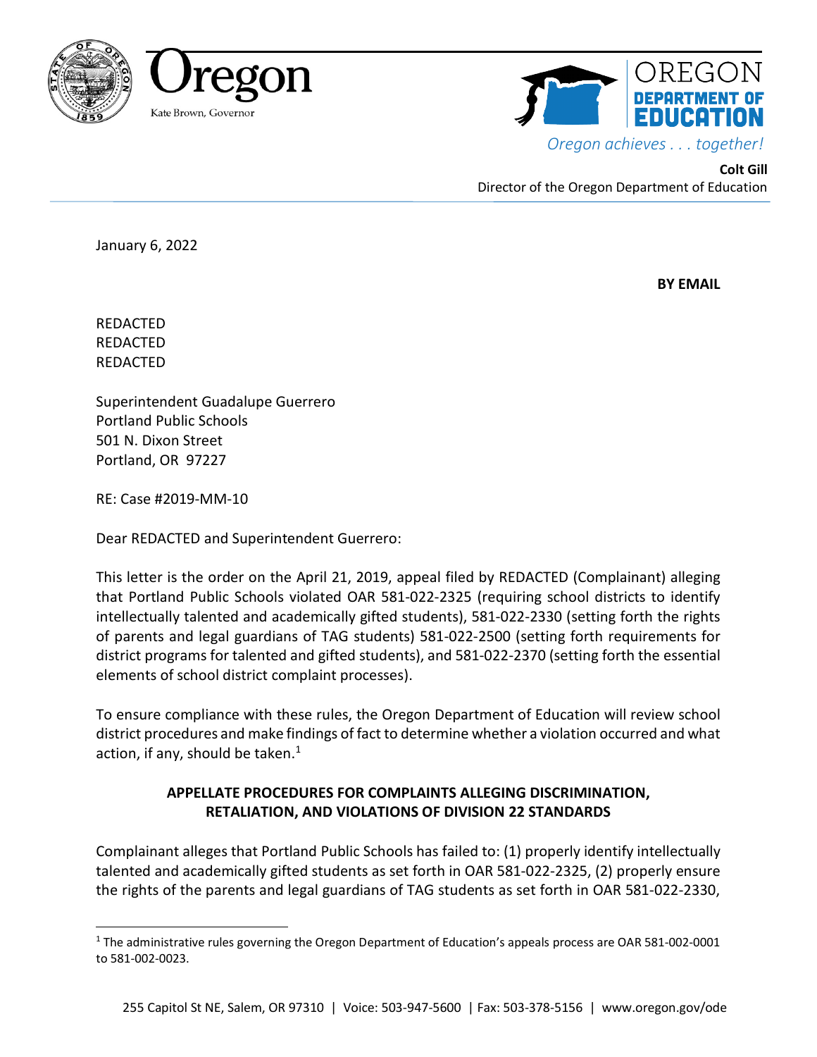Oregon

Kate Brown, Governor

OREGON
DEPARTMENT OF
EDUCATION

*Oregon achieves . . . together!*

**Colt Gill**
Director of the Oregon Department of Education

January 6, 2022

**BY EMAIL**

REDACTED
REDACTED
REDACTED

Superintendent Guadalupe Guerrero
Portland Public Schools
501 N. Dixon Street
Portland, OR 97227

RE: Case #2019-MM-10

Dear REDACTED and Superintendent Guerrero:

This letter is the order on the April 21, 2019, appeal filed by REDACTED (Complainant) alleging that Portland Public Schools violated OAR 581-022-2325 (requiring school districts to identify intellectually talented and academically gifted students), 581-022-2330 (setting forth the rights of parents and legal guardians of TAG students) 581-022-2500 (setting forth requirements for district programs for talented and gifted students), and 581-022-2370 (setting forth the essential elements of school district complaint processes).

To ensure compliance with these rules, the Oregon Department of Education will review school district procedures and make findings of fact to determine whether a violation occurred and what action, if any, should be taken.[1]

## APPELLATE PROCEDURES FOR COMPLAINTS ALLEGING DISCRIMINATION, RETALIATION, AND VIOLATIONS OF DIVISION 22 STANDARDS

Complainant alleges that Portland Public Schools has failed to: (1) properly identify intellectually talented and academically gifted students as set forth in OAR 581-022-2325, (2) properly ensure the rights of the parents and legal guardians of TAG students as set forth in OAR 581-022-2330,

[1] The administrative rules governing the Oregon Department of Education's appeals process are OAR 581-002-0001 to 581-002-0023.

255 Capitol St NE, Salem, OR 97310 | Voice: 503-947-5600 | Fax: 503-378-5156 | www.oregon.gov/ode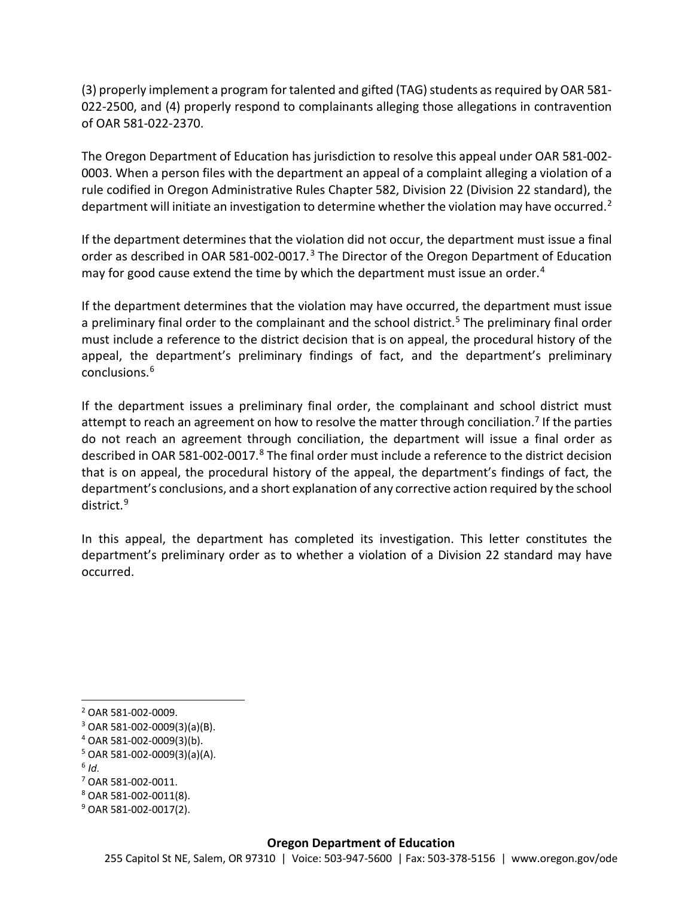(3) properly implement a program for talented and gifted (TAG) students as required by OAR 581-022-2500, and (4) properly respond to complainants alleging those allegations in contravention of OAR 581-022-2370.

The Oregon Department of Education has jurisdiction to resolve this appeal under OAR 581-002-0003. When a person files with the department an appeal of a complaint alleging a violation of a rule codified in Oregon Administrative Rules Chapter 582, Division 22 (Division 22 standard), the department will initiate an investigation to determine whether the violation may have occurred.[2]

If the department determines that the violation did not occur, the department must issue a final order as described in OAR 581-002-0017.[3] The Director of the Oregon Department of Education may for good cause extend the time by which the department must issue an order.[4]

If the department determines that the violation may have occurred, the department must issue a preliminary final order to the complainant and the school district.[5] The preliminary final order must include a reference to the district decision that is on appeal, the procedural history of the appeal, the department's preliminary findings of fact, and the department's preliminary conclusions.[6]

If the department issues a preliminary final order, the complainant and school district must attempt to reach an agreement on how to resolve the matter through conciliation.[7] If the parties do not reach an agreement through conciliation, the department will issue a final order as described in OAR 581-002-0017.[8] The final order must include a reference to the district decision that is on appeal, the procedural history of the appeal, the department's findings of fact, the department's conclusions, and a short explanation of any corrective action required by the school district.[9]

In this appeal, the department has completed its investigation. This letter constitutes the department's preliminary order as to whether a violation of a Division 22 standard may have occurred.

---

[2] OAR 581-002-0009.

[3] OAR 581-002-0009(3)(a)(B).

[4] OAR 581-002-0009(3)(b).

[5] OAR 581-002-0009(3)(a)(A).

[6] *Id.*

[7] OAR 581-002-0011.

[8] OAR 581-002-0011(8).

[9] OAR 581-002-0017(2).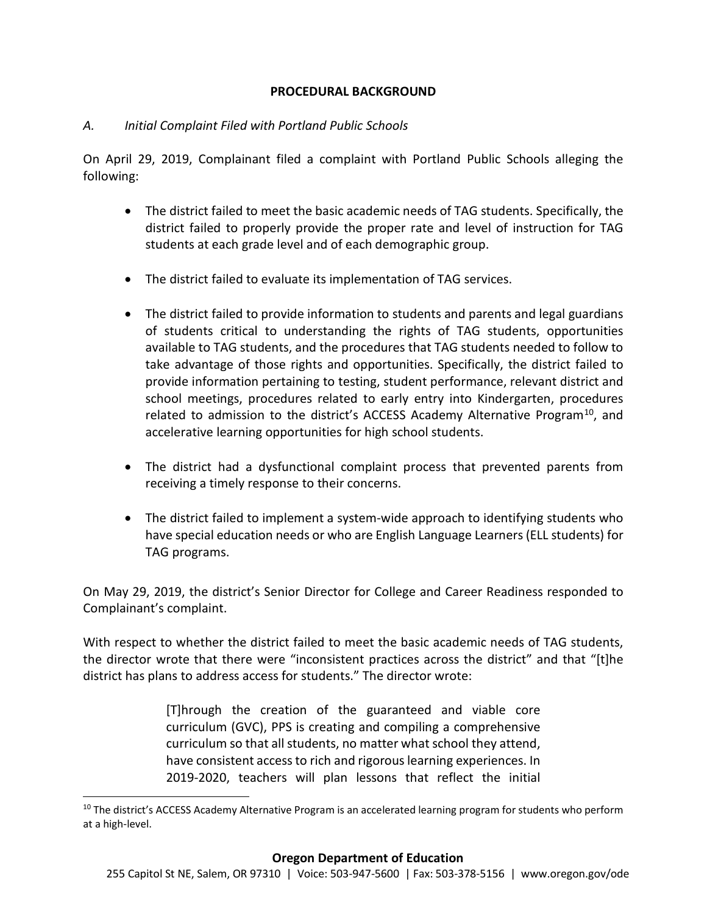## PROCEDURAL BACKGROUND

### *A. Initial Complaint Filed with Portland Public Schools*

On April 29, 2019, Complainant filed a complaint with Portland Public Schools alleging the following:

- The district failed to meet the basic academic needs of TAG students. Specifically, the district failed to properly provide the proper rate and level of instruction for TAG students at each grade level and of each demographic group.
- The district failed to evaluate its implementation of TAG services.
- The district failed to provide information to students and parents and legal guardians of students critical to understanding the rights of TAG students, opportunities available to TAG students, and the procedures that TAG students needed to follow to take advantage of those rights and opportunities. Specifically, the district failed to provide information pertaining to testing, student performance, relevant district and school meetings, procedures related to early entry into Kindergarten, procedures related to admission to the district's ACCESS Academy Alternative Program[10], and accelerative learning opportunities for high school students.
- The district had a dysfunctional complaint process that prevented parents from receiving a timely response to their concerns.
- The district failed to implement a system-wide approach to identifying students who have special education needs or who are English Language Learners (ELL students) for TAG programs.

On May 29, 2019, the district's Senior Director for College and Career Readiness responded to Complainant's complaint.

With respect to whether the district failed to meet the basic academic needs of TAG students, the director wrote that there were "inconsistent practices across the district" and that "[t]he district has plans to address access for students." The director wrote:

> [T]hrough the creation of the guaranteed and viable core curriculum (GVC), PPS is creating and compiling a comprehensive curriculum so that all students, no matter what school they attend, have consistent access to rich and rigorous learning experiences. In 2019-2020, teachers will plan lessons that reflect the initial

[10] The district's ACCESS Academy Alternative Program is an accelerated learning program for students who perform at a high-level.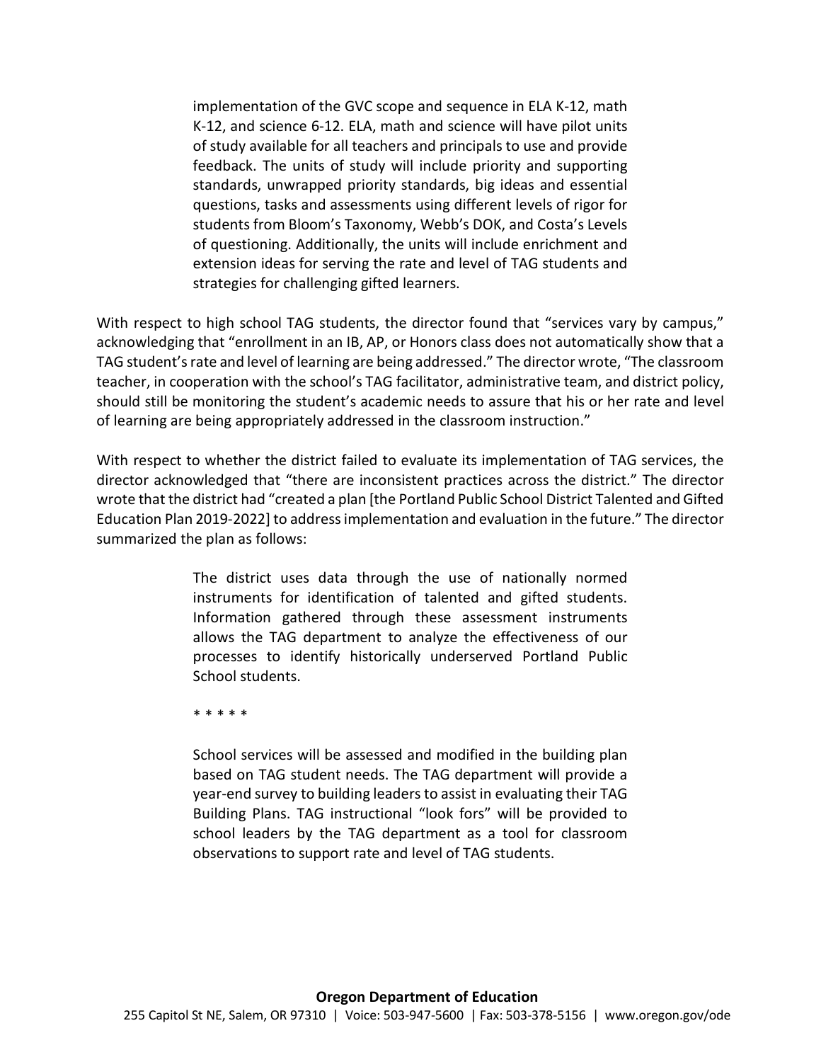> implementation of the GVC scope and sequence in ELA K-12, math K-12, and science 6-12. ELA, math and science will have pilot units of study available for all teachers and principals to use and provide feedback. The units of study will include priority and supporting standards, unwrapped priority standards, big ideas and essential questions, tasks and assessments using different levels of rigor for students from Bloom's Taxonomy, Webb's DOK, and Costa's Levels of questioning. Additionally, the units will include enrichment and extension ideas for serving the rate and level of TAG students and strategies for challenging gifted learners.

With respect to high school TAG students, the director found that "services vary by campus," acknowledging that "enrollment in an IB, AP, or Honors class does not automatically show that a TAG student's rate and level of learning are being addressed." The director wrote, "The classroom teacher, in cooperation with the school's TAG facilitator, administrative team, and district policy, should still be monitoring the student's academic needs to assure that his or her rate and level of learning are being appropriately addressed in the classroom instruction."

With respect to whether the district failed to evaluate its implementation of TAG services, the director acknowledged that "there are inconsistent practices across the district." The director wrote that the district had "created a plan [the Portland Public School District Talented and Gifted Education Plan 2019-2022] to address implementation and evaluation in the future." The director summarized the plan as follows:

> The district uses data through the use of nationally normed instruments for identification of talented and gifted students. Information gathered through these assessment instruments allows the TAG department to analyze the effectiveness of our processes to identify historically underserved Portland Public School students.
>
> * * * * *
>
> School services will be assessed and modified in the building plan based on TAG student needs. The TAG department will provide a year-end survey to building leaders to assist in evaluating their TAG Building Plans. TAG instructional "look fors" will be provided to school leaders by the TAG department as a tool for classroom observations to support rate and level of TAG students.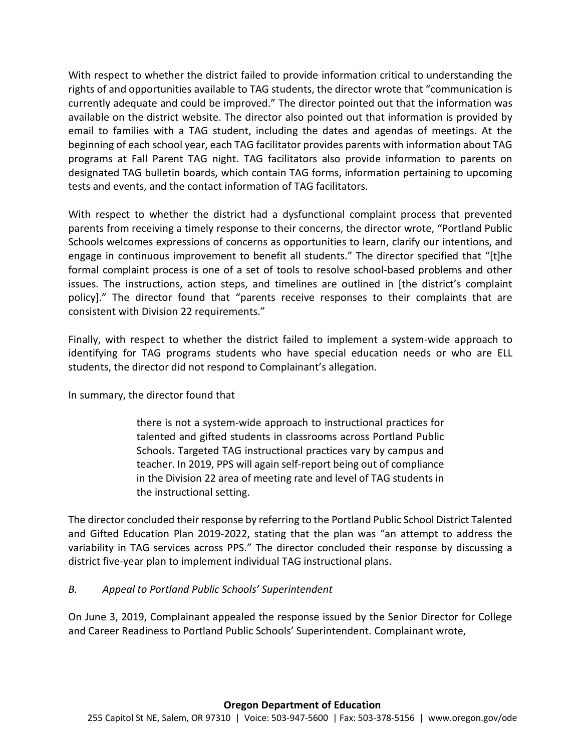With respect to whether the district failed to provide information critical to understanding the rights of and opportunities available to TAG students, the director wrote that "communication is currently adequate and could be improved." The director pointed out that the information was available on the district website. The director also pointed out that information is provided by email to families with a TAG student, including the dates and agendas of meetings. At the beginning of each school year, each TAG facilitator provides parents with information about TAG programs at Fall Parent TAG night. TAG facilitators also provide information to parents on designated TAG bulletin boards, which contain TAG forms, information pertaining to upcoming tests and events, and the contact information of TAG facilitators.

With respect to whether the district had a dysfunctional complaint process that prevented parents from receiving a timely response to their concerns, the director wrote, "Portland Public Schools welcomes expressions of concerns as opportunities to learn, clarify our intentions, and engage in continuous improvement to benefit all students." The director specified that "[t]he formal complaint process is one of a set of tools to resolve school-based problems and other issues. The instructions, action steps, and timelines are outlined in [the district's complaint policy]." The director found that "parents receive responses to their complaints that are consistent with Division 22 requirements."

Finally, with respect to whether the district failed to implement a system-wide approach to identifying for TAG programs students who have special education needs or who are ELL students, the director did not respond to Complainant's allegation.

In summary, the director found that

> there is not a system-wide approach to instructional practices for talented and gifted students in classrooms across Portland Public Schools. Targeted TAG instructional practices vary by campus and teacher. In 2019, PPS will again self-report being out of compliance in the Division 22 area of meeting rate and level of TAG students in the instructional setting.

The director concluded their response by referring to the Portland Public School District Talented and Gifted Education Plan 2019-2022, stating that the plan was "an attempt to address the variability in TAG services across PPS." The director concluded their response by discussing a district five-year plan to implement individual TAG instructional plans.

### *B. Appeal to Portland Public Schools' Superintendent*

On June 3, 2019, Complainant appealed the response issued by the Senior Director for College and Career Readiness to Portland Public Schools' Superintendent. Complainant wrote,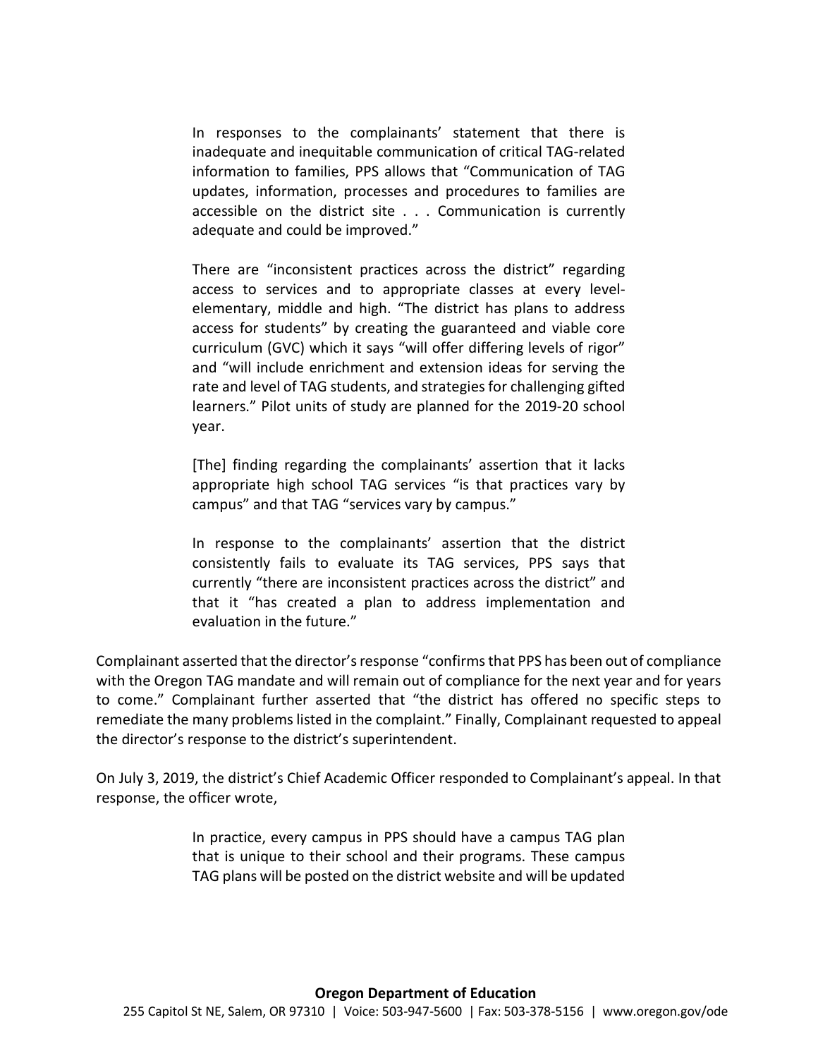> In responses to the complainants' statement that there is inadequate and inequitable communication of critical TAG-related information to families, PPS allows that "Communication of TAG updates, information, processes and procedures to families are accessible on the district site . . . Communication is currently adequate and could be improved."
>
> There are "inconsistent practices across the district" regarding access to services and to appropriate classes at every level-elementary, middle and high. "The district has plans to address access for students" by creating the guaranteed and viable core curriculum (GVC) which it says "will offer differing levels of rigor" and "will include enrichment and extension ideas for serving the rate and level of TAG students, and strategies for challenging gifted learners." Pilot units of study are planned for the 2019-20 school year.
>
> [The] finding regarding the complainants' assertion that it lacks appropriate high school TAG services "is that practices vary by campus" and that TAG "services vary by campus."
>
> In response to the complainants' assertion that the district consistently fails to evaluate its TAG services, PPS says that currently "there are inconsistent practices across the district" and that it "has created a plan to address implementation and evaluation in the future."

Complainant asserted that the director's response "confirms that PPS has been out of compliance with the Oregon TAG mandate and will remain out of compliance for the next year and for years to come." Complainant further asserted that "the district has offered no specific steps to remediate the many problems listed in the complaint." Finally, Complainant requested to appeal the director's response to the district's superintendent.

On July 3, 2019, the district's Chief Academic Officer responded to Complainant's appeal. In that response, the officer wrote,

> In practice, every campus in PPS should have a campus TAG plan that is unique to their school and their programs. These campus TAG plans will be posted on the district website and will be updated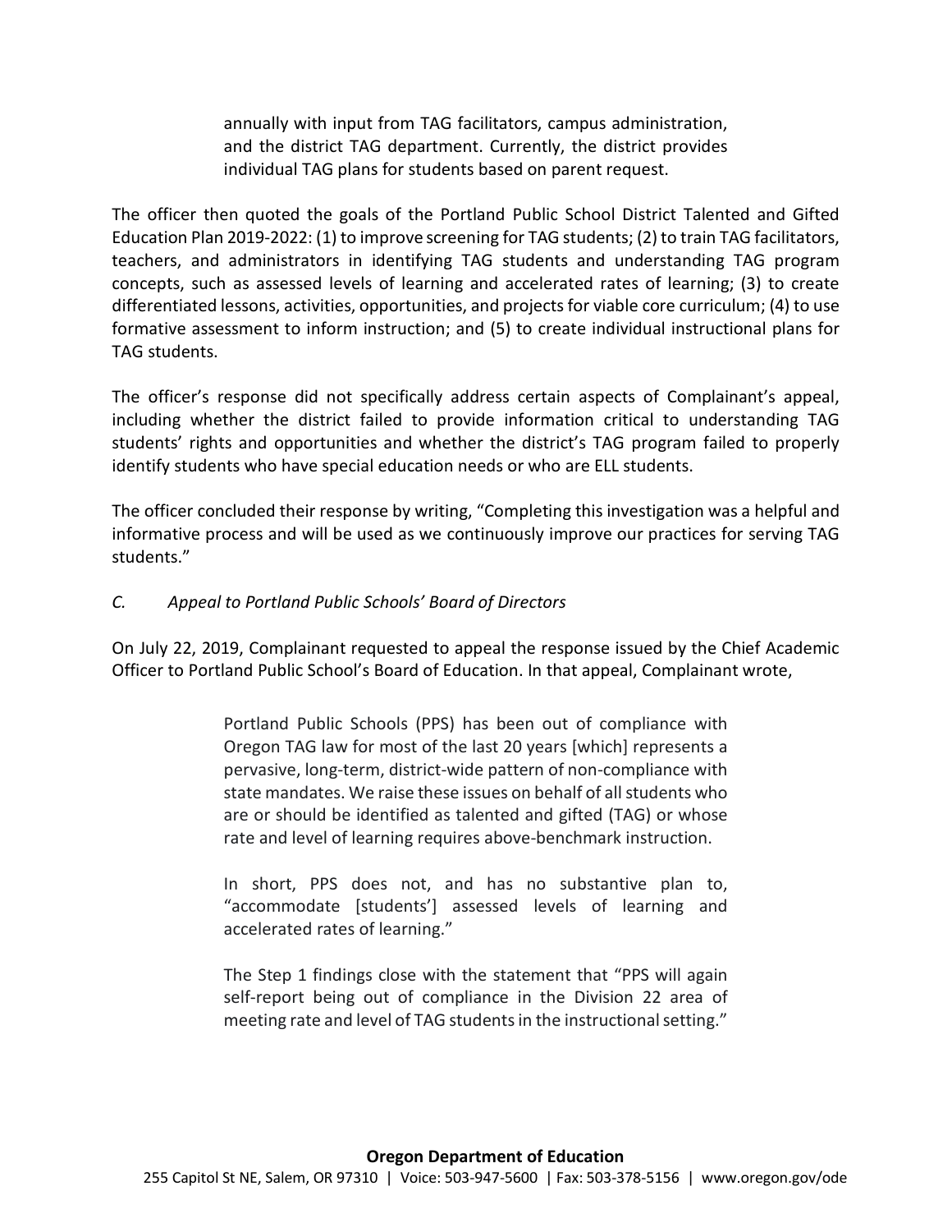> annually with input from TAG facilitators, campus administration, and the district TAG department. Currently, the district provides individual TAG plans for students based on parent request.

The officer then quoted the goals of the Portland Public School District Talented and Gifted Education Plan 2019-2022: (1) to improve screening for TAG students; (2) to train TAG facilitators, teachers, and administrators in identifying TAG students and understanding TAG program concepts, such as assessed levels of learning and accelerated rates of learning; (3) to create differentiated lessons, activities, opportunities, and projects for viable core curriculum; (4) to use formative assessment to inform instruction; and (5) to create individual instructional plans for TAG students.

The officer's response did not specifically address certain aspects of Complainant's appeal, including whether the district failed to provide information critical to understanding TAG students' rights and opportunities and whether the district's TAG program failed to properly identify students who have special education needs or who are ELL students.

The officer concluded their response by writing, "Completing this investigation was a helpful and informative process and will be used as we continuously improve our practices for serving TAG students."

*C. Appeal to Portland Public Schools' Board of Directors*

On July 22, 2019, Complainant requested to appeal the response issued by the Chief Academic Officer to Portland Public School's Board of Education. In that appeal, Complainant wrote,

> Portland Public Schools (PPS) has been out of compliance with Oregon TAG law for most of the last 20 years [which] represents a pervasive, long-term, district-wide pattern of non-compliance with state mandates. We raise these issues on behalf of all students who are or should be identified as talented and gifted (TAG) or whose rate and level of learning requires above-benchmark instruction.
>
> In short, PPS does not, and has no substantive plan to, "accommodate [students'] assessed levels of learning and accelerated rates of learning."
>
> The Step 1 findings close with the statement that "PPS will again self-report being out of compliance in the Division 22 area of meeting rate and level of TAG students in the instructional setting."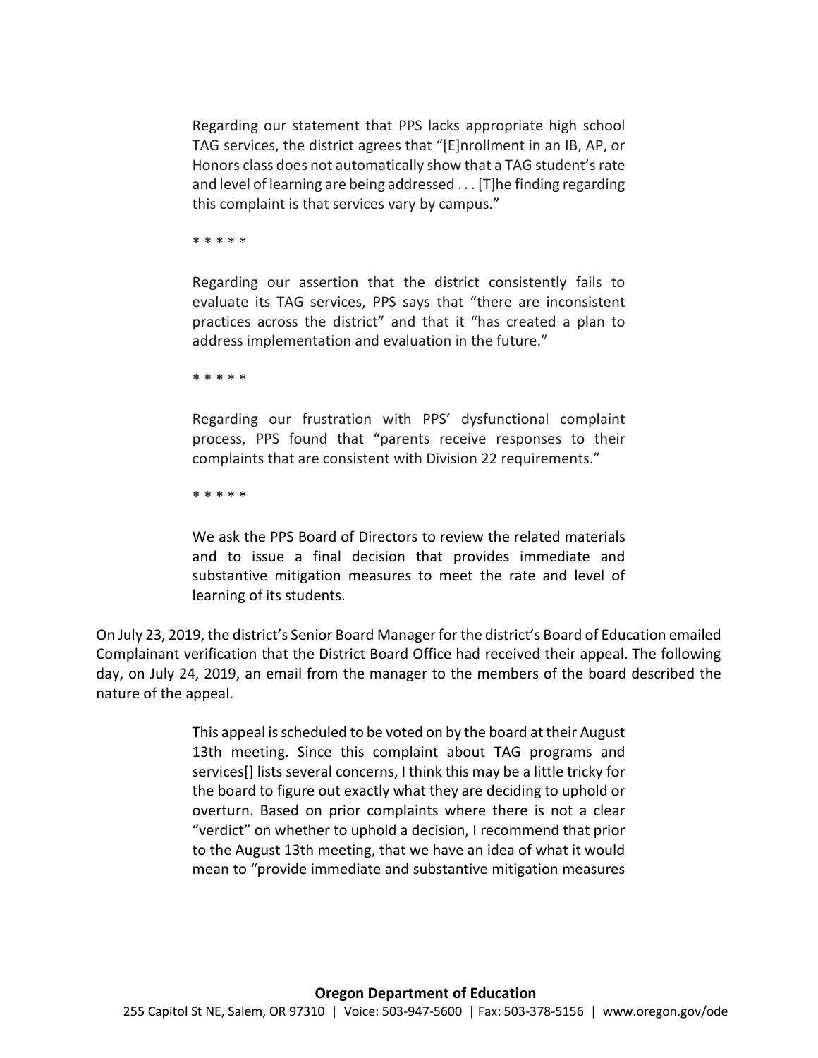> Regarding our statement that PPS lacks appropriate high school TAG services, the district agrees that "[E]nrollment in an IB, AP, or Honors class does not automatically show that a TAG student's rate and level of learning are being addressed . . . [T]he finding regarding this complaint is that services vary by campus."
>
> * * * * *
>
> Regarding our assertion that the district consistently fails to evaluate its TAG services, PPS says that "there are inconsistent practices across the district" and that it "has created a plan to address implementation and evaluation in the future."
>
> * * * * *
>
> Regarding our frustration with PPS' dysfunctional complaint process, PPS found that "parents receive responses to their complaints that are consistent with Division 22 requirements."
>
> * * * * *
>
> We ask the PPS Board of Directors to review the related materials and to issue a final decision that provides immediate and substantive mitigation measures to meet the rate and level of learning of its students.

On July 23, 2019, the district's Senior Board Manager for the district's Board of Education emailed Complainant verification that the District Board Office had received their appeal. The following day, on July 24, 2019, an email from the manager to the members of the board described the nature of the appeal.

> This appeal is scheduled to be voted on by the board at their August 13th meeting. Since this complaint about TAG programs and services[] lists several concerns, I think this may be a little tricky for the board to figure out exactly what they are deciding to uphold or overturn. Based on prior complaints where there is not a clear "verdict" on whether to uphold a decision, I recommend that prior to the August 13th meeting, that we have an idea of what it would mean to "provide immediate and substantive mitigation measures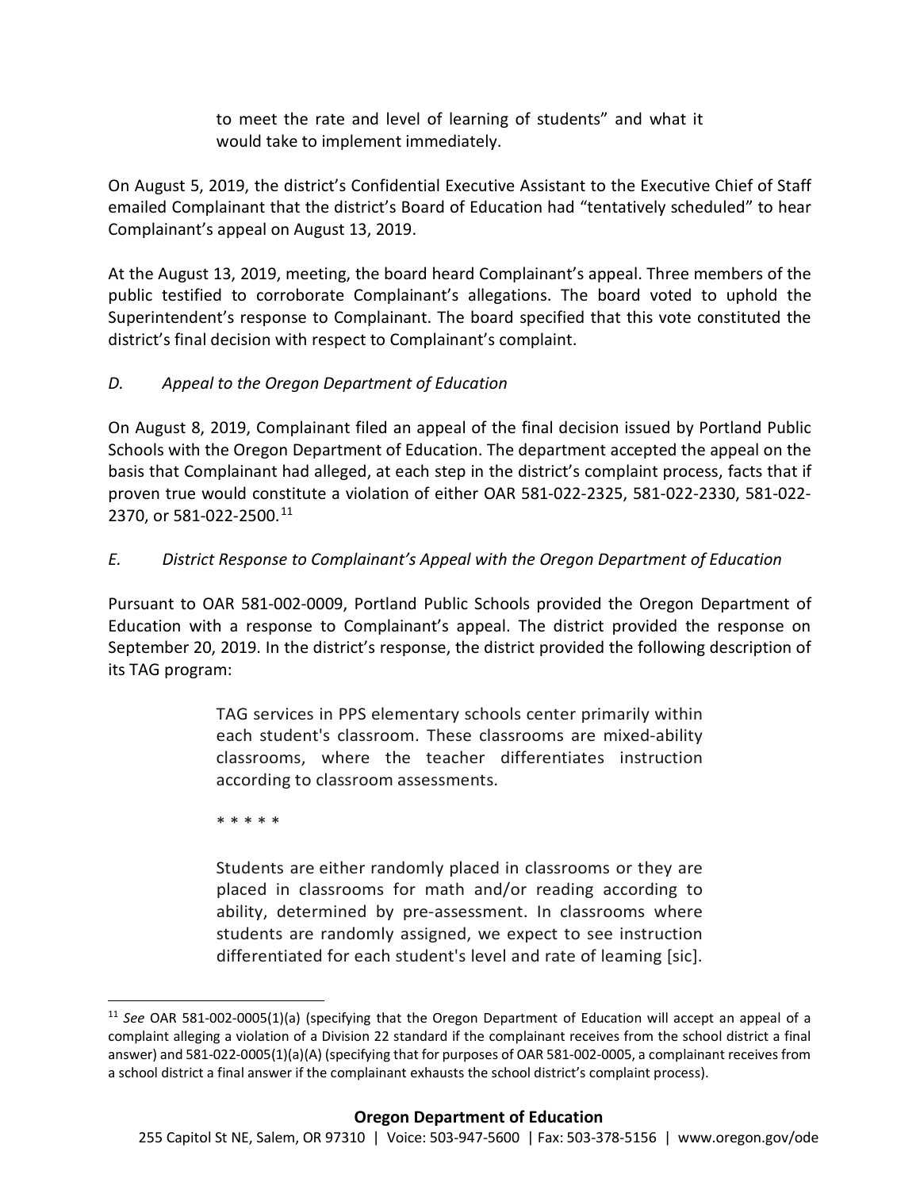> to meet the rate and level of learning of students" and what it would take to implement immediately.

On August 5, 2019, the district's Confidential Executive Assistant to the Executive Chief of Staff emailed Complainant that the district's Board of Education had "tentatively scheduled" to hear Complainant's appeal on August 13, 2019.

At the August 13, 2019, meeting, the board heard Complainant's appeal. Three members of the public testified to corroborate Complainant's allegations. The board voted to uphold the Superintendent's response to Complainant. The board specified that this vote constituted the district's final decision with respect to Complainant's complaint.

*D. Appeal to the Oregon Department of Education*

On August 8, 2019, Complainant filed an appeal of the final decision issued by Portland Public Schools with the Oregon Department of Education. The department accepted the appeal on the basis that Complainant had alleged, at each step in the district's complaint process, facts that if proven true would constitute a violation of either OAR 581-022-2325, 581-022-2330, 581-022-2370, or 581-022-2500.[11]

*E. District Response to Complainant's Appeal with the Oregon Department of Education*

Pursuant to OAR 581-002-0009, Portland Public Schools provided the Oregon Department of Education with a response to Complainant's appeal. The district provided the response on September 20, 2019. In the district's response, the district provided the following description of its TAG program:

> TAG services in PPS elementary schools center primarily within each student's classroom. These classrooms are mixed-ability classrooms, where the teacher differentiates instruction according to classroom assessments.
>
> * * * * *
>
> Students are either randomly placed in classrooms or they are placed in classrooms for math and/or reading according to ability, determined by pre-assessment. In classrooms where students are randomly assigned, we expect to see instruction differentiated for each student's level and rate of leaming [sic].

[11] *See* OAR 581-002-0005(1)(a) (specifying that the Oregon Department of Education will accept an appeal of a complaint alleging a violation of a Division 22 standard if the complainant receives from the school district a final answer) and 581-022-0005(1)(a)(A) (specifying that for purposes of OAR 581-002-0005, a complainant receives from a school district a final answer if the complainant exhausts the school district's complaint process).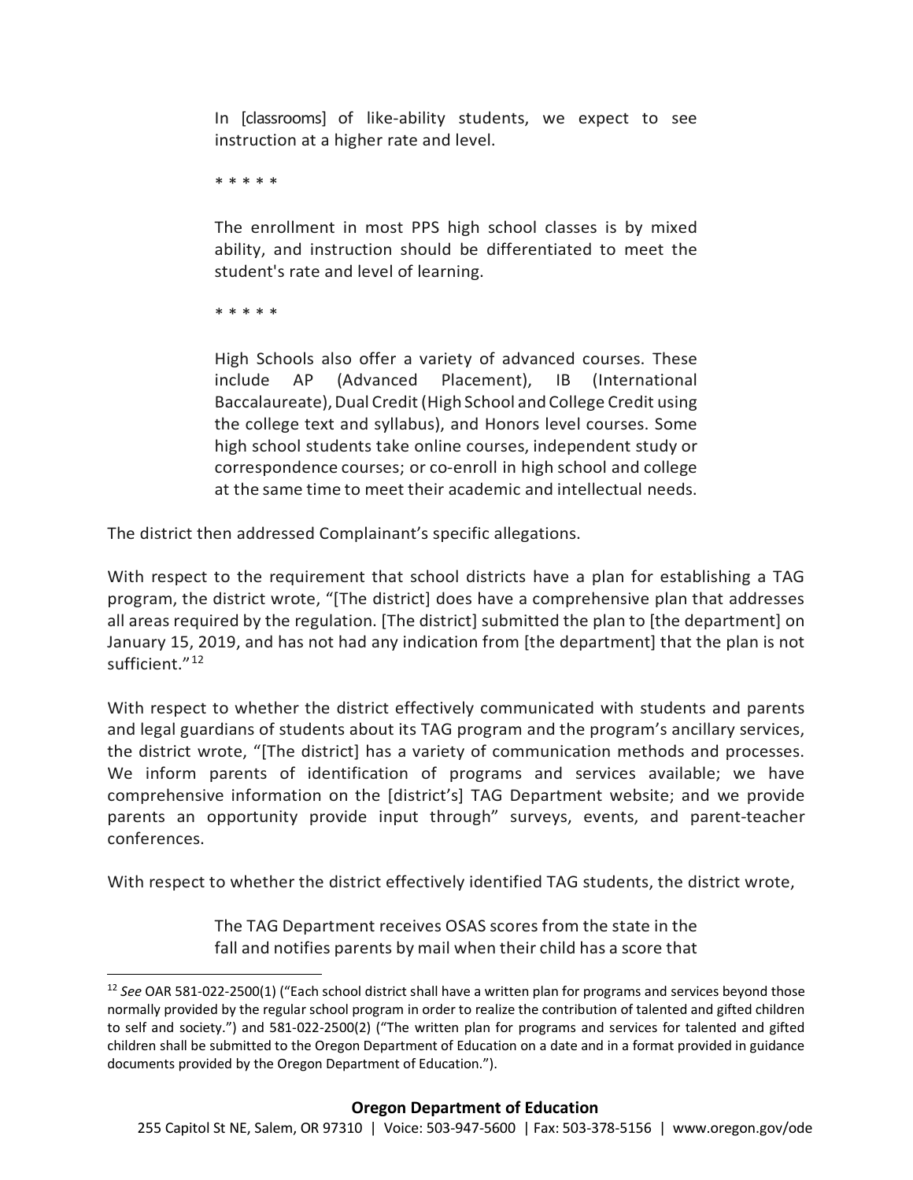> In [classrooms] of like-ability students, we expect to see instruction at a higher rate and level.
>
> * * * * *
>
> The enrollment in most PPS high school classes is by mixed ability, and instruction should be differentiated to meet the student's rate and level of learning.
>
> * * * * *
>
> High Schools also offer a variety of advanced courses. These include AP (Advanced Placement), IB (International Baccalaureate), Dual Credit (High School and College Credit using the college text and syllabus), and Honors level courses. Some high school students take online courses, independent study or correspondence courses; or co-enroll in high school and college at the same time to meet their academic and intellectual needs.

The district then addressed Complainant's specific allegations.

With respect to the requirement that school districts have a plan for establishing a TAG program, the district wrote, "[The district] does have a comprehensive plan that addresses all areas required by the regulation. [The district] submitted the plan to [the department] on January 15, 2019, and has not had any indication from [the department] that the plan is not sufficient."[12]

With respect to whether the district effectively communicated with students and parents and legal guardians of students about its TAG program and the program's ancillary services, the district wrote, "[The district] has a variety of communication methods and processes. We inform parents of identification of programs and services available; we have comprehensive information on the [district's] TAG Department website; and we provide parents an opportunity provide input through" surveys, events, and parent-teacher conferences.

With respect to whether the district effectively identified TAG students, the district wrote,

> The TAG Department receives OSAS scores from the state in the fall and notifies parents by mail when their child has a score that

---

[12] *See* OAR 581-022-2500(1) ("Each school district shall have a written plan for programs and services beyond those normally provided by the regular school program in order to realize the contribution of talented and gifted children to self and society.") and 581-022-2500(2) ("The written plan for programs and services for talented and gifted children shall be submitted to the Oregon Department of Education on a date and in a format provided in guidance documents provided by the Oregon Department of Education.").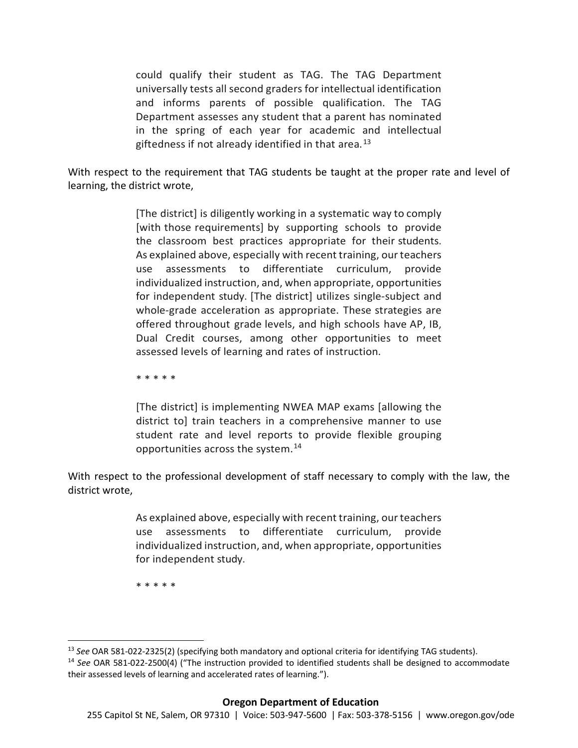> could qualify their student as TAG. The TAG Department universally tests all second graders for intellectual identification and informs parents of possible qualification. The TAG Department assesses any student that a parent has nominated in the spring of each year for academic and intellectual giftedness if not already identified in that area.[13]

With respect to the requirement that TAG students be taught at the proper rate and level of learning, the district wrote,

> [The district] is diligently working in a systematic way to comply [with those requirements] by supporting schools to provide the classroom best practices appropriate for their students. As explained above, especially with recent training, our teachers use assessments to differentiate curriculum, provide individualized instruction, and, when appropriate, opportunities for independent study. [The district] utilizes single-subject and whole-grade acceleration as appropriate. These strategies are offered throughout grade levels, and high schools have AP, IB, Dual Credit courses, among other opportunities to meet assessed levels of learning and rates of instruction.
>
> * * * * *
>
> [The district] is implementing NWEA MAP exams [allowing the district to] train teachers in a comprehensive manner to use student rate and level reports to provide flexible grouping opportunities across the system.[14]

With respect to the professional development of staff necessary to comply with the law, the district wrote,

> As explained above, especially with recent training, our teachers use assessments to differentiate curriculum, provide individualized instruction, and, when appropriate, opportunities for independent study.
>
> * * * * *

---

[13] *See* OAR 581-022-2325(2) (specifying both mandatory and optional criteria for identifying TAG students).

[14] *See* OAR 581-022-2500(4) ("The instruction provided to identified students shall be designed to accommodate their assessed levels of learning and accelerated rates of learning.").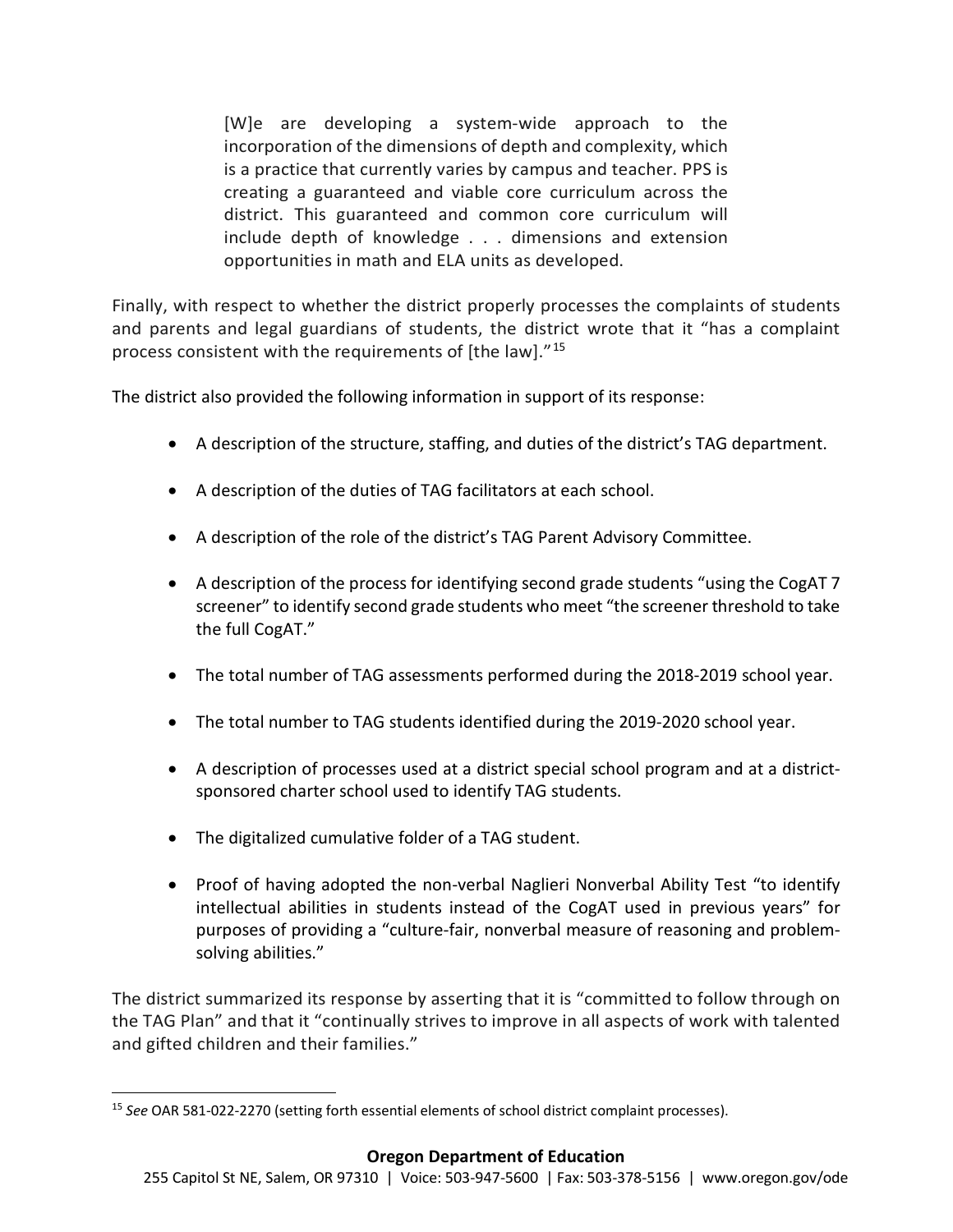> [W]e are developing a system-wide approach to the incorporation of the dimensions of depth and complexity, which is a practice that currently varies by campus and teacher. PPS is creating a guaranteed and viable core curriculum across the district. This guaranteed and common core curriculum will include depth of knowledge . . . dimensions and extension opportunities in math and ELA units as developed.

Finally, with respect to whether the district properly processes the complaints of students and parents and legal guardians of students, the district wrote that it "has a complaint process consistent with the requirements of [the law]."[15]

The district also provided the following information in support of its response:

- A description of the structure, staffing, and duties of the district's TAG department.
- A description of the duties of TAG facilitators at each school.
- A description of the role of the district's TAG Parent Advisory Committee.
- A description of the process for identifying second grade students "using the CogAT 7 screener" to identify second grade students who meet "the screener threshold to take the full CogAT."
- The total number of TAG assessments performed during the 2018-2019 school year.
- The total number to TAG students identified during the 2019-2020 school year.
- A description of processes used at a district special school program and at a district-sponsored charter school used to identify TAG students.
- The digitalized cumulative folder of a TAG student.
- Proof of having adopted the non-verbal Naglieri Nonverbal Ability Test "to identify intellectual abilities in students instead of the CogAT used in previous years" for purposes of providing a "culture-fair, nonverbal measure of reasoning and problem-solving abilities."

The district summarized its response by asserting that it is "committed to follow through on the TAG Plan" and that it "continually strives to improve in all aspects of work with talented and gifted children and their families."

---

[15] *See* OAR 581-022-2270 (setting forth essential elements of school district complaint processes).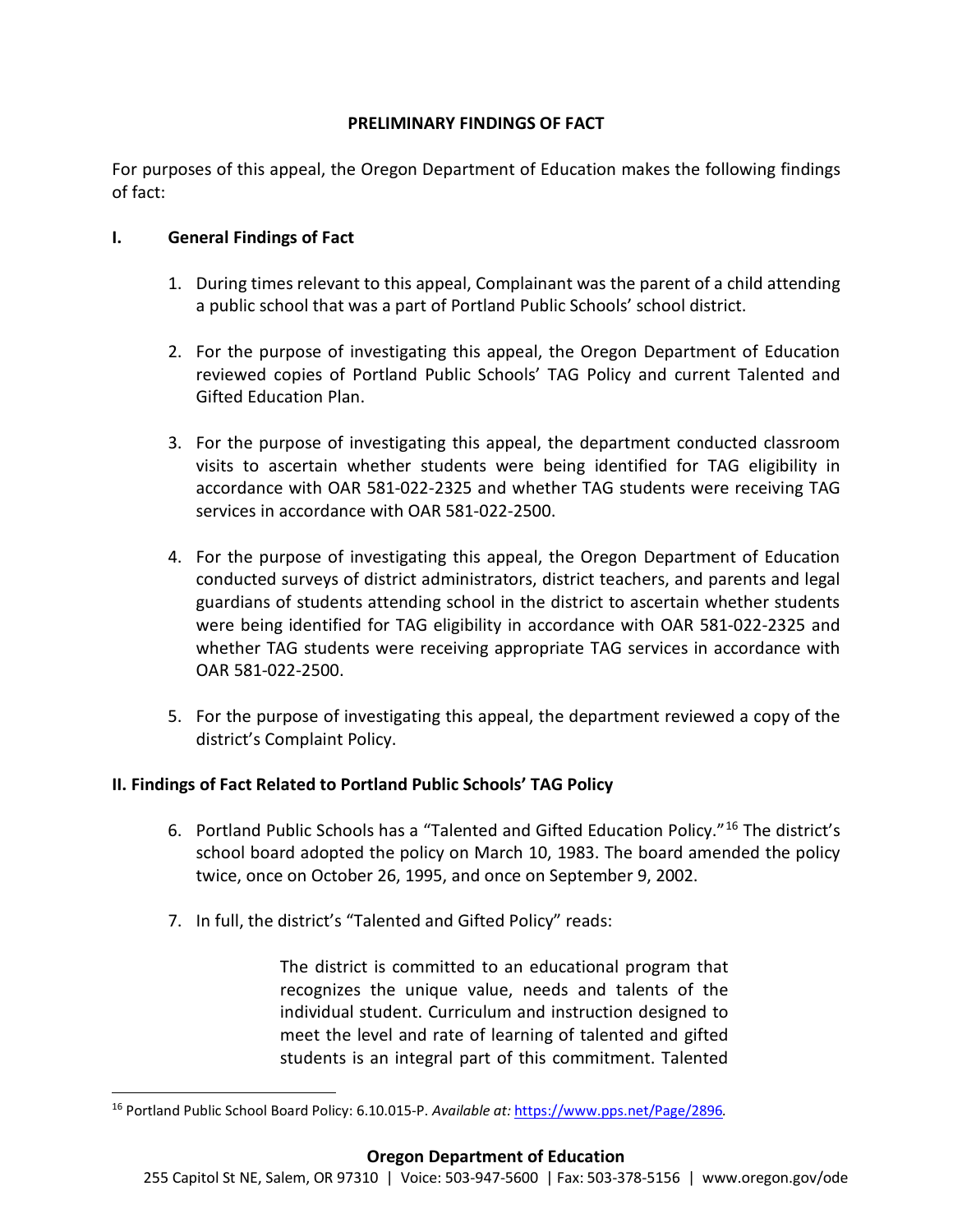**PRELIMINARY FINDINGS OF FACT**

For purposes of this appeal, the Oregon Department of Education makes the following findings of fact:

## I. General Findings of Fact

1. During times relevant to this appeal, Complainant was the parent of a child attending a public school that was a part of Portland Public Schools' school district.

2. For the purpose of investigating this appeal, the Oregon Department of Education reviewed copies of Portland Public Schools' TAG Policy and current Talented and Gifted Education Plan.

3. For the purpose of investigating this appeal, the department conducted classroom visits to ascertain whether students were being identified for TAG eligibility in accordance with OAR 581-022-2325 and whether TAG students were receiving TAG services in accordance with OAR 581-022-2500.

4. For the purpose of investigating this appeal, the Oregon Department of Education conducted surveys of district administrators, district teachers, and parents and legal guardians of students attending school in the district to ascertain whether students were being identified for TAG eligibility in accordance with OAR 581-022-2325 and whether TAG students were receiving appropriate TAG services in accordance with OAR 581-022-2500.

5. For the purpose of investigating this appeal, the department reviewed a copy of the district's Complaint Policy.

## II. Findings of Fact Related to Portland Public Schools' TAG Policy

6. Portland Public Schools has a "Talented and Gifted Education Policy."[16] The district's school board adopted the policy on March 10, 1983. The board amended the policy twice, once on October 26, 1995, and once on September 9, 2002.

7. In full, the district's "Talented and Gifted Policy" reads:

> The district is committed to an educational program that recognizes the unique value, needs and talents of the individual student. Curriculum and instruction designed to meet the level and rate of learning of talented and gifted students is an integral part of this commitment. Talented

[16] Portland Public School Board Policy: 6.10.015-P. *Available at:* https://www.pps.net/Page/2896.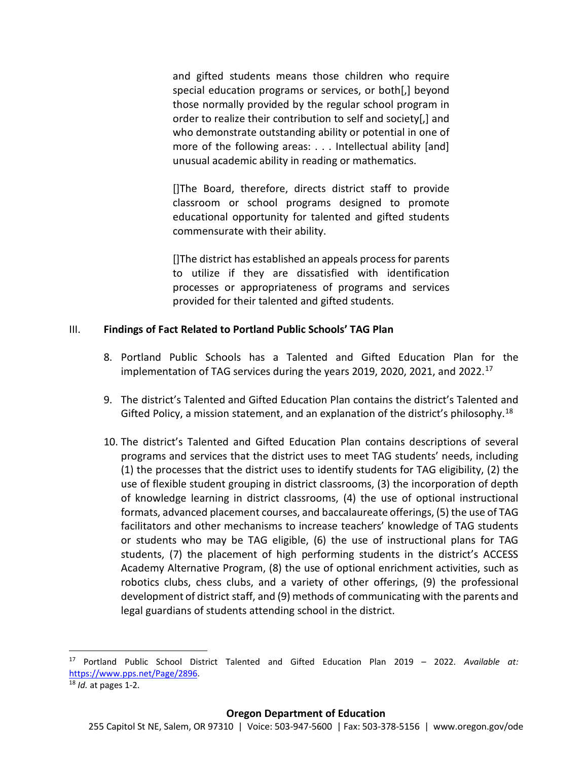> and gifted students means those children who require special education programs or services, or both[,] beyond those normally provided by the regular school program in order to realize their contribution to self and society[,] and who demonstrate outstanding ability or potential in one of more of the following areas: . . . Intellectual ability [and] unusual academic ability in reading or mathematics.
>
> []The Board, therefore, directs district staff to provide classroom or school programs designed to promote educational opportunity for talented and gifted students commensurate with their ability.
>
> []The district has established an appeals process for parents to utilize if they are dissatisfied with identification processes or appropriateness of programs and services provided for their talented and gifted students.

## III. Findings of Fact Related to Portland Public Schools' TAG Plan

8. Portland Public Schools has a Talented and Gifted Education Plan for the implementation of TAG services during the years 2019, 2020, 2021, and 2022.[17]

9. The district's Talented and Gifted Education Plan contains the district's Talented and Gifted Policy, a mission statement, and an explanation of the district's philosophy.[18]

10. The district's Talented and Gifted Education Plan contains descriptions of several programs and services that the district uses to meet TAG students' needs, including (1) the processes that the district uses to identify students for TAG eligibility, (2) the use of flexible student grouping in district classrooms, (3) the incorporation of depth of knowledge learning in district classrooms, (4) the use of optional instructional formats, advanced placement courses, and baccalaureate offerings, (5) the use of TAG facilitators and other mechanisms to increase teachers' knowledge of TAG students or students who may be TAG eligible, (6) the use of instructional plans for TAG students, (7) the placement of high performing students in the district's ACCESS Academy Alternative Program, (8) the use of optional enrichment activities, such as robotics clubs, chess clubs, and a variety of other offerings, (9) the professional development of district staff, and (9) methods of communicating with the parents and legal guardians of students attending school in the district.

---

[17] Portland Public School District Talented and Gifted Education Plan 2019 – 2022. *Available at:* https://www.pps.net/Page/2896.

[18] *Id.* at pages 1-2.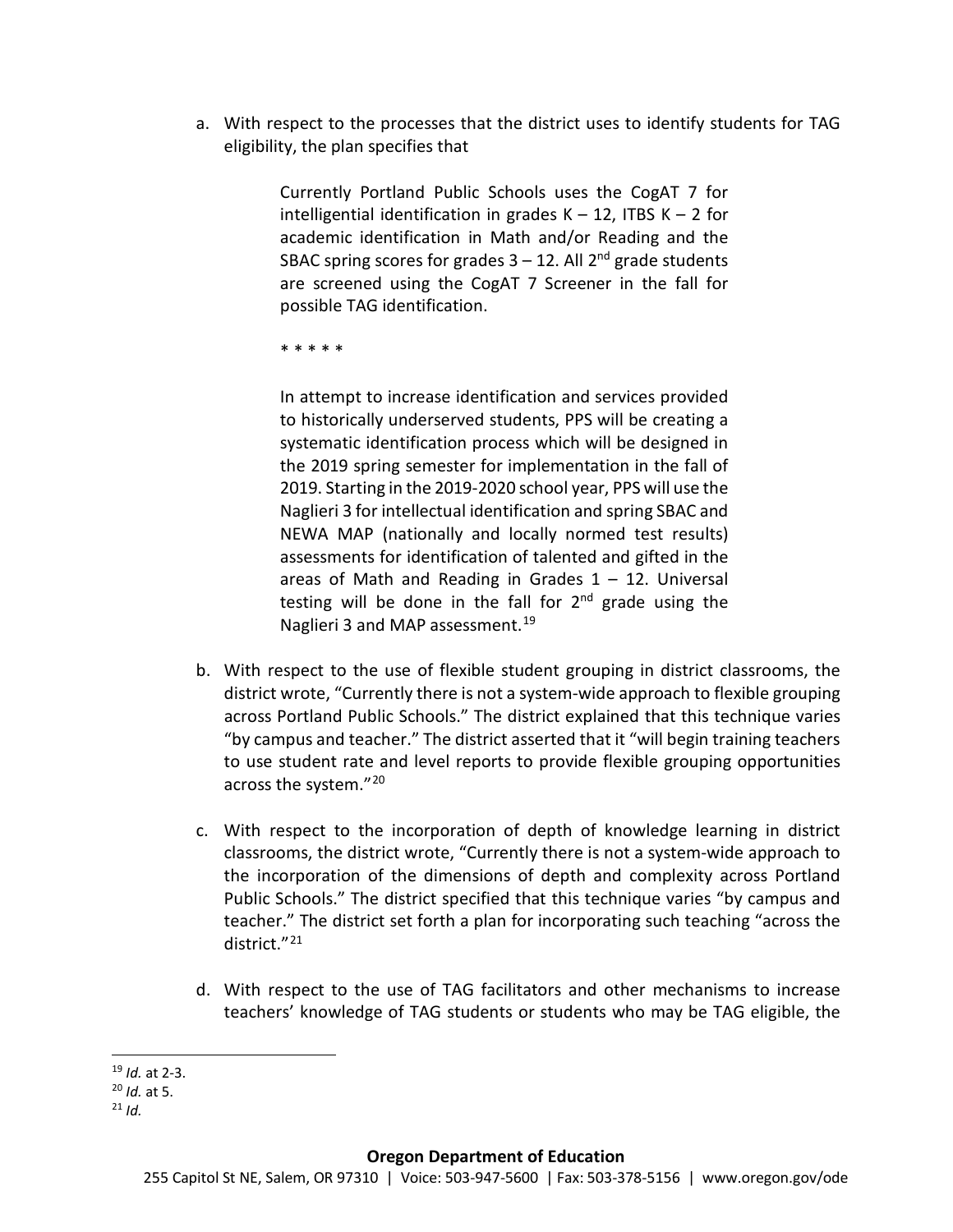a. With respect to the processes that the district uses to identify students for TAG eligibility, the plan specifies that

> Currently Portland Public Schools uses the CogAT 7 for intelligential identification in grades K – 12, ITBS K – 2 for academic identification in Math and/or Reading and the SBAC spring scores for grades 3 – 12. All 2nd grade students are screened using the CogAT 7 Screener in the fall for possible TAG identification.
>
> * * * * *
>
> In attempt to increase identification and services provided to historically underserved students, PPS will be creating a systematic identification process which will be designed in the 2019 spring semester for implementation in the fall of 2019. Starting in the 2019-2020 school year, PPS will use the Naglieri 3 for intellectual identification and spring SBAC and NEWA MAP (nationally and locally normed test results) assessments for identification of talented and gifted in the areas of Math and Reading in Grades 1 – 12. Universal testing will be done in the fall for 2nd grade using the Naglieri 3 and MAP assessment.[19]

b. With respect to the use of flexible student grouping in district classrooms, the district wrote, "Currently there is not a system-wide approach to flexible grouping across Portland Public Schools." The district explained that this technique varies "by campus and teacher." The district asserted that it "will begin training teachers to use student rate and level reports to provide flexible grouping opportunities across the system."[20]

c. With respect to the incorporation of depth of knowledge learning in district classrooms, the district wrote, "Currently there is not a system-wide approach to the incorporation of the dimensions of depth and complexity across Portland Public Schools." The district specified that this technique varies "by campus and teacher." The district set forth a plan for incorporating such teaching "across the district."[21]

d. With respect to the use of TAG facilitators and other mechanisms to increase teachers' knowledge of TAG students or students who may be TAG eligible, the

---

[19] *Id.* at 2-3.

[20] *Id.* at 5.

[21] *Id.*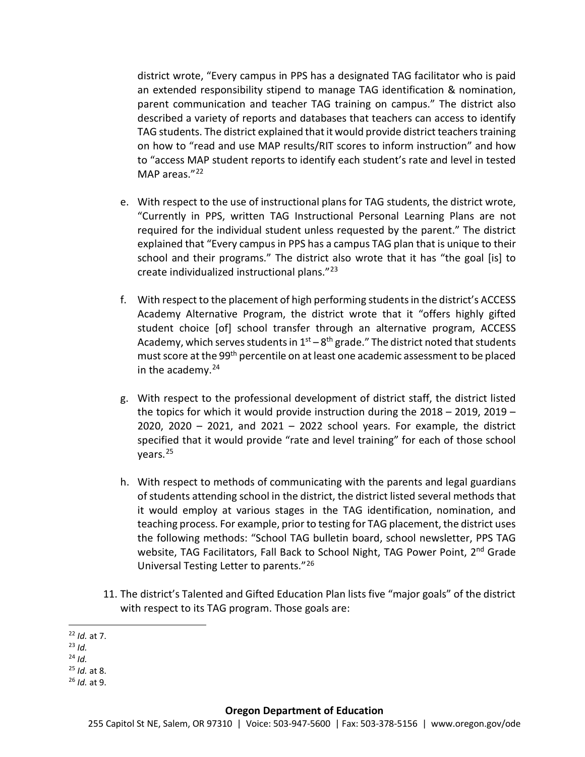district wrote, "Every campus in PPS has a designated TAG facilitator who is paid an extended responsibility stipend to manage TAG identification & nomination, parent communication and teacher TAG training on campus." The district also described a variety of reports and databases that teachers can access to identify TAG students. The district explained that it would provide district teachers training on how to "read and use MAP results/RIT scores to inform instruction" and how to "access MAP student reports to identify each student's rate and level in tested MAP areas."[22]

e. With respect to the use of instructional plans for TAG students, the district wrote, "Currently in PPS, written TAG Instructional Personal Learning Plans are not required for the individual student unless requested by the parent." The district explained that "Every campus in PPS has a campus TAG plan that is unique to their school and their programs." The district also wrote that it has "the goal [is] to create individualized instructional plans."[23]

f. With respect to the placement of high performing students in the district's ACCESS Academy Alternative Program, the district wrote that it "offers highly gifted student choice [of] school transfer through an alternative program, ACCESS Academy, which serves students in 1st – 8th grade." The district noted that students must score at the 99th percentile on at least one academic assessment to be placed in the academy.[24]

g. With respect to the professional development of district staff, the district listed the topics for which it would provide instruction during the 2018 – 2019, 2019 – 2020, 2020 – 2021, and 2021 – 2022 school years. For example, the district specified that it would provide "rate and level training" for each of those school years.[25]

h. With respect to methods of communicating with the parents and legal guardians of students attending school in the district, the district listed several methods that it would employ at various stages in the TAG identification, nomination, and teaching process. For example, prior to testing for TAG placement, the district uses the following methods: "School TAG bulletin board, school newsletter, PPS TAG website, TAG Facilitators, Fall Back to School Night, TAG Power Point, 2nd Grade Universal Testing Letter to parents."[26]

11. The district's Talented and Gifted Education Plan lists five "major goals" of the district with respect to its TAG program. Those goals are:

---

[22] *Id.* at 7.
[23] *Id.*
[24] *Id.*
[25] *Id.* at 8.
[26] *Id.* at 9.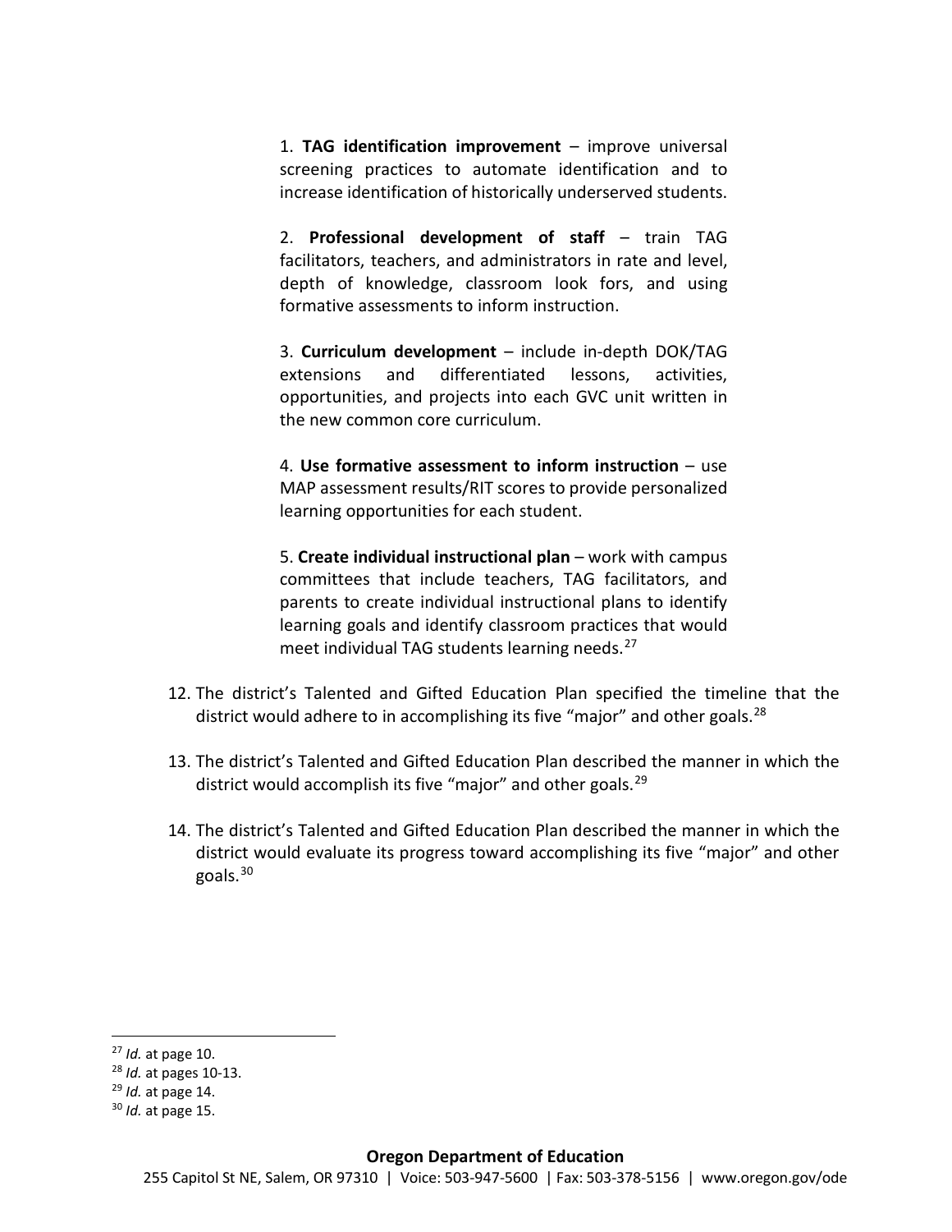> 1. **TAG identification improvement** – improve universal screening practices to automate identification and to increase identification of historically underserved students.
>
> 2. **Professional development of staff** – train TAG facilitators, teachers, and administrators in rate and level, depth of knowledge, classroom look fors, and using formative assessments to inform instruction.
>
> 3. **Curriculum development** – include in-depth DOK/TAG extensions and differentiated lessons, activities, opportunities, and projects into each GVC unit written in the new common core curriculum.
>
> 4. **Use formative assessment to inform instruction** – use MAP assessment results/RIT scores to provide personalized learning opportunities for each student.
>
> 5. **Create individual instructional plan** – work with campus committees that include teachers, TAG facilitators, and parents to create individual instructional plans to identify learning goals and identify classroom practices that would meet individual TAG students learning needs.[27]

12. The district's Talented and Gifted Education Plan specified the timeline that the district would adhere to in accomplishing its five "major" and other goals.[28]

13. The district's Talented and Gifted Education Plan described the manner in which the district would accomplish its five "major" and other goals.[29]

14. The district's Talented and Gifted Education Plan described the manner in which the district would evaluate its progress toward accomplishing its five "major" and other goals.[30]

---

[27] *Id.* at page 10.
[28] *Id.* at pages 10-13.
[29] *Id.* at page 14.
[30] *Id.* at page 15.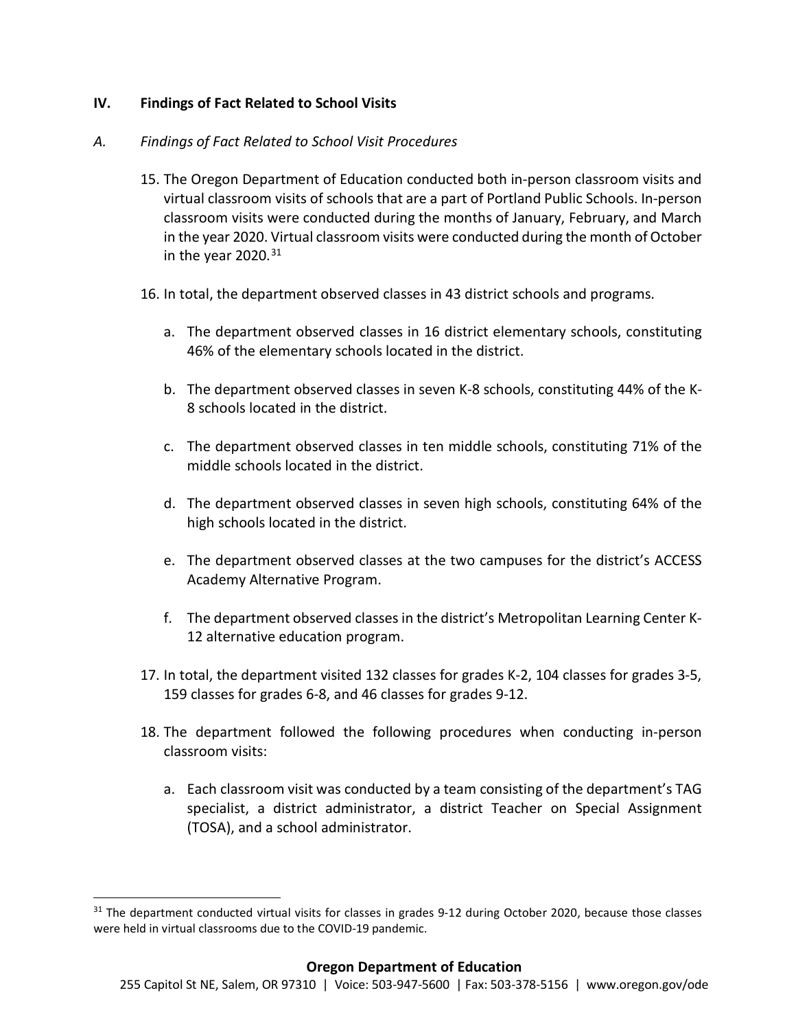## IV. Findings of Fact Related to School Visits

### *A. Findings of Fact Related to School Visit Procedures*

15. The Oregon Department of Education conducted both in-person classroom visits and virtual classroom visits of schools that are a part of Portland Public Schools. In-person classroom visits were conducted during the months of January, February, and March in the year 2020. Virtual classroom visits were conducted during the month of October in the year 2020.[31]

16. In total, the department observed classes in 43 district schools and programs.

    a. The department observed classes in 16 district elementary schools, constituting 46% of the elementary schools located in the district.

    b. The department observed classes in seven K-8 schools, constituting 44% of the K-8 schools located in the district.

    c. The department observed classes in ten middle schools, constituting 71% of the middle schools located in the district.

    d. The department observed classes in seven high schools, constituting 64% of the high schools located in the district.

    e. The department observed classes at the two campuses for the district's ACCESS Academy Alternative Program.

    f. The department observed classes in the district's Metropolitan Learning Center K-12 alternative education program.

17. In total, the department visited 132 classes for grades K-2, 104 classes for grades 3-5, 159 classes for grades 6-8, and 46 classes for grades 9-12.

18. The department followed the following procedures when conducting in-person classroom visits:

    a. Each classroom visit was conducted by a team consisting of the department's TAG specialist, a district administrator, a district Teacher on Special Assignment (TOSA), and a school administrator.

---

[31] The department conducted virtual visits for classes in grades 9-12 during October 2020, because those classes were held in virtual classrooms due to the COVID-19 pandemic.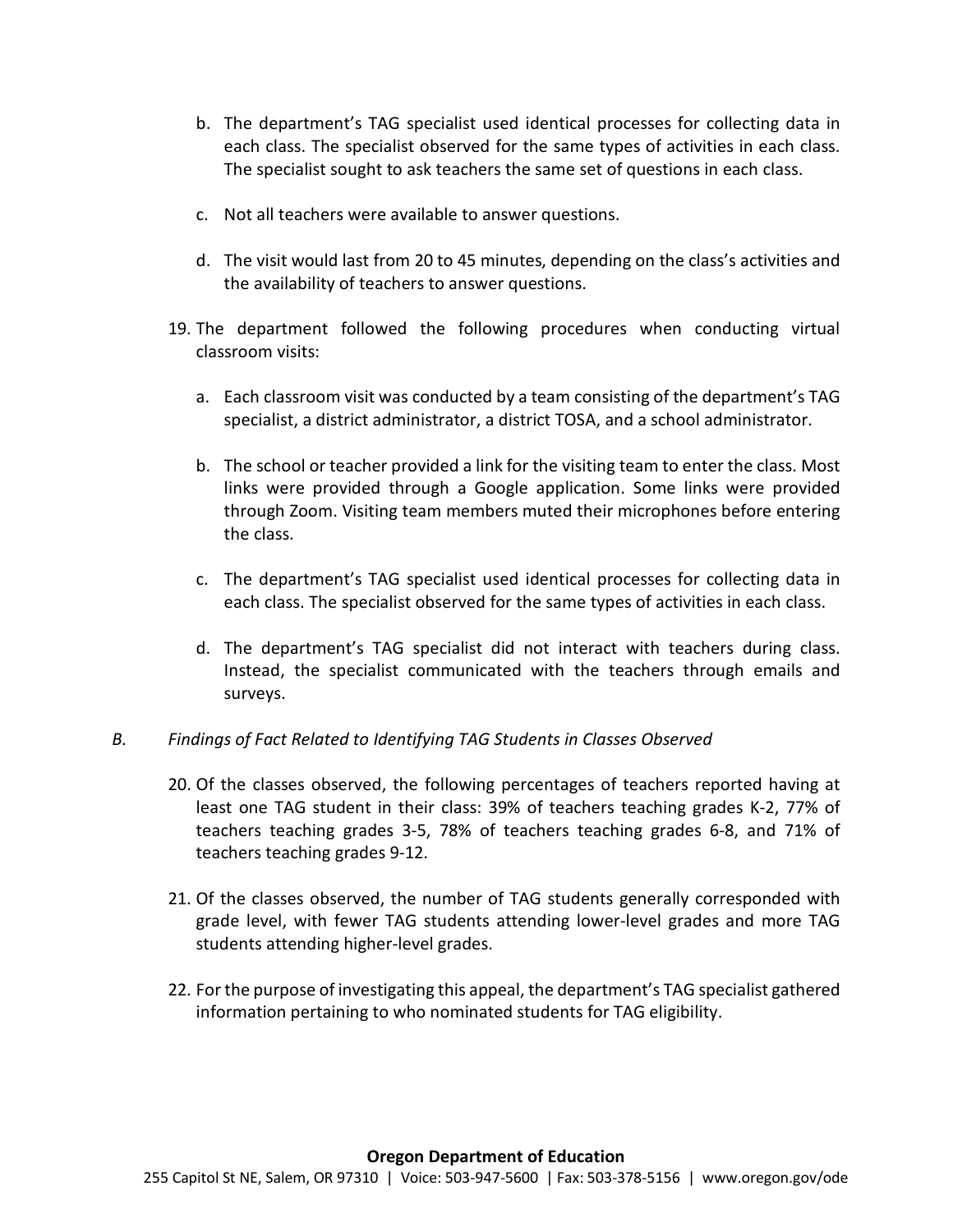b. The department's TAG specialist used identical processes for collecting data in each class. The specialist observed for the same types of activities in each class. The specialist sought to ask teachers the same set of questions in each class.

   c. Not all teachers were available to answer questions.

   d. The visit would last from 20 to 45 minutes, depending on the class's activities and the availability of teachers to answer questions.

19. The department followed the following procedures when conducting virtual classroom visits:

   a. Each classroom visit was conducted by a team consisting of the department's TAG specialist, a district administrator, a district TOSA, and a school administrator.

   b. The school or teacher provided a link for the visiting team to enter the class. Most links were provided through a Google application. Some links were provided through Zoom. Visiting team members muted their microphones before entering the class.

   c. The department's TAG specialist used identical processes for collecting data in each class. The specialist observed for the same types of activities in each class.

   d. The department's TAG specialist did not interact with teachers during class. Instead, the specialist communicated with the teachers through emails and surveys.

*B. Findings of Fact Related to Identifying TAG Students in Classes Observed*

20. Of the classes observed, the following percentages of teachers reported having at least one TAG student in their class: 39% of teachers teaching grades K-2, 77% of teachers teaching grades 3-5, 78% of teachers teaching grades 6-8, and 71% of teachers teaching grades 9-12.

21. Of the classes observed, the number of TAG students generally corresponded with grade level, with fewer TAG students attending lower-level grades and more TAG students attending higher-level grades.

22. For the purpose of investigating this appeal, the department's TAG specialist gathered information pertaining to who nominated students for TAG eligibility.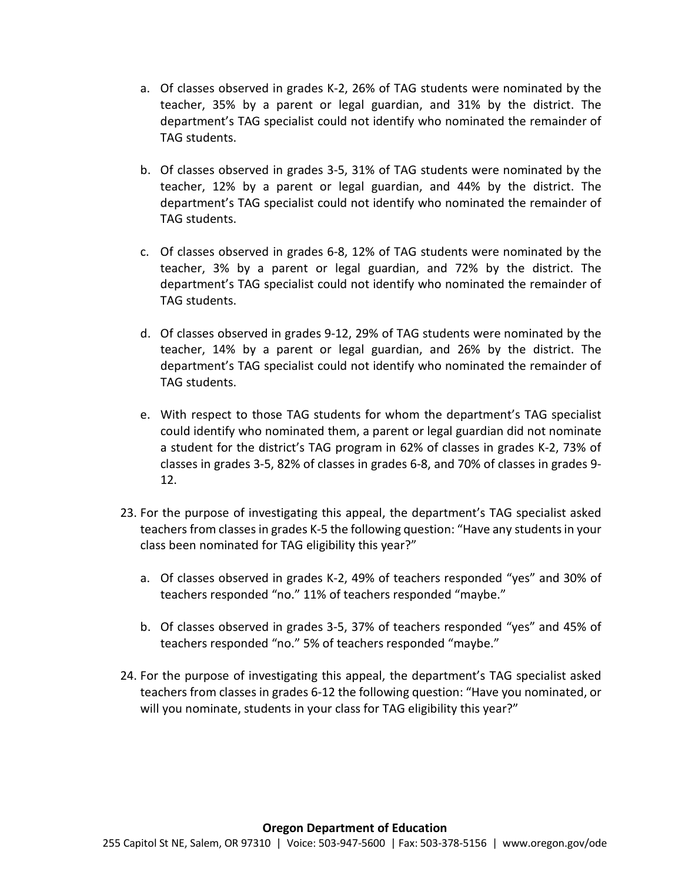a. Of classes observed in grades K-2, 26% of TAG students were nominated by the teacher, 35% by a parent or legal guardian, and 31% by the district. The department's TAG specialist could not identify who nominated the remainder of TAG students.

b. Of classes observed in grades 3-5, 31% of TAG students were nominated by the teacher, 12% by a parent or legal guardian, and 44% by the district. The department's TAG specialist could not identify who nominated the remainder of TAG students.

c. Of classes observed in grades 6-8, 12% of TAG students were nominated by the teacher, 3% by a parent or legal guardian, and 72% by the district. The department's TAG specialist could not identify who nominated the remainder of TAG students.

d. Of classes observed in grades 9-12, 29% of TAG students were nominated by the teacher, 14% by a parent or legal guardian, and 26% by the district. The department's TAG specialist could not identify who nominated the remainder of TAG students.

e. With respect to those TAG students for whom the department's TAG specialist could identify who nominated them, a parent or legal guardian did not nominate a student for the district's TAG program in 62% of classes in grades K-2, 73% of classes in grades 3-5, 82% of classes in grades 6-8, and 70% of classes in grades 9-12.

23. For the purpose of investigating this appeal, the department's TAG specialist asked teachers from classes in grades K-5 the following question: "Have any students in your class been nominated for TAG eligibility this year?"

    a. Of classes observed in grades K-2, 49% of teachers responded "yes" and 30% of teachers responded "no." 11% of teachers responded "maybe."

    b. Of classes observed in grades 3-5, 37% of teachers responded "yes" and 45% of teachers responded "no." 5% of teachers responded "maybe."

24. For the purpose of investigating this appeal, the department's TAG specialist asked teachers from classes in grades 6-12 the following question: "Have you nominated, or will you nominate, students in your class for TAG eligibility this year?"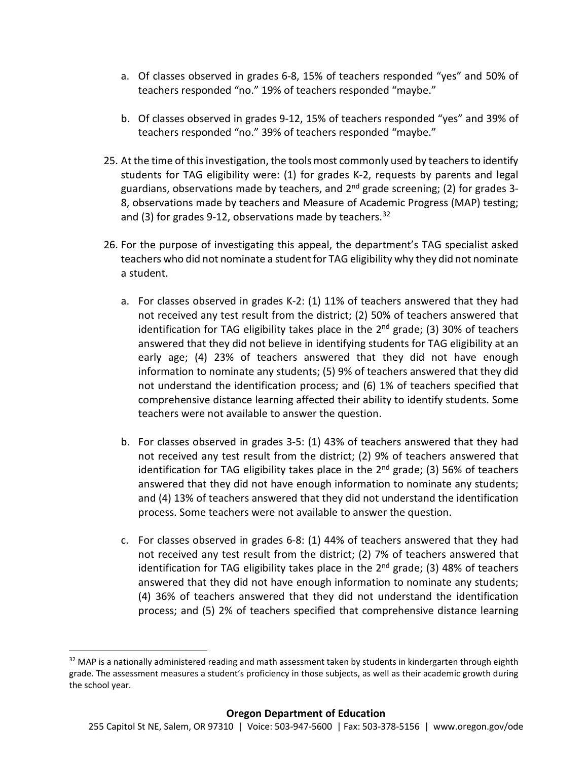a. Of classes observed in grades 6-8, 15% of teachers responded "yes" and 50% of teachers responded "no." 19% of teachers responded "maybe."

b. Of classes observed in grades 9-12, 15% of teachers responded "yes" and 39% of teachers responded "no." 39% of teachers responded "maybe."

25. At the time of this investigation, the tools most commonly used by teachers to identify students for TAG eligibility were: (1) for grades K-2, requests by parents and legal guardians, observations made by teachers, and 2nd grade screening; (2) for grades 3-8, observations made by teachers and Measure of Academic Progress (MAP) testing; and (3) for grades 9-12, observations made by teachers.[32]

26. For the purpose of investigating this appeal, the department's TAG specialist asked teachers who did not nominate a student for TAG eligibility why they did not nominate a student.

    a. For classes observed in grades K-2: (1) 11% of teachers answered that they had not received any test result from the district; (2) 50% of teachers answered that identification for TAG eligibility takes place in the 2nd grade; (3) 30% of teachers answered that they did not believe in identifying students for TAG eligibility at an early age; (4) 23% of teachers answered that they did not have enough information to nominate any students; (5) 9% of teachers answered that they did not understand the identification process; and (6) 1% of teachers specified that comprehensive distance learning affected their ability to identify students. Some teachers were not available to answer the question.

    b. For classes observed in grades 3-5: (1) 43% of teachers answered that they had not received any test result from the district; (2) 9% of teachers answered that identification for TAG eligibility takes place in the 2nd grade; (3) 56% of teachers answered that they did not have enough information to nominate any students; and (4) 13% of teachers answered that they did not understand the identification process. Some teachers were not available to answer the question.

    c. For classes observed in grades 6-8: (1) 44% of teachers answered that they had not received any test result from the district; (2) 7% of teachers answered that identification for TAG eligibility takes place in the 2nd grade; (3) 48% of teachers answered that they did not have enough information to nominate any students; (4) 36% of teachers answered that they did not understand the identification process; and (5) 2% of teachers specified that comprehensive distance learning

[32] MAP is a nationally administered reading and math assessment taken by students in kindergarten through eighth grade. The assessment measures a student's proficiency in those subjects, as well as their academic growth during the school year.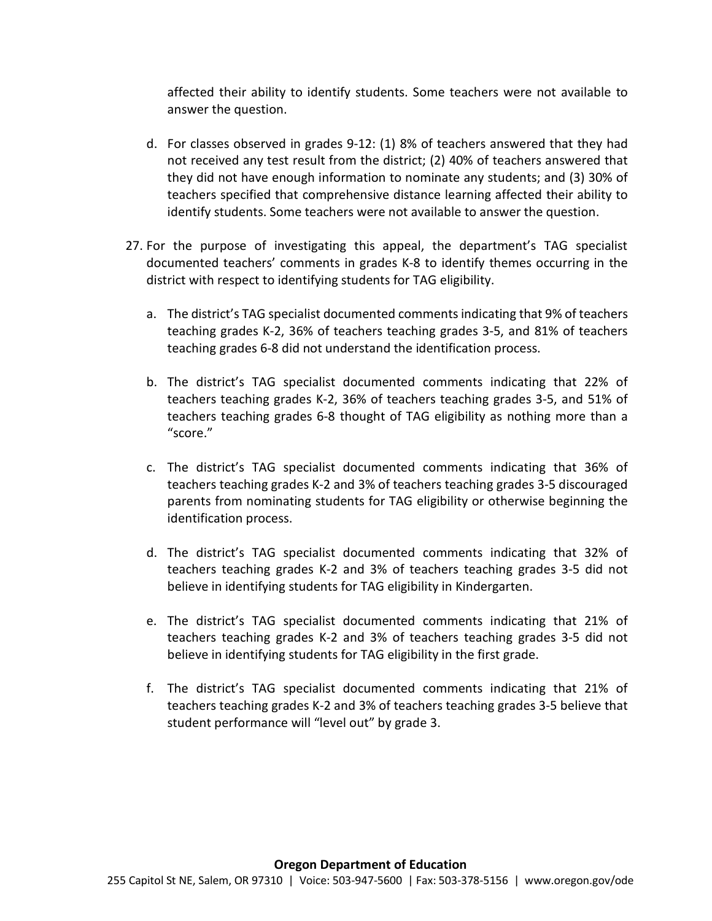affected their ability to identify students. Some teachers were not available to answer the question.

d. For classes observed in grades 9-12: (1) 8% of teachers answered that they had not received any test result from the district; (2) 40% of teachers answered that they did not have enough information to nominate any students; and (3) 30% of teachers specified that comprehensive distance learning affected their ability to identify students. Some teachers were not available to answer the question.

27. For the purpose of investigating this appeal, the department's TAG specialist documented teachers' comments in grades K-8 to identify themes occurring in the district with respect to identifying students for TAG eligibility.

   a. The district's TAG specialist documented comments indicating that 9% of teachers teaching grades K-2, 36% of teachers teaching grades 3-5, and 81% of teachers teaching grades 6-8 did not understand the identification process.

   b. The district's TAG specialist documented comments indicating that 22% of teachers teaching grades K-2, 36% of teachers teaching grades 3-5, and 51% of teachers teaching grades 6-8 thought of TAG eligibility as nothing more than a "score."

   c. The district's TAG specialist documented comments indicating that 36% of teachers teaching grades K-2 and 3% of teachers teaching grades 3-5 discouraged parents from nominating students for TAG eligibility or otherwise beginning the identification process.

   d. The district's TAG specialist documented comments indicating that 32% of teachers teaching grades K-2 and 3% of teachers teaching grades 3-5 did not believe in identifying students for TAG eligibility in Kindergarten.

   e. The district's TAG specialist documented comments indicating that 21% of teachers teaching grades K-2 and 3% of teachers teaching grades 3-5 did not believe in identifying students for TAG eligibility in the first grade.

   f. The district's TAG specialist documented comments indicating that 21% of teachers teaching grades K-2 and 3% of teachers teaching grades 3-5 believe that student performance will "level out" by grade 3.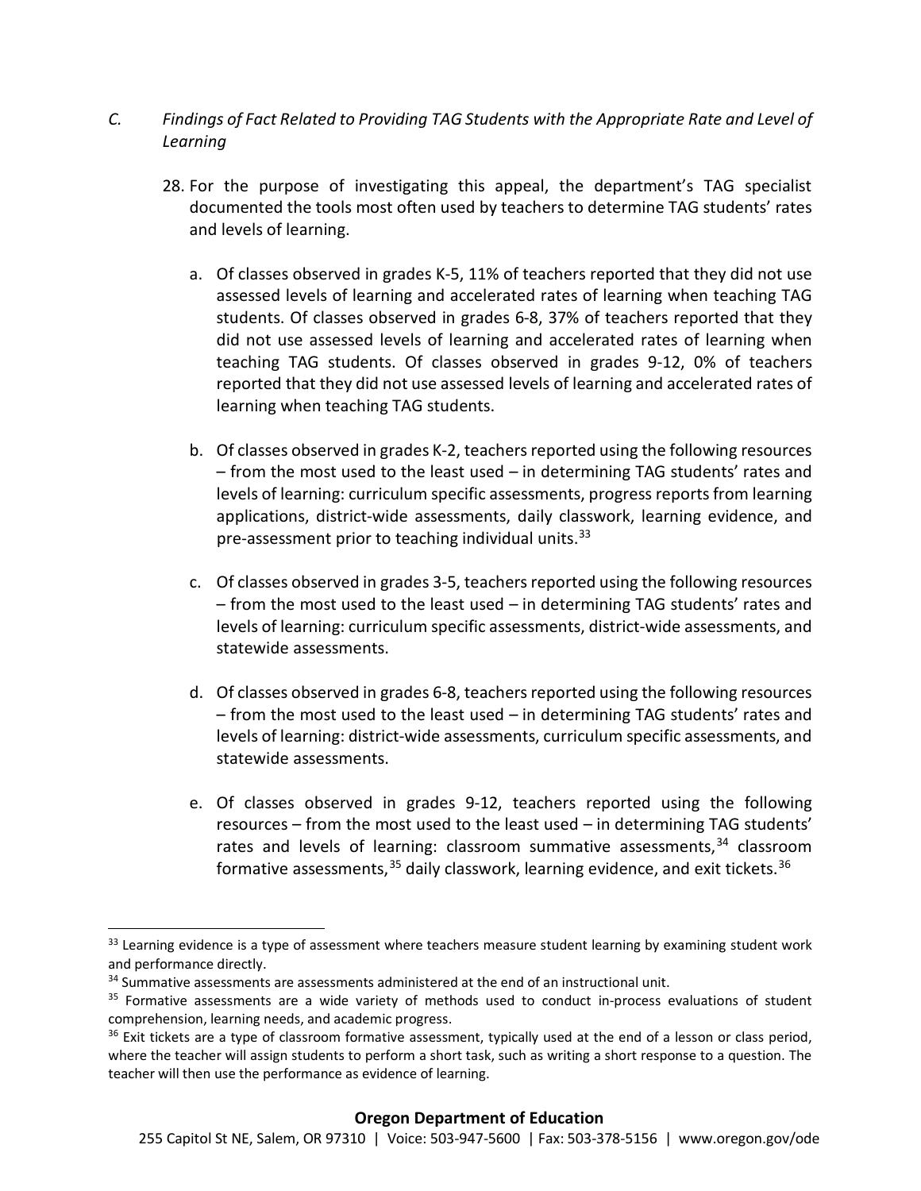### C. *Findings of Fact Related to Providing TAG Students with the Appropriate Rate and Level of Learning*

28. For the purpose of investigating this appeal, the department's TAG specialist documented the tools most often used by teachers to determine TAG students' rates and levels of learning.

    a. Of classes observed in grades K-5, 11% of teachers reported that they did not use assessed levels of learning and accelerated rates of learning when teaching TAG students. Of classes observed in grades 6-8, 37% of teachers reported that they did not use assessed levels of learning and accelerated rates of learning when teaching TAG students. Of classes observed in grades 9-12, 0% of teachers reported that they did not use assessed levels of learning and accelerated rates of learning when teaching TAG students.

    b. Of classes observed in grades K-2, teachers reported using the following resources – from the most used to the least used – in determining TAG students' rates and levels of learning: curriculum specific assessments, progress reports from learning applications, district-wide assessments, daily classwork, learning evidence, and pre-assessment prior to teaching individual units.[33]

    c. Of classes observed in grades 3-5, teachers reported using the following resources – from the most used to the least used – in determining TAG students' rates and levels of learning: curriculum specific assessments, district-wide assessments, and statewide assessments.

    d. Of classes observed in grades 6-8, teachers reported using the following resources – from the most used to the least used – in determining TAG students' rates and levels of learning: district-wide assessments, curriculum specific assessments, and statewide assessments.

    e. Of classes observed in grades 9-12, teachers reported using the following resources – from the most used to the least used – in determining TAG students' rates and levels of learning: classroom summative assessments,[34] classroom formative assessments,[35] daily classwork, learning evidence, and exit tickets.[36]

---

[33] Learning evidence is a type of assessment where teachers measure student learning by examining student work and performance directly.

[34] Summative assessments are assessments administered at the end of an instructional unit.

[35] Formative assessments are a wide variety of methods used to conduct in-process evaluations of student comprehension, learning needs, and academic progress.

[36] Exit tickets are a type of classroom formative assessment, typically used at the end of a lesson or class period, where the teacher will assign students to perform a short task, such as writing a short response to a question. The teacher will then use the performance as evidence of learning.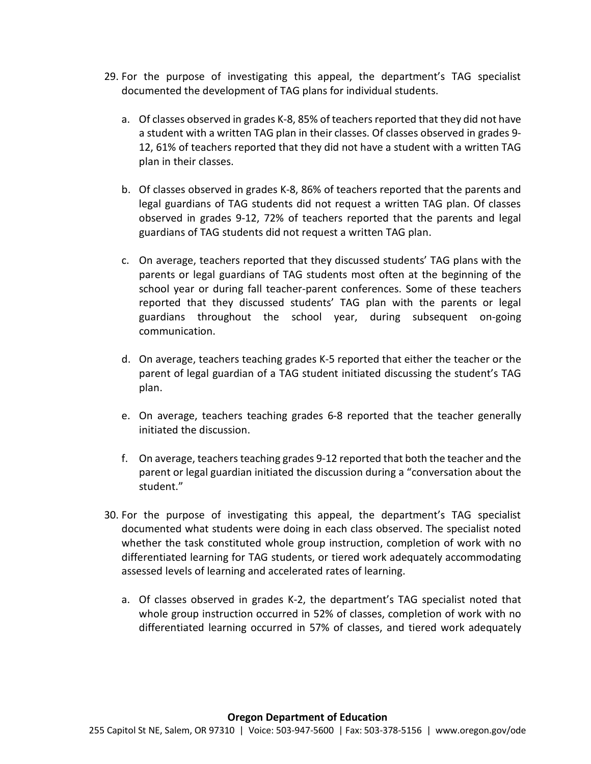29. For the purpose of investigating this appeal, the department's TAG specialist documented the development of TAG plans for individual students.

    a. Of classes observed in grades K-8, 85% of teachers reported that they did not have a student with a written TAG plan in their classes. Of classes observed in grades 9-12, 61% of teachers reported that they did not have a student with a written TAG plan in their classes.

    b. Of classes observed in grades K-8, 86% of teachers reported that the parents and legal guardians of TAG students did not request a written TAG plan. Of classes observed in grades 9-12, 72% of teachers reported that the parents and legal guardians of TAG students did not request a written TAG plan.

    c. On average, teachers reported that they discussed students' TAG plans with the parents or legal guardians of TAG students most often at the beginning of the school year or during fall teacher-parent conferences. Some of these teachers reported that they discussed students' TAG plan with the parents or legal guardians throughout the school year, during subsequent on-going communication.

    d. On average, teachers teaching grades K-5 reported that either the teacher or the parent of legal guardian of a TAG student initiated discussing the student's TAG plan.

    e. On average, teachers teaching grades 6-8 reported that the teacher generally initiated the discussion.

    f. On average, teachers teaching grades 9-12 reported that both the teacher and the parent or legal guardian initiated the discussion during a "conversation about the student."

30. For the purpose of investigating this appeal, the department's TAG specialist documented what students were doing in each class observed. The specialist noted whether the task constituted whole group instruction, completion of work with no differentiated learning for TAG students, or tiered work adequately accommodating assessed levels of learning and accelerated rates of learning.

    a. Of classes observed in grades K-2, the department's TAG specialist noted that whole group instruction occurred in 52% of classes, completion of work with no differentiated learning occurred in 57% of classes, and tiered work adequately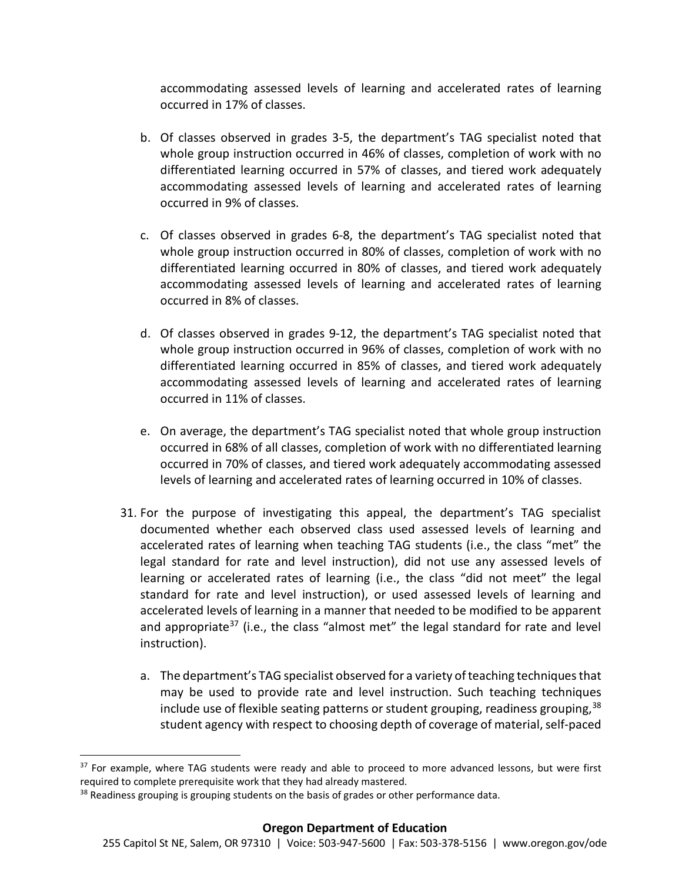accommodating assessed levels of learning and accelerated rates of learning occurred in 17% of classes.

b. Of classes observed in grades 3-5, the department's TAG specialist noted that whole group instruction occurred in 46% of classes, completion of work with no differentiated learning occurred in 57% of classes, and tiered work adequately accommodating assessed levels of learning and accelerated rates of learning occurred in 9% of classes.

c. Of classes observed in grades 6-8, the department's TAG specialist noted that whole group instruction occurred in 80% of classes, completion of work with no differentiated learning occurred in 80% of classes, and tiered work adequately accommodating assessed levels of learning and accelerated rates of learning occurred in 8% of classes.

d. Of classes observed in grades 9-12, the department's TAG specialist noted that whole group instruction occurred in 96% of classes, completion of work with no differentiated learning occurred in 85% of classes, and tiered work adequately accommodating assessed levels of learning and accelerated rates of learning occurred in 11% of classes.

e. On average, the department's TAG specialist noted that whole group instruction occurred in 68% of all classes, completion of work with no differentiated learning occurred in 70% of classes, and tiered work adequately accommodating assessed levels of learning and accelerated rates of learning occurred in 10% of classes.

31. For the purpose of investigating this appeal, the department's TAG specialist documented whether each observed class used assessed levels of learning and accelerated rates of learning when teaching TAG students (i.e., the class "met" the legal standard for rate and level instruction), did not use any assessed levels of learning or accelerated rates of learning (i.e., the class "did not meet" the legal standard for rate and level instruction), or used assessed levels of learning and accelerated levels of learning in a manner that needed to be modified to be apparent and appropriate[37] (i.e., the class "almost met" the legal standard for rate and level instruction).

    a. The department's TAG specialist observed for a variety of teaching techniques that may be used to provide rate and level instruction. Such teaching techniques include use of flexible seating patterns or student grouping, readiness grouping,[38] student agency with respect to choosing depth of coverage of material, self-paced

[37] For example, where TAG students were ready and able to proceed to more advanced lessons, but were first required to complete prerequisite work that they had already mastered.

[38] Readiness grouping is grouping students on the basis of grades or other performance data.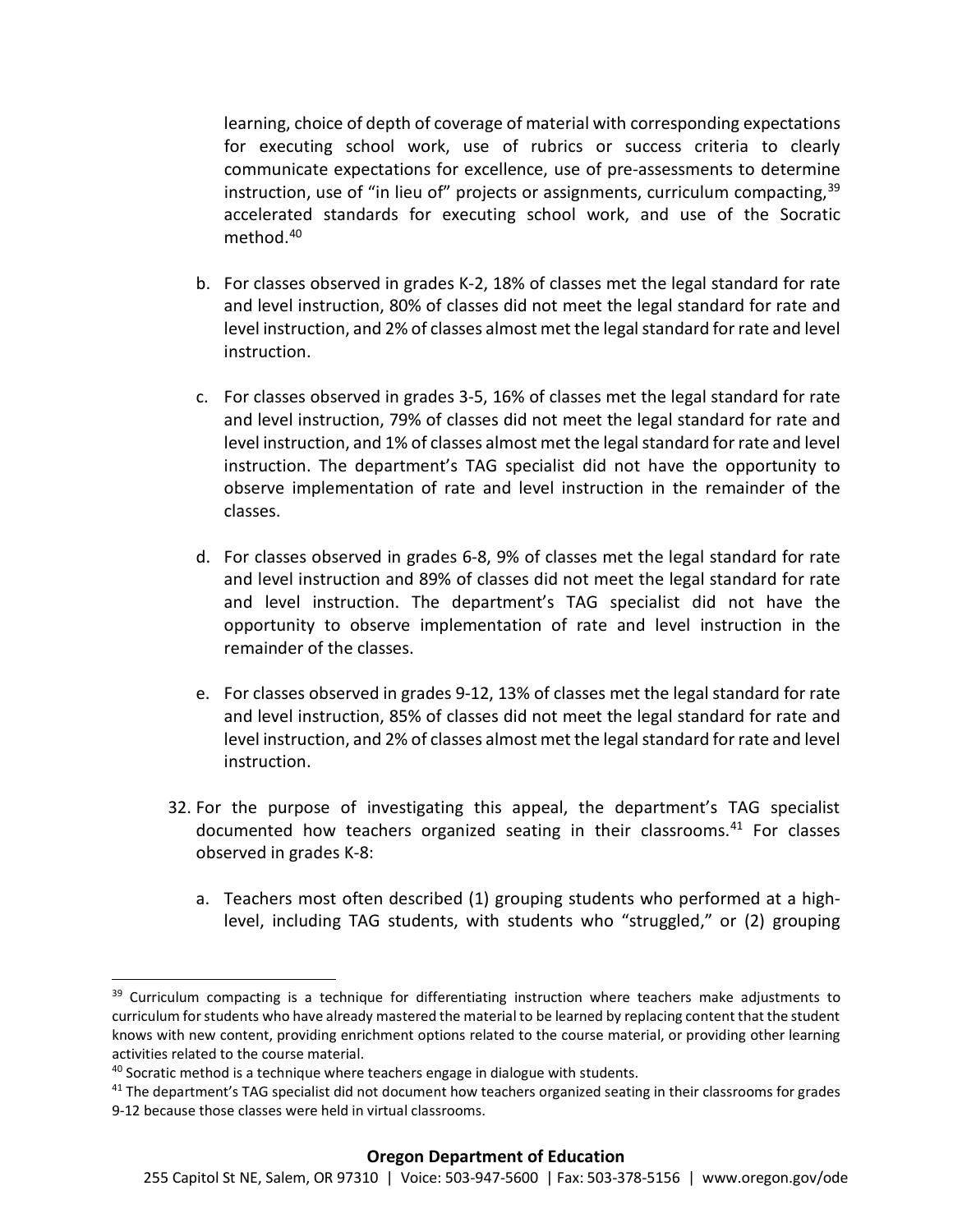learning, choice of depth of coverage of material with corresponding expectations for executing school work, use of rubrics or success criteria to clearly communicate expectations for excellence, use of pre-assessments to determine instruction, use of "in lieu of" projects or assignments, curriculum compacting,[39] accelerated standards for executing school work, and use of the Socratic method.[40]

b. For classes observed in grades K-2, 18% of classes met the legal standard for rate and level instruction, 80% of classes did not meet the legal standard for rate and level instruction, and 2% of classes almost met the legal standard for rate and level instruction.

c. For classes observed in grades 3-5, 16% of classes met the legal standard for rate and level instruction, 79% of classes did not meet the legal standard for rate and level instruction, and 1% of classes almost met the legal standard for rate and level instruction. The department's TAG specialist did not have the opportunity to observe implementation of rate and level instruction in the remainder of the classes.

d. For classes observed in grades 6-8, 9% of classes met the legal standard for rate and level instruction and 89% of classes did not meet the legal standard for rate and level instruction. The department's TAG specialist did not have the opportunity to observe implementation of rate and level instruction in the remainder of the classes.

e. For classes observed in grades 9-12, 13% of classes met the legal standard for rate and level instruction, 85% of classes did not meet the legal standard for rate and level instruction, and 2% of classes almost met the legal standard for rate and level instruction.

32. For the purpose of investigating this appeal, the department's TAG specialist documented how teachers organized seating in their classrooms.[41] For classes observed in grades K-8:

a. Teachers most often described (1) grouping students who performed at a high-level, including TAG students, with students who "struggled," or (2) grouping

---

[39] Curriculum compacting is a technique for differentiating instruction where teachers make adjustments to curriculum for students who have already mastered the material to be learned by replacing content that the student knows with new content, providing enrichment options related to the course material, or providing other learning activities related to the course material.

[40] Socratic method is a technique where teachers engage in dialogue with students.

[41] The department's TAG specialist did not document how teachers organized seating in their classrooms for grades 9-12 because those classes were held in virtual classrooms.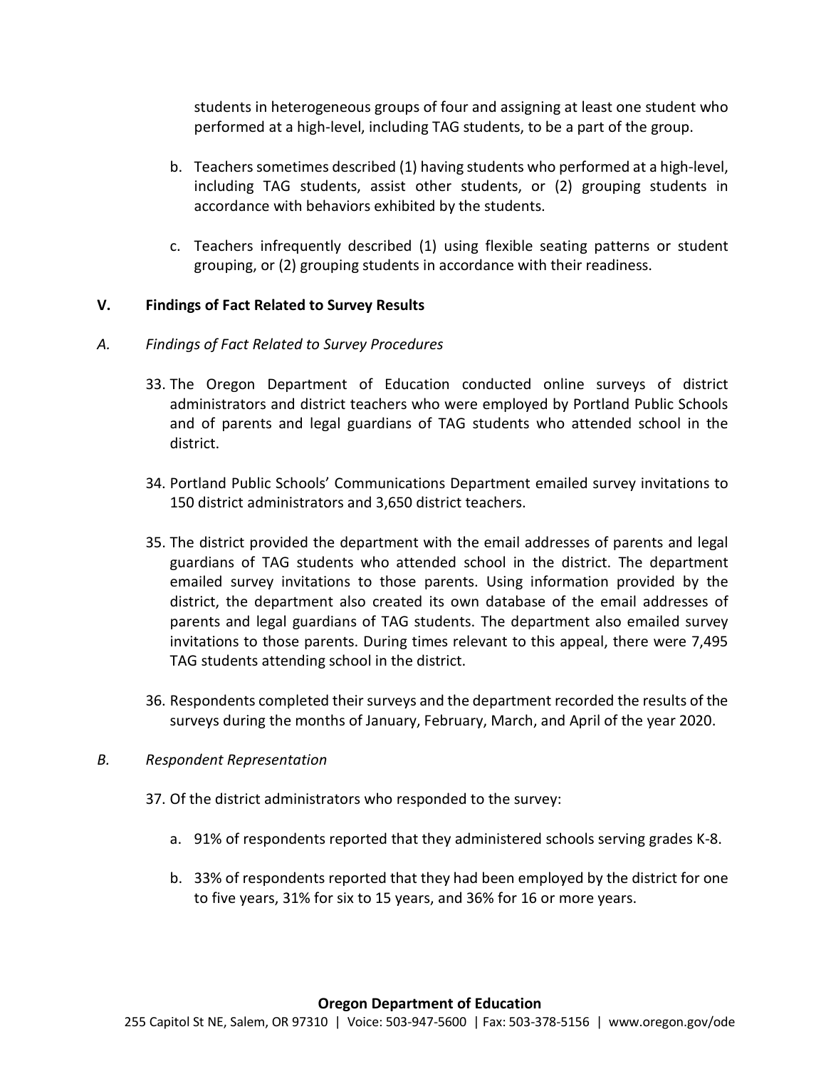students in heterogeneous groups of four and assigning at least one student who performed at a high-level, including TAG students, to be a part of the group.

b. Teachers sometimes described (1) having students who performed at a high-level, including TAG students, assist other students, or (2) grouping students in accordance with behaviors exhibited by the students.

c. Teachers infrequently described (1) using flexible seating patterns or student grouping, or (2) grouping students in accordance with their readiness.

## V. Findings of Fact Related to Survey Results

### *A. Findings of Fact Related to Survey Procedures*

33. The Oregon Department of Education conducted online surveys of district administrators and district teachers who were employed by Portland Public Schools and of parents and legal guardians of TAG students who attended school in the district.

34. Portland Public Schools' Communications Department emailed survey invitations to 150 district administrators and 3,650 district teachers.

35. The district provided the department with the email addresses of parents and legal guardians of TAG students who attended school in the district. The department emailed survey invitations to those parents. Using information provided by the district, the department also created its own database of the email addresses of parents and legal guardians of TAG students. The department also emailed survey invitations to those parents. During times relevant to this appeal, there were 7,495 TAG students attending school in the district.

36. Respondents completed their surveys and the department recorded the results of the surveys during the months of January, February, March, and April of the year 2020.

### *B. Respondent Representation*

37. Of the district administrators who responded to the survey:

   a. 91% of respondents reported that they administered schools serving grades K-8.

   b. 33% of respondents reported that they had been employed by the district for one to five years, 31% for six to 15 years, and 36% for 16 or more years.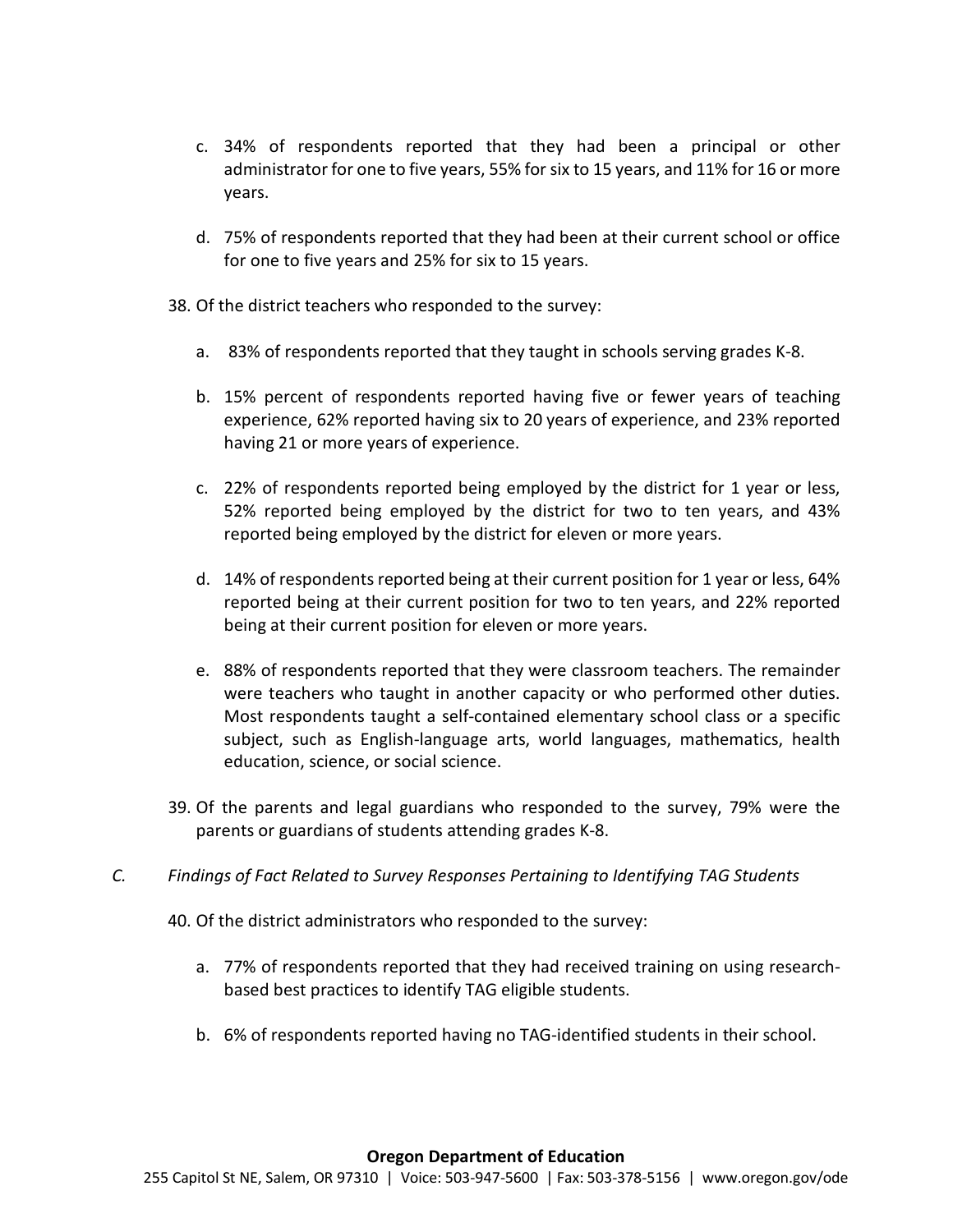c. 34% of respondents reported that they had been a principal or other administrator for one to five years, 55% for six to 15 years, and 11% for 16 or more years.

d. 75% of respondents reported that they had been at their current school or office for one to five years and 25% for six to 15 years.

38. Of the district teachers who responded to the survey:

    a. 83% of respondents reported that they taught in schools serving grades K-8.

    b. 15% percent of respondents reported having five or fewer years of teaching experience, 62% reported having six to 20 years of experience, and 23% reported having 21 or more years of experience.

    c. 22% of respondents reported being employed by the district for 1 year or less, 52% reported being employed by the district for two to ten years, and 43% reported being employed by the district for eleven or more years.

    d. 14% of respondents reported being at their current position for 1 year or less, 64% reported being at their current position for two to ten years, and 22% reported being at their current position for eleven or more years.

    e. 88% of respondents reported that they were classroom teachers. The remainder were teachers who taught in another capacity or who performed other duties. Most respondents taught a self-contained elementary school class or a specific subject, such as English-language arts, world languages, mathematics, health education, science, or social science.

39. Of the parents and legal guardians who responded to the survey, 79% were the parents or guardians of students attending grades K-8.

*C. Findings of Fact Related to Survey Responses Pertaining to Identifying TAG Students*

40. Of the district administrators who responded to the survey:

    a. 77% of respondents reported that they had received training on using research-based best practices to identify TAG eligible students.

    b. 6% of respondents reported having no TAG-identified students in their school.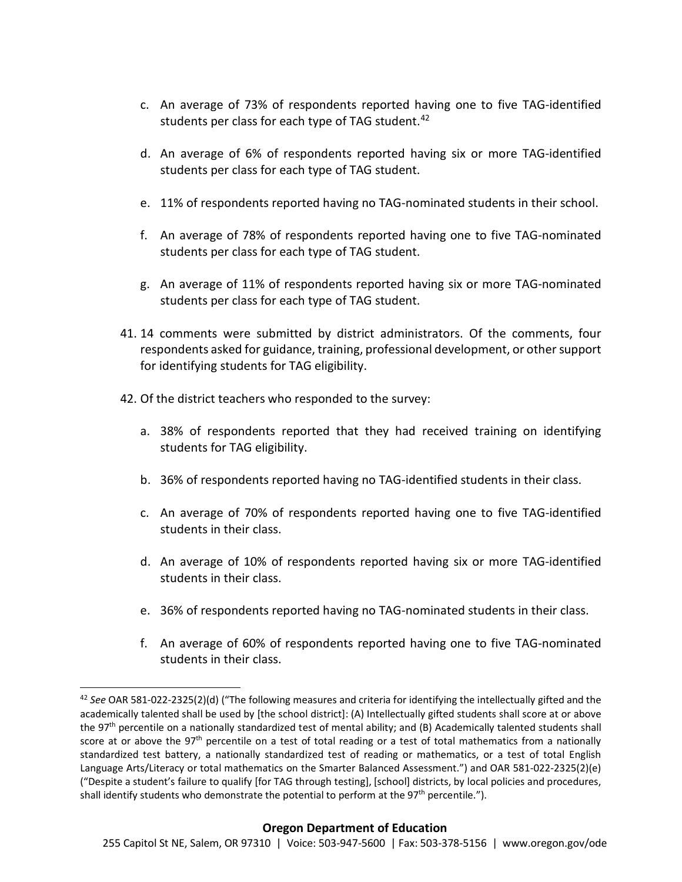c. An average of 73% of respondents reported having one to five TAG-identified students per class for each type of TAG student.[42]

d. An average of 6% of respondents reported having six or more TAG-identified students per class for each type of TAG student.

e. 11% of respondents reported having no TAG-nominated students in their school.

f. An average of 78% of respondents reported having one to five TAG-nominated students per class for each type of TAG student.

g. An average of 11% of respondents reported having six or more TAG-nominated students per class for each type of TAG student.

41. 14 comments were submitted by district administrators. Of the comments, four respondents asked for guidance, training, professional development, or other support for identifying students for TAG eligibility.

42. Of the district teachers who responded to the survey:

    a. 38% of respondents reported that they had received training on identifying students for TAG eligibility.

    b. 36% of respondents reported having no TAG-identified students in their class.

    c. An average of 70% of respondents reported having one to five TAG-identified students in their class.

    d. An average of 10% of respondents reported having six or more TAG-identified students in their class.

    e. 36% of respondents reported having no TAG-nominated students in their class.

    f. An average of 60% of respondents reported having one to five TAG-nominated students in their class.

---

[42] *See* OAR 581-022-2325(2)(d) ("The following measures and criteria for identifying the intellectually gifted and the academically talented shall be used by [the school district]: (A) Intellectually gifted students shall score at or above the 97th percentile on a nationally standardized test of mental ability; and (B) Academically talented students shall score at or above the 97th percentile on a test of total reading or a test of total mathematics from a nationally standardized test battery, a nationally standardized test of reading or mathematics, or a test of total English Language Arts/Literacy or total mathematics on the Smarter Balanced Assessment.") and OAR 581-022-2325(2)(e) ("Despite a student's failure to qualify [for TAG through testing], [school] districts, by local policies and procedures, shall identify students who demonstrate the potential to perform at the 97th percentile.").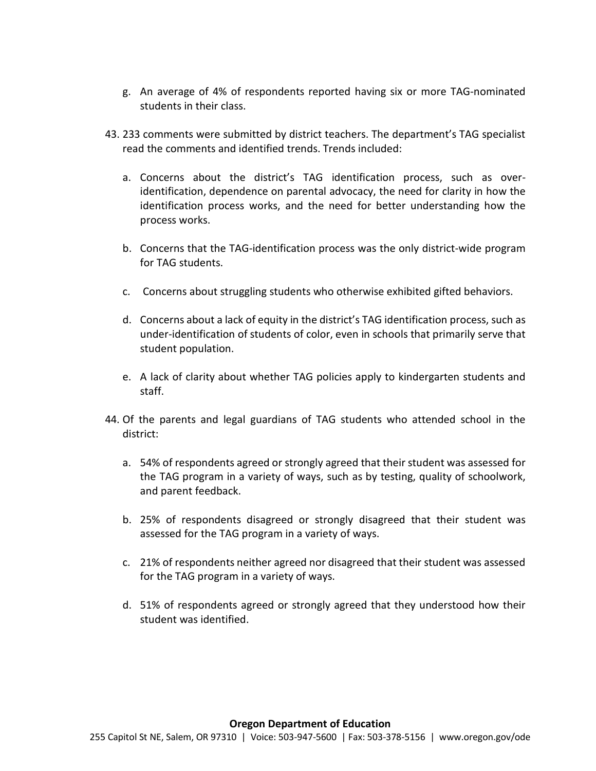g. An average of 4% of respondents reported having six or more TAG-nominated students in their class.

43. 233 comments were submitted by district teachers. The department's TAG specialist read the comments and identified trends. Trends included:

   a. Concerns about the district's TAG identification process, such as over-identification, dependence on parental advocacy, the need for clarity in how the identification process works, and the need for better understanding how the process works.

   b. Concerns that the TAG-identification process was the only district-wide program for TAG students.

   c. Concerns about struggling students who otherwise exhibited gifted behaviors.

   d. Concerns about a lack of equity in the district's TAG identification process, such as under-identification of students of color, even in schools that primarily serve that student population.

   e. A lack of clarity about whether TAG policies apply to kindergarten students and staff.

44. Of the parents and legal guardians of TAG students who attended school in the district:

   a. 54% of respondents agreed or strongly agreed that their student was assessed for the TAG program in a variety of ways, such as by testing, quality of schoolwork, and parent feedback.

   b. 25% of respondents disagreed or strongly disagreed that their student was assessed for the TAG program in a variety of ways.

   c. 21% of respondents neither agreed nor disagreed that their student was assessed for the TAG program in a variety of ways.

   d. 51% of respondents agreed or strongly agreed that they understood how their student was identified.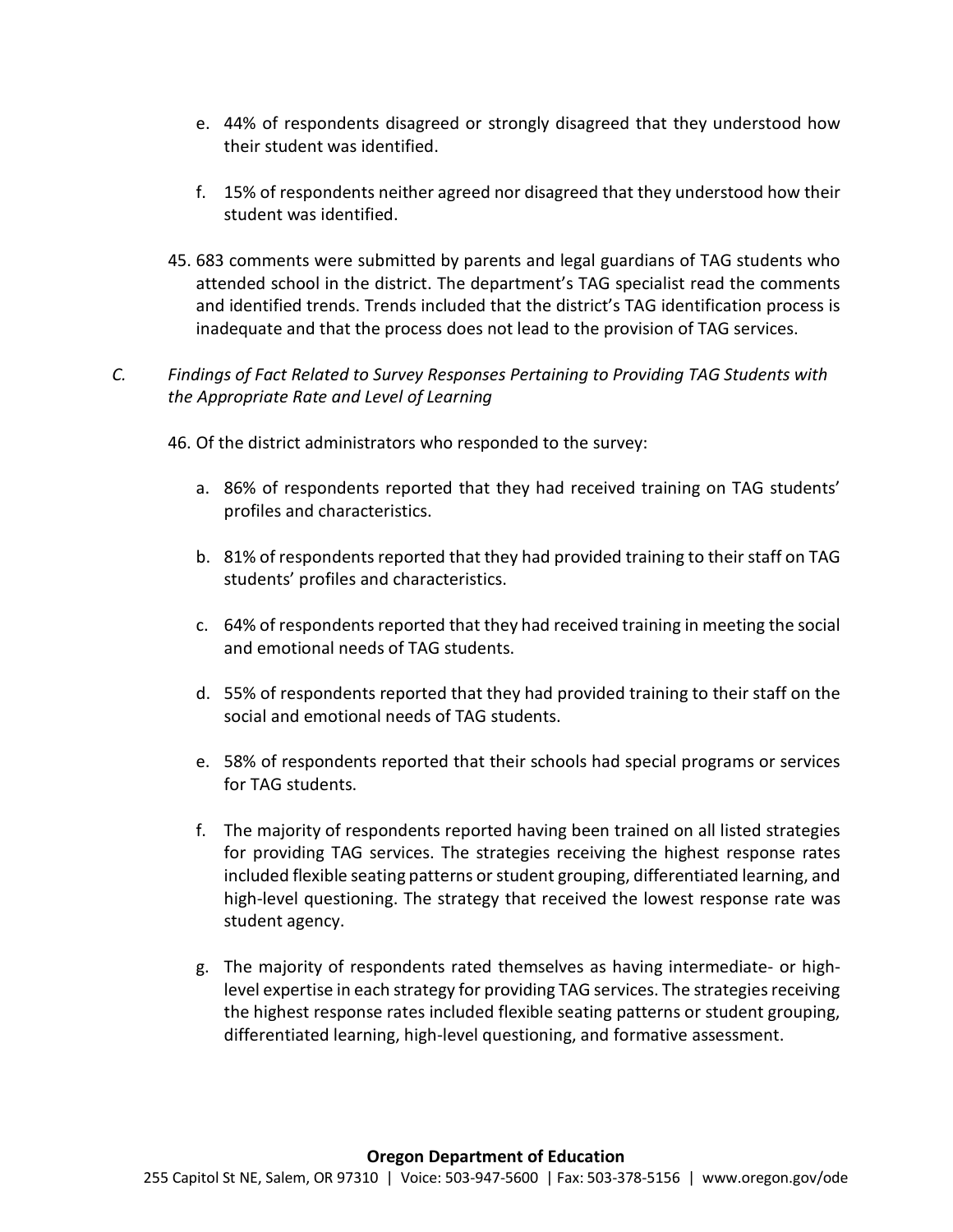e. 44% of respondents disagreed or strongly disagreed that they understood how their student was identified.

   f. 15% of respondents neither agreed nor disagreed that they understood how their student was identified.

45. 683 comments were submitted by parents and legal guardians of TAG students who attended school in the district. The department's TAG specialist read the comments and identified trends. Trends included that the district's TAG identification process is inadequate and that the process does not lead to the provision of TAG services.

*C. Findings of Fact Related to Survey Responses Pertaining to Providing TAG Students with the Appropriate Rate and Level of Learning*

46. Of the district administrators who responded to the survey:

   a. 86% of respondents reported that they had received training on TAG students' profiles and characteristics.

   b. 81% of respondents reported that they had provided training to their staff on TAG students' profiles and characteristics.

   c. 64% of respondents reported that they had received training in meeting the social and emotional needs of TAG students.

   d. 55% of respondents reported that they had provided training to their staff on the social and emotional needs of TAG students.

   e. 58% of respondents reported that their schools had special programs or services for TAG students.

   f. The majority of respondents reported having been trained on all listed strategies for providing TAG services. The strategies receiving the highest response rates included flexible seating patterns or student grouping, differentiated learning, and high-level questioning. The strategy that received the lowest response rate was student agency.

   g. The majority of respondents rated themselves as having intermediate- or high-level expertise in each strategy for providing TAG services. The strategies receiving the highest response rates included flexible seating patterns or student grouping, differentiated learning, high-level questioning, and formative assessment.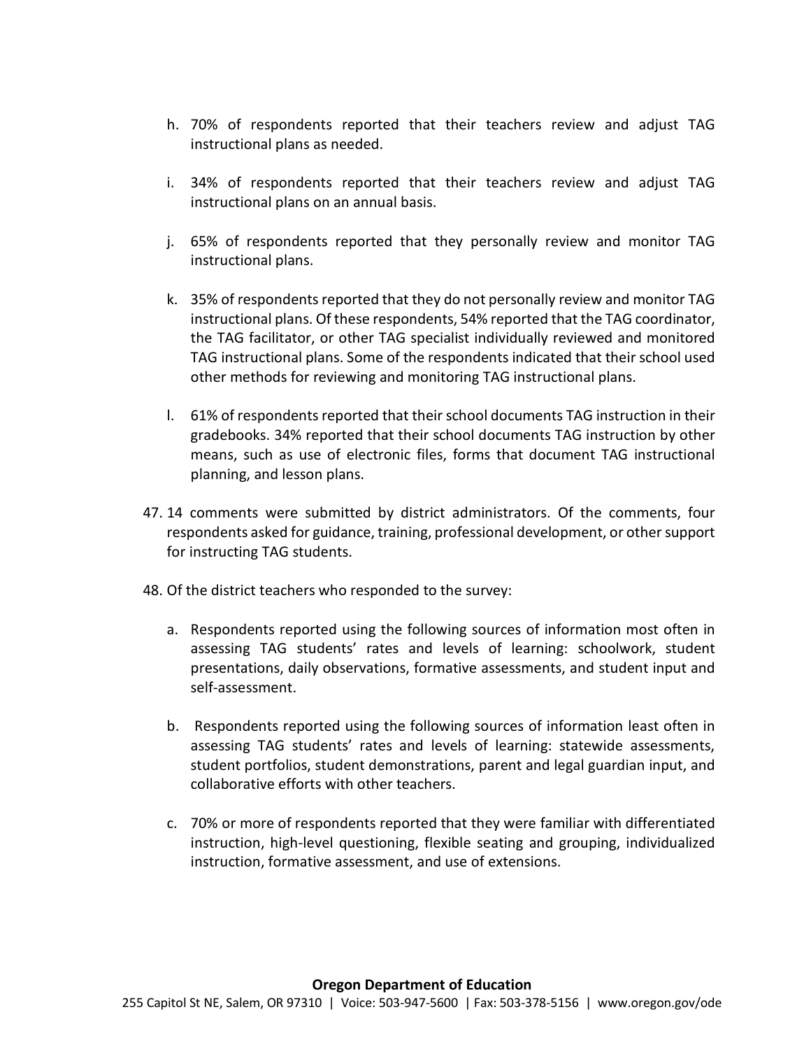h. 70% of respondents reported that their teachers review and adjust TAG instructional plans as needed.

i. 34% of respondents reported that their teachers review and adjust TAG instructional plans on an annual basis.

j. 65% of respondents reported that they personally review and monitor TAG instructional plans.

k. 35% of respondents reported that they do not personally review and monitor TAG instructional plans. Of these respondents, 54% reported that the TAG coordinator, the TAG facilitator, or other TAG specialist individually reviewed and monitored TAG instructional plans. Some of the respondents indicated that their school used other methods for reviewing and monitoring TAG instructional plans.

l. 61% of respondents reported that their school documents TAG instruction in their gradebooks. 34% reported that their school documents TAG instruction by other means, such as use of electronic files, forms that document TAG instructional planning, and lesson plans.

47. 14 comments were submitted by district administrators. Of the comments, four respondents asked for guidance, training, professional development, or other support for instructing TAG students.

48. Of the district teachers who responded to the survey:

    a. Respondents reported using the following sources of information most often in assessing TAG students' rates and levels of learning: schoolwork, student presentations, daily observations, formative assessments, and student input and self-assessment.

    b. Respondents reported using the following sources of information least often in assessing TAG students' rates and levels of learning: statewide assessments, student portfolios, student demonstrations, parent and legal guardian input, and collaborative efforts with other teachers.

    c. 70% or more of respondents reported that they were familiar with differentiated instruction, high-level questioning, flexible seating and grouping, individualized instruction, formative assessment, and use of extensions.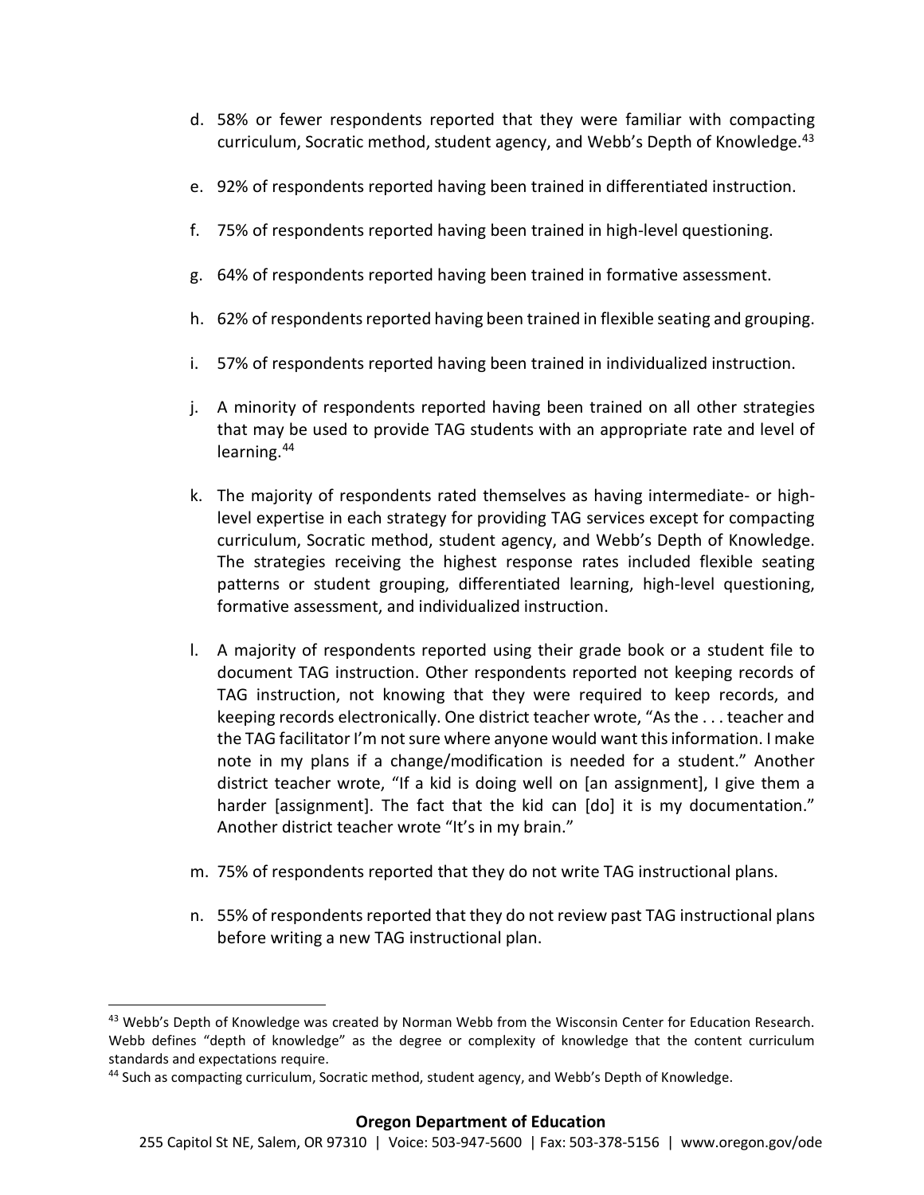d. 58% or fewer respondents reported that they were familiar with compacting curriculum, Socratic method, student agency, and Webb's Depth of Knowledge.[43]

e. 92% of respondents reported having been trained in differentiated instruction.

f. 75% of respondents reported having been trained in high-level questioning.

g. 64% of respondents reported having been trained in formative assessment.

h. 62% of respondents reported having been trained in flexible seating and grouping.

i. 57% of respondents reported having been trained in individualized instruction.

j. A minority of respondents reported having been trained on all other strategies that may be used to provide TAG students with an appropriate rate and level of learning.[44]

k. The majority of respondents rated themselves as having intermediate- or high-level expertise in each strategy for providing TAG services except for compacting curriculum, Socratic method, student agency, and Webb's Depth of Knowledge. The strategies receiving the highest response rates included flexible seating patterns or student grouping, differentiated learning, high-level questioning, formative assessment, and individualized instruction.

l. A majority of respondents reported using their grade book or a student file to document TAG instruction. Other respondents reported not keeping records of TAG instruction, not knowing that they were required to keep records, and keeping records electronically. One district teacher wrote, "As the . . . teacher and the TAG facilitator I'm not sure where anyone would want this information. I make note in my plans if a change/modification is needed for a student." Another district teacher wrote, "If a kid is doing well on [an assignment], I give them a harder [assignment]. The fact that the kid can [do] it is my documentation." Another district teacher wrote "It's in my brain."

m. 75% of respondents reported that they do not write TAG instructional plans.

n. 55% of respondents reported that they do not review past TAG instructional plans before writing a new TAG instructional plan.

---

[43] Webb's Depth of Knowledge was created by Norman Webb from the Wisconsin Center for Education Research. Webb defines "depth of knowledge" as the degree or complexity of knowledge that the content curriculum standards and expectations require.

[44] Such as compacting curriculum, Socratic method, student agency, and Webb's Depth of Knowledge.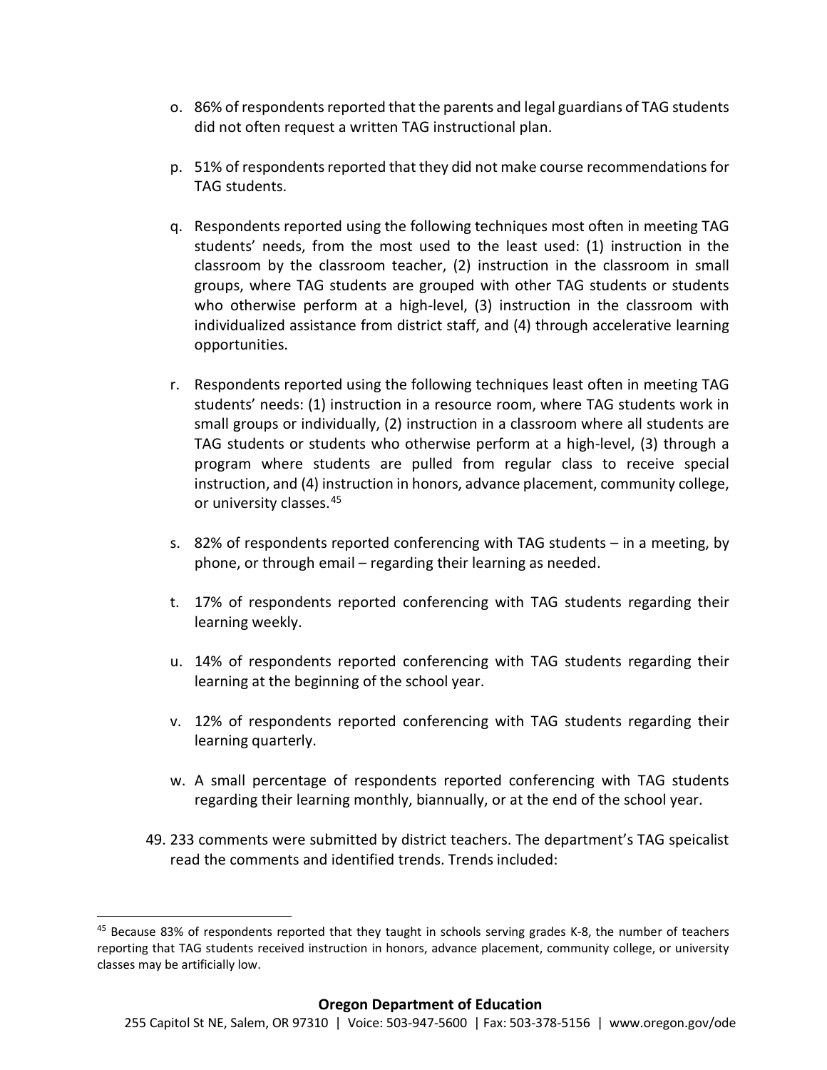o. 86% of respondents reported that the parents and legal guardians of TAG students did not often request a written TAG instructional plan.

p. 51% of respondents reported that they did not make course recommendations for TAG students.

q. Respondents reported using the following techniques most often in meeting TAG students' needs, from the most used to the least used: (1) instruction in the classroom by the classroom teacher, (2) instruction in the classroom in small groups, where TAG students are grouped with other TAG students or students who otherwise perform at a high-level, (3) instruction in the classroom with individualized assistance from district staff, and (4) through accelerative learning opportunities.

r. Respondents reported using the following techniques least often in meeting TAG students' needs: (1) instruction in a resource room, where TAG students work in small groups or individually, (2) instruction in a classroom where all students are TAG students or students who otherwise perform at a high-level, (3) through a program where students are pulled from regular class to receive special instruction, and (4) instruction in honors, advance placement, community college, or university classes.[45]

s. 82% of respondents reported conferencing with TAG students – in a meeting, by phone, or through email – regarding their learning as needed.

t. 17% of respondents reported conferencing with TAG students regarding their learning weekly.

u. 14% of respondents reported conferencing with TAG students regarding their learning at the beginning of the school year.

v. 12% of respondents reported conferencing with TAG students regarding their learning quarterly.

w. A small percentage of respondents reported conferencing with TAG students regarding their learning monthly, biannually, or at the end of the school year.

49. 233 comments were submitted by district teachers. The department's TAG speicalist read the comments and identified trends. Trends included:

[45] Because 83% of respondents reported that they taught in schools serving grades K-8, the number of teachers reporting that TAG students received instruction in honors, advance placement, community college, or university classes may be artificially low.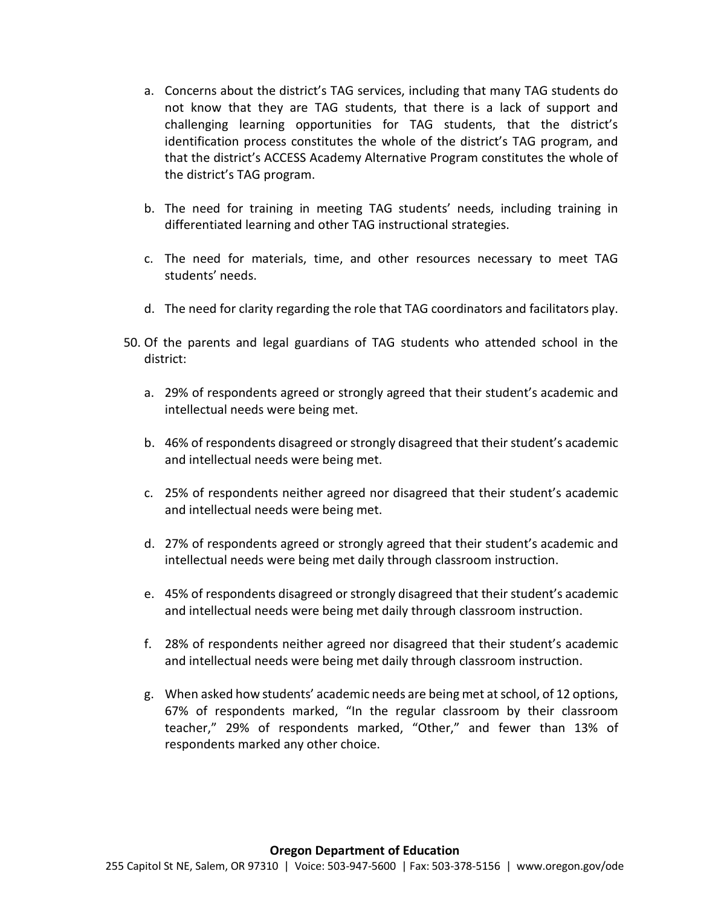a. Concerns about the district's TAG services, including that many TAG students do not know that they are TAG students, that there is a lack of support and challenging learning opportunities for TAG students, that the district's identification process constitutes the whole of the district's TAG program, and that the district's ACCESS Academy Alternative Program constitutes the whole of the district's TAG program.

b. The need for training in meeting TAG students' needs, including training in differentiated learning and other TAG instructional strategies.

c. The need for materials, time, and other resources necessary to meet TAG students' needs.

d. The need for clarity regarding the role that TAG coordinators and facilitators play.

50. Of the parents and legal guardians of TAG students who attended school in the district:

    a. 29% of respondents agreed or strongly agreed that their student's academic and intellectual needs were being met.

    b. 46% of respondents disagreed or strongly disagreed that their student's academic and intellectual needs were being met.

    c. 25% of respondents neither agreed nor disagreed that their student's academic and intellectual needs were being met.

    d. 27% of respondents agreed or strongly agreed that their student's academic and intellectual needs were being met daily through classroom instruction.

    e. 45% of respondents disagreed or strongly disagreed that their student's academic and intellectual needs were being met daily through classroom instruction.

    f. 28% of respondents neither agreed nor disagreed that their student's academic and intellectual needs were being met daily through classroom instruction.

    g. When asked how students' academic needs are being met at school, of 12 options, 67% of respondents marked, "In the regular classroom by their classroom teacher," 29% of respondents marked, "Other," and fewer than 13% of respondents marked any other choice.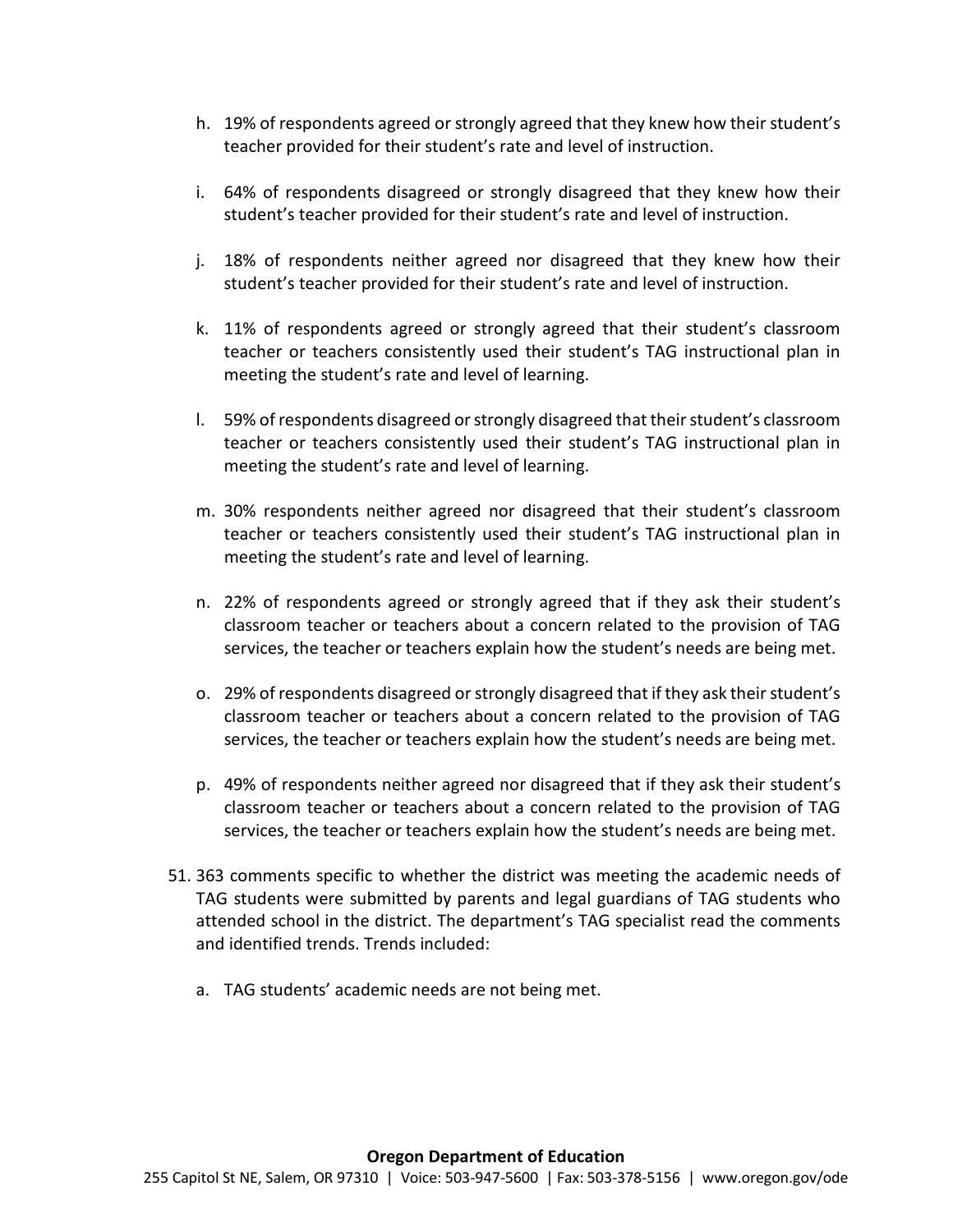h. 19% of respondents agreed or strongly agreed that they knew how their student's teacher provided for their student's rate and level of instruction.

i. 64% of respondents disagreed or strongly disagreed that they knew how their student's teacher provided for their student's rate and level of instruction.

j. 18% of respondents neither agreed nor disagreed that they knew how their student's teacher provided for their student's rate and level of instruction.

k. 11% of respondents agreed or strongly agreed that their student's classroom teacher or teachers consistently used their student's TAG instructional plan in meeting the student's rate and level of learning.

l. 59% of respondents disagreed or strongly disagreed that their student's classroom teacher or teachers consistently used their student's TAG instructional plan in meeting the student's rate and level of learning.

m. 30% respondents neither agreed nor disagreed that their student's classroom teacher or teachers consistently used their student's TAG instructional plan in meeting the student's rate and level of learning.

n. 22% of respondents agreed or strongly agreed that if they ask their student's classroom teacher or teachers about a concern related to the provision of TAG services, the teacher or teachers explain how the student's needs are being met.

o. 29% of respondents disagreed or strongly disagreed that if they ask their student's classroom teacher or teachers about a concern related to the provision of TAG services, the teacher or teachers explain how the student's needs are being met.

p. 49% of respondents neither agreed nor disagreed that if they ask their student's classroom teacher or teachers about a concern related to the provision of TAG services, the teacher or teachers explain how the student's needs are being met.

51. 363 comments specific to whether the district was meeting the academic needs of TAG students were submitted by parents and legal guardians of TAG students who attended school in the district. The department's TAG specialist read the comments and identified trends. Trends included:

    a. TAG students' academic needs are not being met.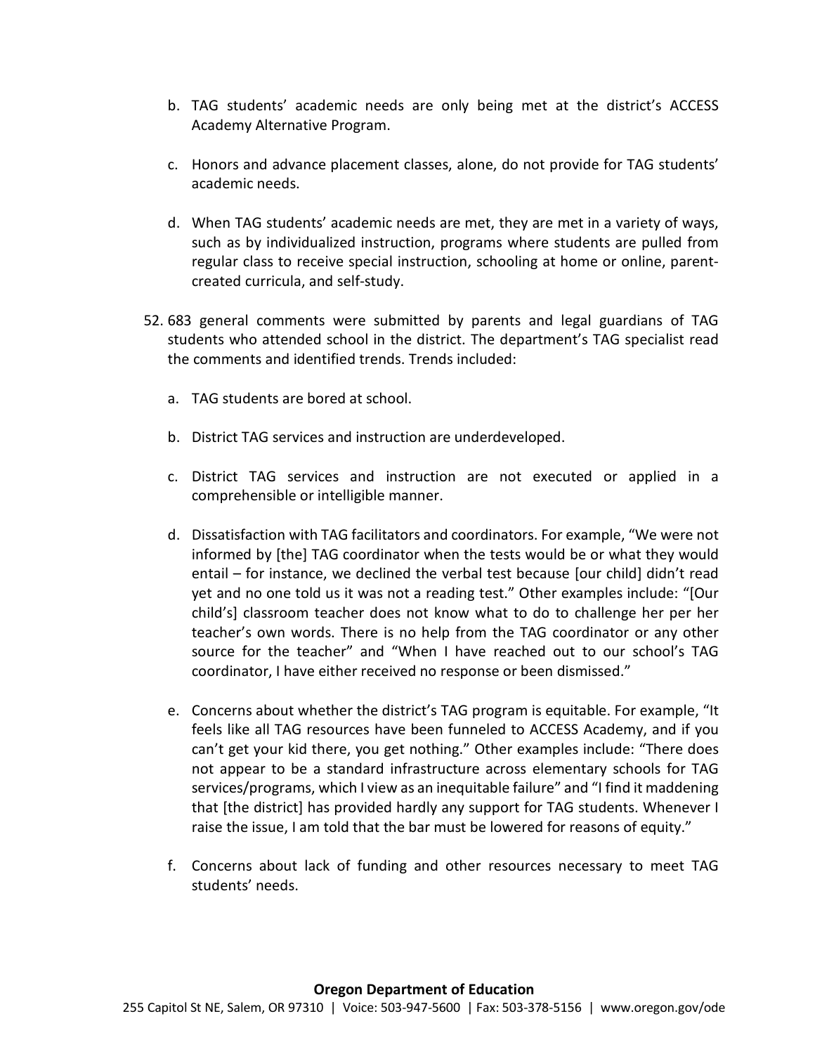b. TAG students' academic needs are only being met at the district's ACCESS Academy Alternative Program.

c. Honors and advance placement classes, alone, do not provide for TAG students' academic needs.

d. When TAG students' academic needs are met, they are met in a variety of ways, such as by individualized instruction, programs where students are pulled from regular class to receive special instruction, schooling at home or online, parent-created curricula, and self-study.

52. 683 general comments were submitted by parents and legal guardians of TAG students who attended school in the district. The department's TAG specialist read the comments and identified trends. Trends included:

    a. TAG students are bored at school.

    b. District TAG services and instruction are underdeveloped.

    c. District TAG services and instruction are not executed or applied in a comprehensible or intelligible manner.

    d. Dissatisfaction with TAG facilitators and coordinators. For example, "We were not informed by [the] TAG coordinator when the tests would be or what they would entail – for instance, we declined the verbal test because [our child] didn't read yet and no one told us it was not a reading test." Other examples include: "[Our child's] classroom teacher does not know what to do to challenge her per her teacher's own words. There is no help from the TAG coordinator or any other source for the teacher" and "When I have reached out to our school's TAG coordinator, I have either received no response or been dismissed."

    e. Concerns about whether the district's TAG program is equitable. For example, "It feels like all TAG resources have been funneled to ACCESS Academy, and if you can't get your kid there, you get nothing." Other examples include: "There does not appear to be a standard infrastructure across elementary schools for TAG services/programs, which I view as an inequitable failure" and "I find it maddening that [the district] has provided hardly any support for TAG students. Whenever I raise the issue, I am told that the bar must be lowered for reasons of equity."

    f. Concerns about lack of funding and other resources necessary to meet TAG students' needs.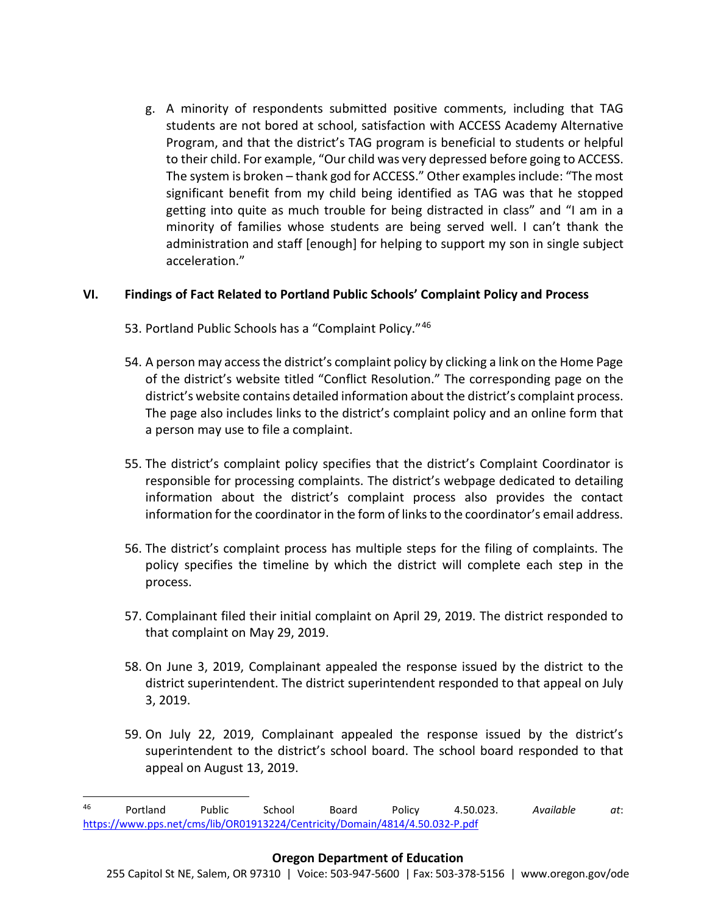g. A minority of respondents submitted positive comments, including that TAG students are not bored at school, satisfaction with ACCESS Academy Alternative Program, and that the district's TAG program is beneficial to students or helpful to their child. For example, "Our child was very depressed before going to ACCESS. The system is broken – thank god for ACCESS." Other examples include: "The most significant benefit from my child being identified as TAG was that he stopped getting into quite as much trouble for being distracted in class" and "I am in a minority of families whose students are being served well. I can't thank the administration and staff [enough] for helping to support my son in single subject acceleration."

## VI. Findings of Fact Related to Portland Public Schools' Complaint Policy and Process

53. Portland Public Schools has a "Complaint Policy."[46]

54. A person may access the district's complaint policy by clicking a link on the Home Page of the district's website titled "Conflict Resolution." The corresponding page on the district's website contains detailed information about the district's complaint process. The page also includes links to the district's complaint policy and an online form that a person may use to file a complaint.

55. The district's complaint policy specifies that the district's Complaint Coordinator is responsible for processing complaints. The district's webpage dedicated to detailing information about the district's complaint process also provides the contact information for the coordinator in the form of links to the coordinator's email address.

56. The district's complaint process has multiple steps for the filing of complaints. The policy specifies the timeline by which the district will complete each step in the process.

57. Complainant filed their initial complaint on April 29, 2019. The district responded to that complaint on May 29, 2019.

58. On June 3, 2019, Complainant appealed the response issued by the district to the district superintendent. The district superintendent responded to that appeal on July 3, 2019.

59. On July 22, 2019, Complainant appealed the response issued by the district's superintendent to the district's school board. The school board responded to that appeal on August 13, 2019.

---

[46] Portland Public School Board Policy 4.50.023. *Available at*: https://www.pps.net/cms/lib/OR01913224/Centricity/Domain/4814/4.50.032-P.pdf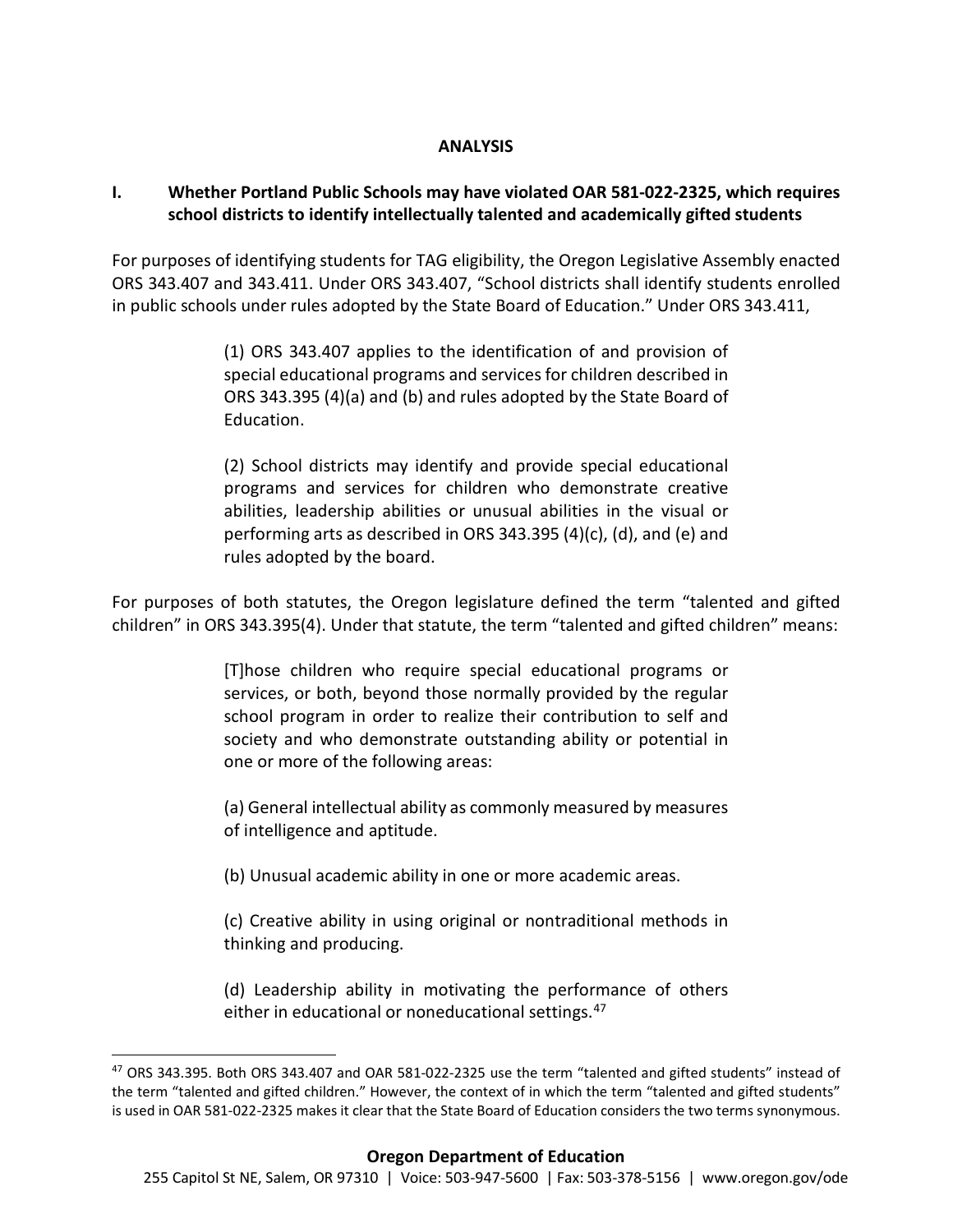## ANALYSIS

### I. Whether Portland Public Schools may have violated OAR 581-022-2325, which requires school districts to identify intellectually talented and academically gifted students

For purposes of identifying students for TAG eligibility, the Oregon Legislative Assembly enacted ORS 343.407 and 343.411. Under ORS 343.407, "School districts shall identify students enrolled in public schools under rules adopted by the State Board of Education." Under ORS 343.411,

> (1) ORS 343.407 applies to the identification of and provision of special educational programs and services for children described in ORS 343.395 (4)(a) and (b) and rules adopted by the State Board of Education.
>
> (2) School districts may identify and provide special educational programs and services for children who demonstrate creative abilities, leadership abilities or unusual abilities in the visual or performing arts as described in ORS 343.395 (4)(c), (d), and (e) and rules adopted by the board.

For purposes of both statutes, the Oregon legislature defined the term "talented and gifted children" in ORS 343.395(4). Under that statute, the term "talented and gifted children" means:

> [T]hose children who require special educational programs or services, or both, beyond those normally provided by the regular school program in order to realize their contribution to self and society and who demonstrate outstanding ability or potential in one or more of the following areas:
>
> (a) General intellectual ability as commonly measured by measures of intelligence and aptitude.
>
> (b) Unusual academic ability in one or more academic areas.
>
> (c) Creative ability in using original or nontraditional methods in thinking and producing.
>
> (d) Leadership ability in motivating the performance of others either in educational or noneducational settings.[47]

[47] ORS 343.395. Both ORS 343.407 and OAR 581-022-2325 use the term "talented and gifted students" instead of the term "talented and gifted children." However, the context of in which the term "talented and gifted students" is used in OAR 581-022-2325 makes it clear that the State Board of Education considers the two terms synonymous.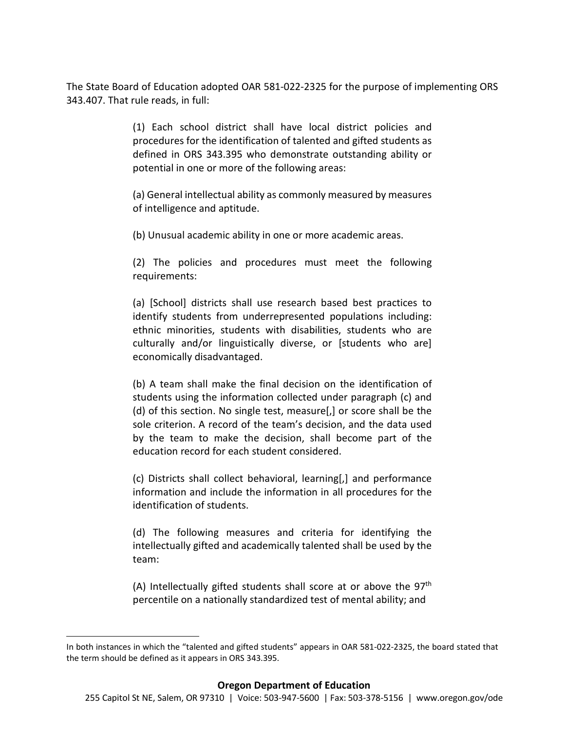The State Board of Education adopted OAR 581-022-2325 for the purpose of implementing ORS 343.407. That rule reads, in full:

> (1) Each school district shall have local district policies and procedures for the identification of talented and gifted students as defined in ORS 343.395 who demonstrate outstanding ability or potential in one or more of the following areas:
>
> (a) General intellectual ability as commonly measured by measures of intelligence and aptitude.
>
> (b) Unusual academic ability in one or more academic areas.
>
> (2) The policies and procedures must meet the following requirements:
>
> (a) [School] districts shall use research based best practices to identify students from underrepresented populations including: ethnic minorities, students with disabilities, students who are culturally and/or linguistically diverse, or [students who are] economically disadvantaged.
>
> (b) A team shall make the final decision on the identification of students using the information collected under paragraph (c) and (d) of this section. No single test, measure[,] or score shall be the sole criterion. A record of the team's decision, and the data used by the team to make the decision, shall become part of the education record for each student considered.
>
> (c) Districts shall collect behavioral, learning[,] and performance information and include the information in all procedures for the identification of students.
>
> (d) The following measures and criteria for identifying the intellectually gifted and academically talented shall be used by the team:
>
> (A) Intellectually gifted students shall score at or above the 97th percentile on a nationally standardized test of mental ability; and

---

In both instances in which the "talented and gifted students" appears in OAR 581-022-2325, the board stated that the term should be defined as it appears in ORS 343.395.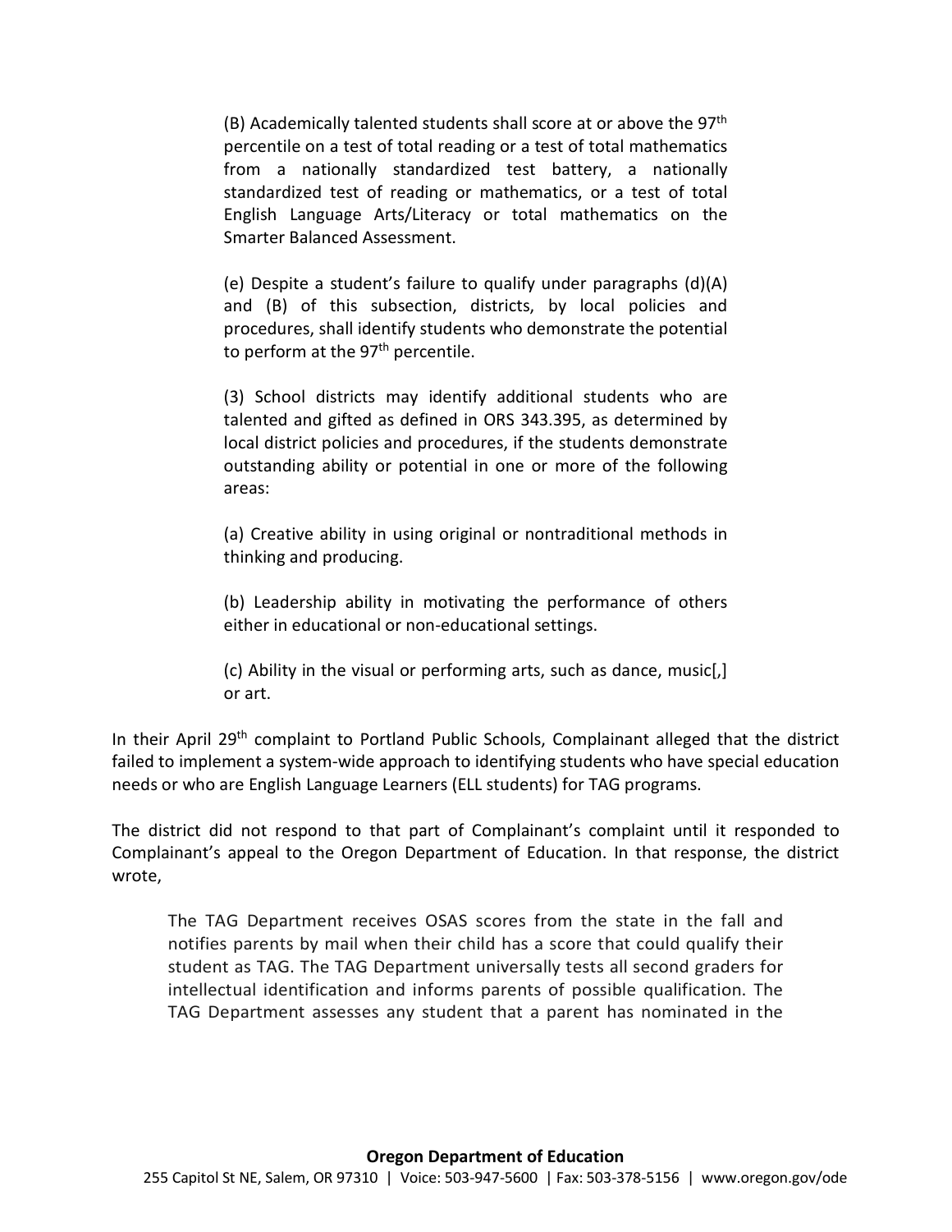(B) Academically talented students shall score at or above the 97th percentile on a test of total reading or a test of total mathematics from a nationally standardized test battery, a nationally standardized test of reading or mathematics, or a test of total English Language Arts/Literacy or total mathematics on the Smarter Balanced Assessment.

(e) Despite a student's failure to qualify under paragraphs (d)(A) and (B) of this subsection, districts, by local policies and procedures, shall identify students who demonstrate the potential to perform at the 97th percentile.

(3) School districts may identify additional students who are talented and gifted as defined in ORS 343.395, as determined by local district policies and procedures, if the students demonstrate outstanding ability or potential in one or more of the following areas:

(a) Creative ability in using original or nontraditional methods in thinking and producing.

(b) Leadership ability in motivating the performance of others either in educational or non-educational settings.

(c) Ability in the visual or performing arts, such as dance, music[,] or art.

In their April 29th complaint to Portland Public Schools, Complainant alleged that the district failed to implement a system-wide approach to identifying students who have special education needs or who are English Language Learners (ELL students) for TAG programs.

The district did not respond to that part of Complainant's complaint until it responded to Complainant's appeal to the Oregon Department of Education. In that response, the district wrote,

> The TAG Department receives OSAS scores from the state in the fall and notifies parents by mail when their child has a score that could qualify their student as TAG. The TAG Department universally tests all second graders for intellectual identification and informs parents of possible qualification. The TAG Department assesses any student that a parent has nominated in the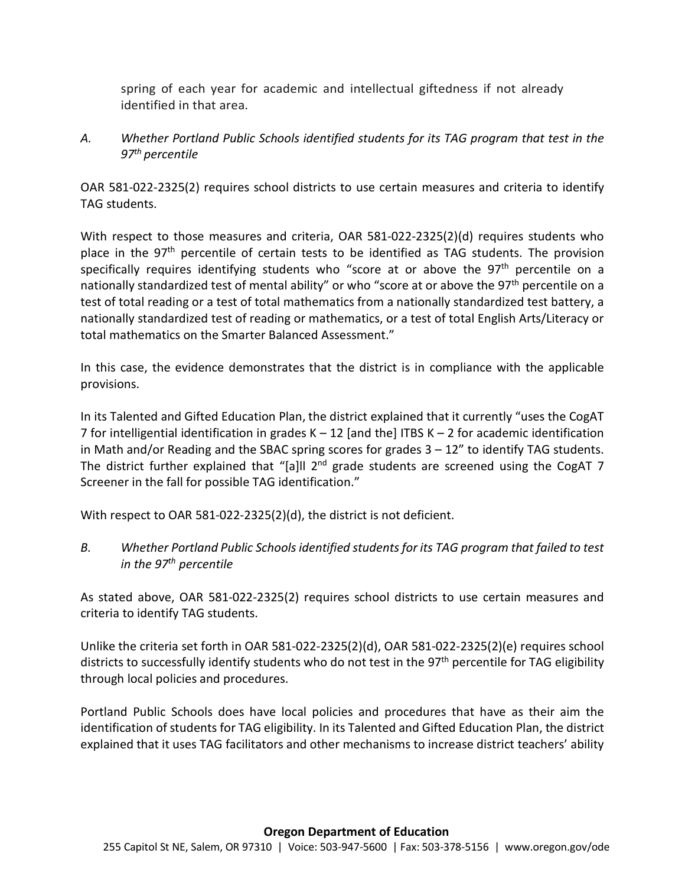spring of each year for academic and intellectual giftedness if not already identified in that area.

*A. Whether Portland Public Schools identified students for its TAG program that test in the 97th percentile*

OAR 581-022-2325(2) requires school districts to use certain measures and criteria to identify TAG students.

With respect to those measures and criteria, OAR 581-022-2325(2)(d) requires students who place in the 97th percentile of certain tests to be identified as TAG students. The provision specifically requires identifying students who "score at or above the 97th percentile on a nationally standardized test of mental ability" or who "score at or above the 97th percentile on a test of total reading or a test of total mathematics from a nationally standardized test battery, a nationally standardized test of reading or mathematics, or a test of total English Arts/Literacy or total mathematics on the Smarter Balanced Assessment."

In this case, the evidence demonstrates that the district is in compliance with the applicable provisions.

In its Talented and Gifted Education Plan, the district explained that it currently "uses the CogAT 7 for intelligential identification in grades K – 12 [and the] ITBS K – 2 for academic identification in Math and/or Reading and the SBAC spring scores for grades 3 – 12" to identify TAG students. The district further explained that "[a]ll 2nd grade students are screened using the CogAT 7 Screener in the fall for possible TAG identification."

With respect to OAR 581-022-2325(2)(d), the district is not deficient.

*B. Whether Portland Public Schools identified students for its TAG program that failed to test in the 97th percentile*

As stated above, OAR 581-022-2325(2) requires school districts to use certain measures and criteria to identify TAG students.

Unlike the criteria set forth in OAR 581-022-2325(2)(d), OAR 581-022-2325(2)(e) requires school districts to successfully identify students who do not test in the 97th percentile for TAG eligibility through local policies and procedures.

Portland Public Schools does have local policies and procedures that have as their aim the identification of students for TAG eligibility. In its Talented and Gifted Education Plan, the district explained that it uses TAG facilitators and other mechanisms to increase district teachers' ability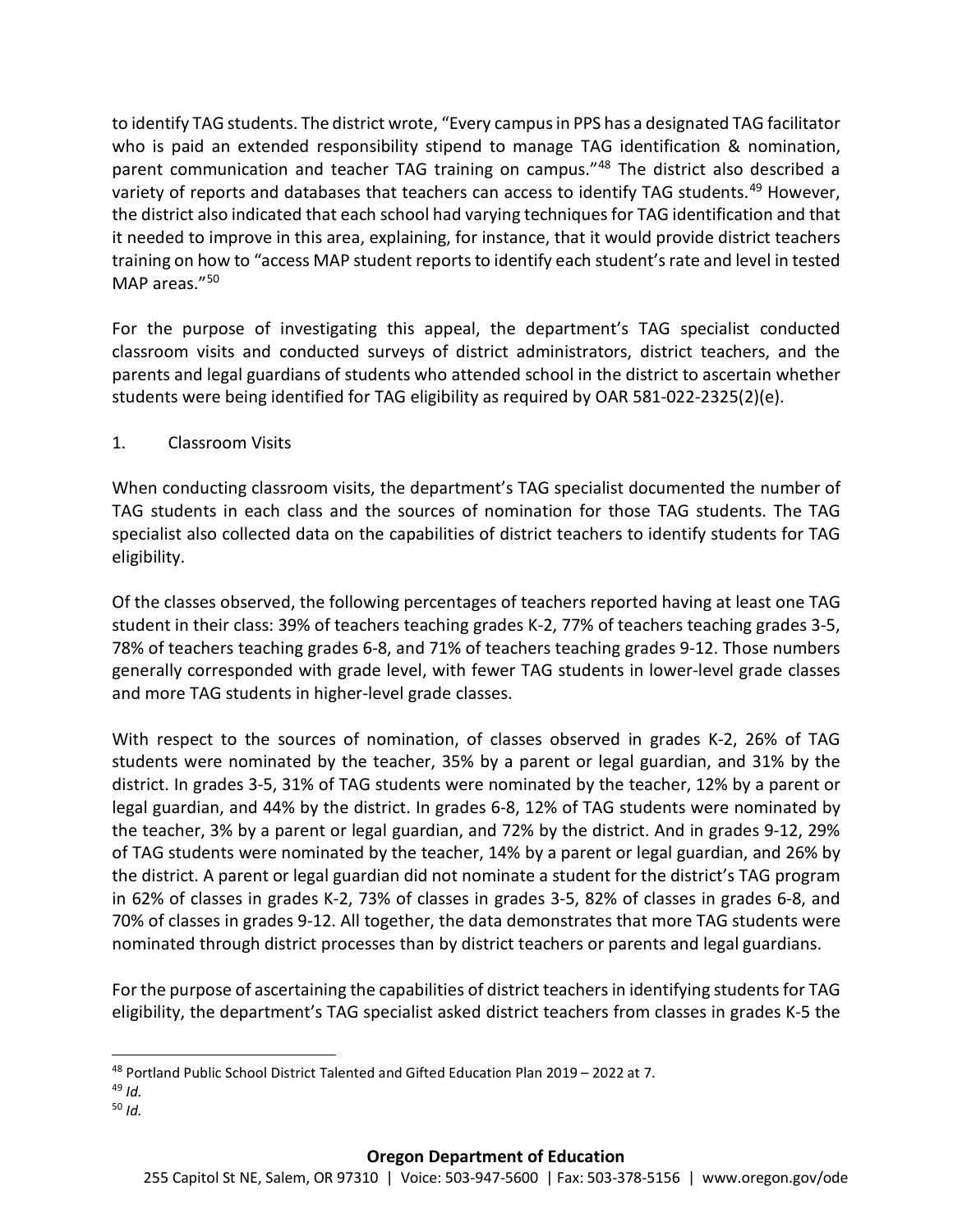to identify TAG students. The district wrote, "Every campus in PPS has a designated TAG facilitator who is paid an extended responsibility stipend to manage TAG identification & nomination, parent communication and teacher TAG training on campus."[48] The district also described a variety of reports and databases that teachers can access to identify TAG students.[49] However, the district also indicated that each school had varying techniques for TAG identification and that it needed to improve in this area, explaining, for instance, that it would provide district teachers training on how to "access MAP student reports to identify each student's rate and level in tested MAP areas."[50]

For the purpose of investigating this appeal, the department's TAG specialist conducted classroom visits and conducted surveys of district administrators, district teachers, and the parents and legal guardians of students who attended school in the district to ascertain whether students were being identified for TAG eligibility as required by OAR 581-022-2325(2)(e).

1. Classroom Visits

When conducting classroom visits, the department's TAG specialist documented the number of TAG students in each class and the sources of nomination for those TAG students. The TAG specialist also collected data on the capabilities of district teachers to identify students for TAG eligibility.

Of the classes observed, the following percentages of teachers reported having at least one TAG student in their class: 39% of teachers teaching grades K-2, 77% of teachers teaching grades 3-5, 78% of teachers teaching grades 6-8, and 71% of teachers teaching grades 9-12. Those numbers generally corresponded with grade level, with fewer TAG students in lower-level grade classes and more TAG students in higher-level grade classes.

With respect to the sources of nomination, of classes observed in grades K-2, 26% of TAG students were nominated by the teacher, 35% by a parent or legal guardian, and 31% by the district. In grades 3-5, 31% of TAG students were nominated by the teacher, 12% by a parent or legal guardian, and 44% by the district. In grades 6-8, 12% of TAG students were nominated by the teacher, 3% by a parent or legal guardian, and 72% by the district. And in grades 9-12, 29% of TAG students were nominated by the teacher, 14% by a parent or legal guardian, and 26% by the district. A parent or legal guardian did not nominate a student for the district's TAG program in 62% of classes in grades K-2, 73% of classes in grades 3-5, 82% of classes in grades 6-8, and 70% of classes in grades 9-12. All together, the data demonstrates that more TAG students were nominated through district processes than by district teachers or parents and legal guardians.

For the purpose of ascertaining the capabilities of district teachers in identifying students for TAG eligibility, the department's TAG specialist asked district teachers from classes in grades K-5 the

---

[48] Portland Public School District Talented and Gifted Education Plan 2019 – 2022 at 7.

[49] *Id.*

[50] *Id.*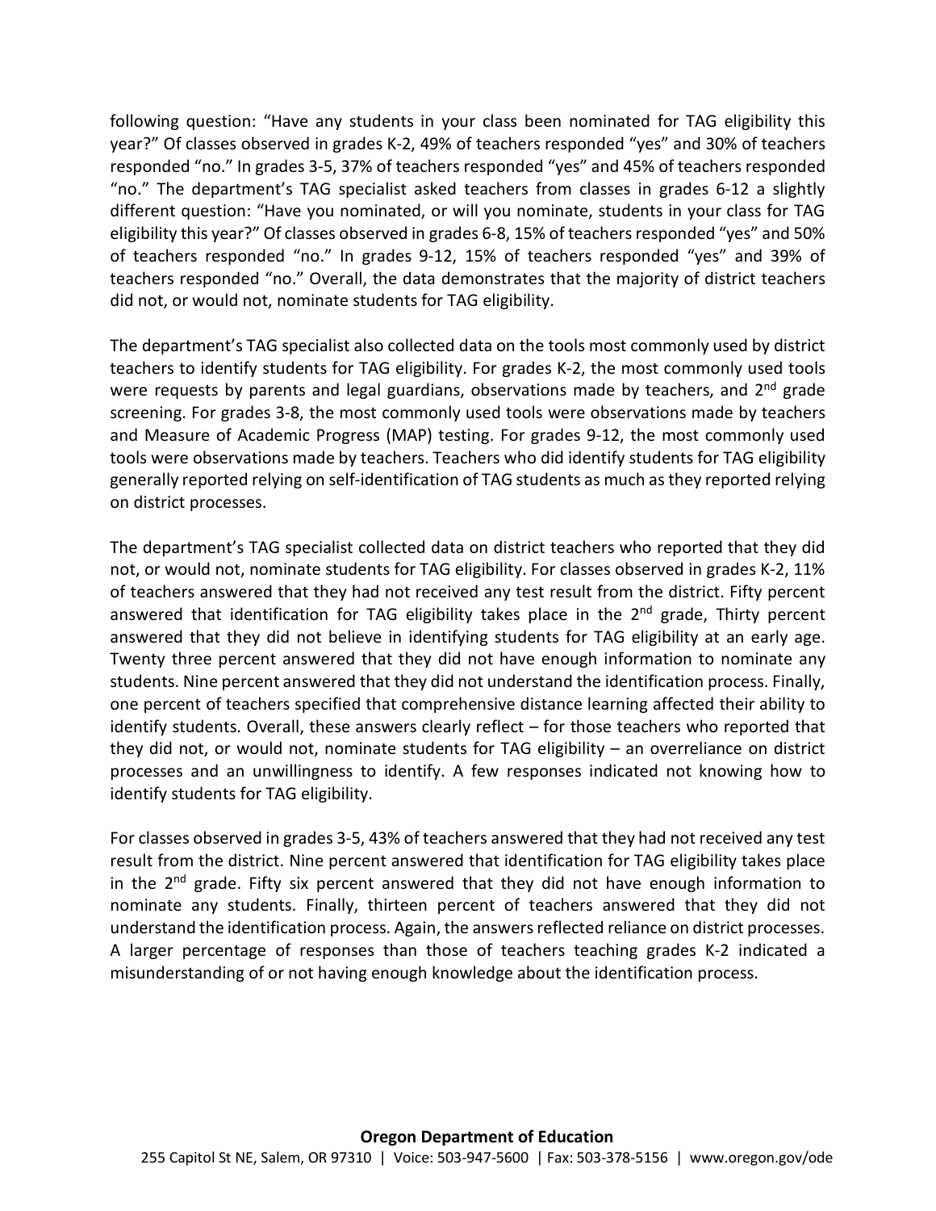following question: "Have any students in your class been nominated for TAG eligibility this year?" Of classes observed in grades K-2, 49% of teachers responded "yes" and 30% of teachers responded "no." In grades 3-5, 37% of teachers responded "yes" and 45% of teachers responded "no." The department's TAG specialist asked teachers from classes in grades 6-12 a slightly different question: "Have you nominated, or will you nominate, students in your class for TAG eligibility this year?" Of classes observed in grades 6-8, 15% of teachers responded "yes" and 50% of teachers responded "no." In grades 9-12, 15% of teachers responded "yes" and 39% of teachers responded "no." Overall, the data demonstrates that the majority of district teachers did not, or would not, nominate students for TAG eligibility.

The department's TAG specialist also collected data on the tools most commonly used by district teachers to identify students for TAG eligibility. For grades K-2, the most commonly used tools were requests by parents and legal guardians, observations made by teachers, and 2nd grade screening. For grades 3-8, the most commonly used tools were observations made by teachers and Measure of Academic Progress (MAP) testing. For grades 9-12, the most commonly used tools were observations made by teachers. Teachers who did identify students for TAG eligibility generally reported relying on self-identification of TAG students as much as they reported relying on district processes.

The department's TAG specialist collected data on district teachers who reported that they did not, or would not, nominate students for TAG eligibility. For classes observed in grades K-2, 11% of teachers answered that they had not received any test result from the district. Fifty percent answered that identification for TAG eligibility takes place in the 2nd grade, Thirty percent answered that they did not believe in identifying students for TAG eligibility at an early age. Twenty three percent answered that they did not have enough information to nominate any students. Nine percent answered that they did not understand the identification process. Finally, one percent of teachers specified that comprehensive distance learning affected their ability to identify students. Overall, these answers clearly reflect – for those teachers who reported that they did not, or would not, nominate students for TAG eligibility – an overreliance on district processes and an unwillingness to identify. A few responses indicated not knowing how to identify students for TAG eligibility.

For classes observed in grades 3-5, 43% of teachers answered that they had not received any test result from the district. Nine percent answered that identification for TAG eligibility takes place in the 2nd grade. Fifty six percent answered that they did not have enough information to nominate any students. Finally, thirteen percent of teachers answered that they did not understand the identification process. Again, the answers reflected reliance on district processes. A larger percentage of responses than those of teachers teaching grades K-2 indicated a misunderstanding of or not having enough knowledge about the identification process.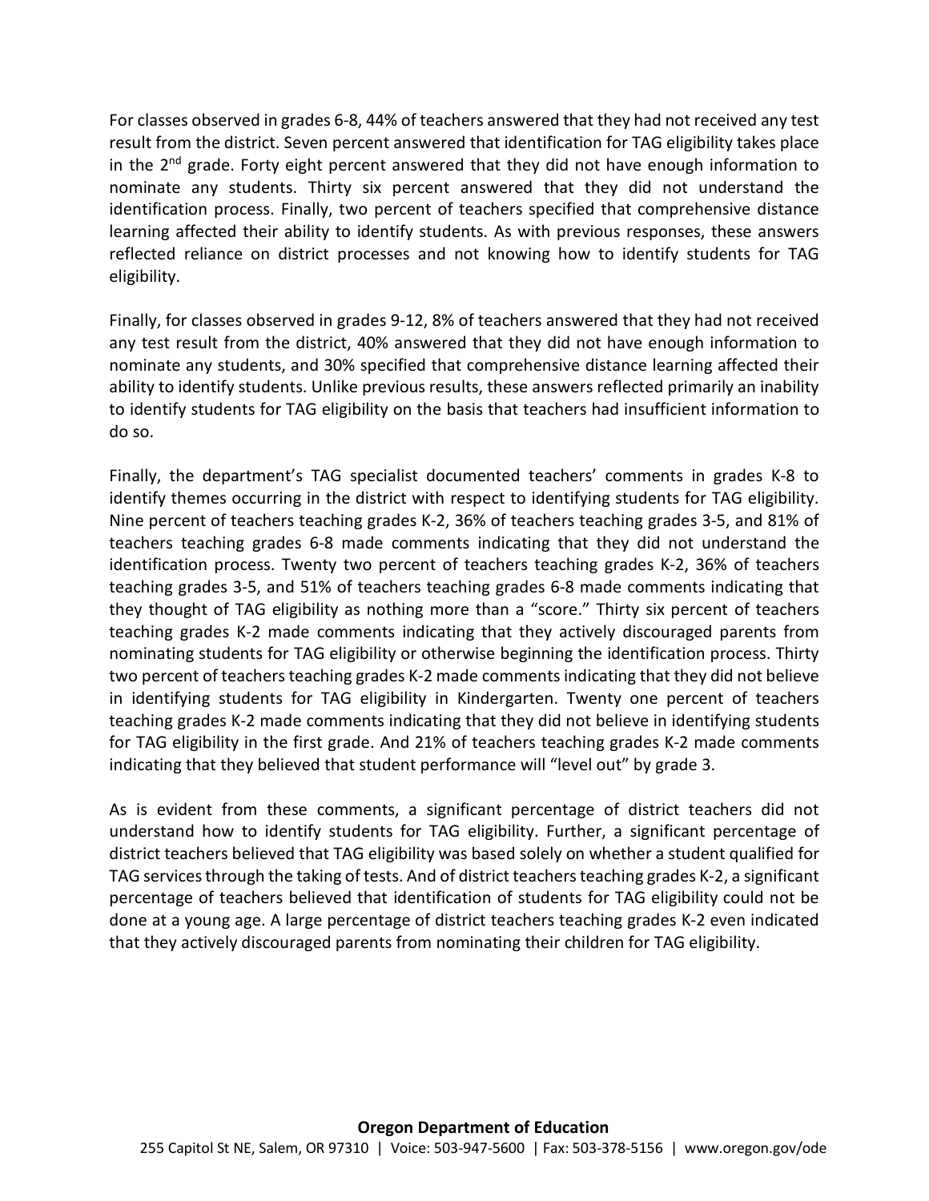For classes observed in grades 6-8, 44% of teachers answered that they had not received any test result from the district. Seven percent answered that identification for TAG eligibility takes place in the 2nd grade. Forty eight percent answered that they did not have enough information to nominate any students. Thirty six percent answered that they did not understand the identification process. Finally, two percent of teachers specified that comprehensive distance learning affected their ability to identify students. As with previous responses, these answers reflected reliance on district processes and not knowing how to identify students for TAG eligibility.

Finally, for classes observed in grades 9-12, 8% of teachers answered that they had not received any test result from the district, 40% answered that they did not have enough information to nominate any students, and 30% specified that comprehensive distance learning affected their ability to identify students. Unlike previous results, these answers reflected primarily an inability to identify students for TAG eligibility on the basis that teachers had insufficient information to do so.

Finally, the department's TAG specialist documented teachers' comments in grades K-8 to identify themes occurring in the district with respect to identifying students for TAG eligibility. Nine percent of teachers teaching grades K-2, 36% of teachers teaching grades 3-5, and 81% of teachers teaching grades 6-8 made comments indicating that they did not understand the identification process. Twenty two percent of teachers teaching grades K-2, 36% of teachers teaching grades 3-5, and 51% of teachers teaching grades 6-8 made comments indicating that they thought of TAG eligibility as nothing more than a "score." Thirty six percent of teachers teaching grades K-2 made comments indicating that they actively discouraged parents from nominating students for TAG eligibility or otherwise beginning the identification process. Thirty two percent of teachers teaching grades K-2 made comments indicating that they did not believe in identifying students for TAG eligibility in Kindergarten. Twenty one percent of teachers teaching grades K-2 made comments indicating that they did not believe in identifying students for TAG eligibility in the first grade. And 21% of teachers teaching grades K-2 made comments indicating that they believed that student performance will "level out" by grade 3.

As is evident from these comments, a significant percentage of district teachers did not understand how to identify students for TAG eligibility. Further, a significant percentage of district teachers believed that TAG eligibility was based solely on whether a student qualified for TAG services through the taking of tests. And of district teachers teaching grades K-2, a significant percentage of teachers believed that identification of students for TAG eligibility could not be done at a young age. A large percentage of district teachers teaching grades K-2 even indicated that they actively discouraged parents from nominating their children for TAG eligibility.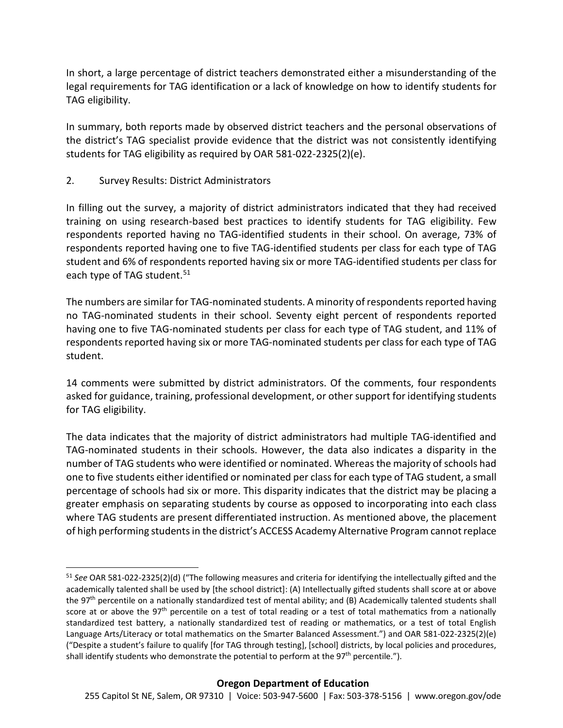In short, a large percentage of district teachers demonstrated either a misunderstanding of the legal requirements for TAG identification or a lack of knowledge on how to identify students for TAG eligibility.

In summary, both reports made by observed district teachers and the personal observations of the district's TAG specialist provide evidence that the district was not consistently identifying students for TAG eligibility as required by OAR 581-022-2325(2)(e).

2. Survey Results: District Administrators

In filling out the survey, a majority of district administrators indicated that they had received training on using research-based best practices to identify students for TAG eligibility. Few respondents reported having no TAG-identified students in their school. On average, 73% of respondents reported having one to five TAG-identified students per class for each type of TAG student and 6% of respondents reported having six or more TAG-identified students per class for each type of TAG student.[51]

The numbers are similar for TAG-nominated students. A minority of respondents reported having no TAG-nominated students in their school. Seventy eight percent of respondents reported having one to five TAG-nominated students per class for each type of TAG student, and 11% of respondents reported having six or more TAG-nominated students per class for each type of TAG student.

14 comments were submitted by district administrators. Of the comments, four respondents asked for guidance, training, professional development, or other support for identifying students for TAG eligibility.

The data indicates that the majority of district administrators had multiple TAG-identified and TAG-nominated students in their schools. However, the data also indicates a disparity in the number of TAG students who were identified or nominated. Whereas the majority of schools had one to five students either identified or nominated per class for each type of TAG student, a small percentage of schools had six or more. This disparity indicates that the district may be placing a greater emphasis on separating students by course as opposed to incorporating into each class where TAG students are present differentiated instruction. As mentioned above, the placement of high performing students in the district's ACCESS Academy Alternative Program cannot replace

---

[51] *See* OAR 581-022-2325(2)(d) ("The following measures and criteria for identifying the intellectually gifted and the academically talented shall be used by [the school district]: (A) Intellectually gifted students shall score at or above the 97th percentile on a nationally standardized test of mental ability; and (B) Academically talented students shall score at or above the 97th percentile on a test of total reading or a test of total mathematics from a nationally standardized test battery, a nationally standardized test of reading or mathematics, or a test of total English Language Arts/Literacy or total mathematics on the Smarter Balanced Assessment.") and OAR 581-022-2325(2)(e) ("Despite a student's failure to qualify [for TAG through testing], [school] districts, by local policies and procedures, shall identify students who demonstrate the potential to perform at the 97th percentile.").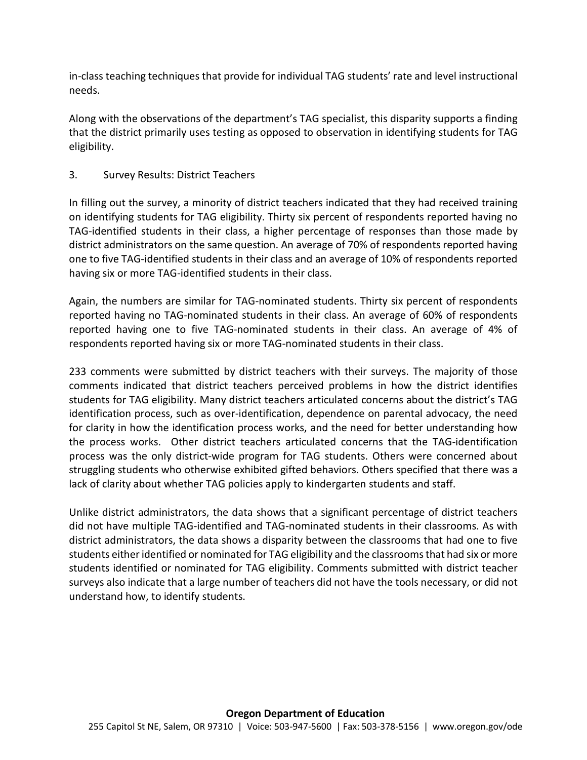in-class teaching techniques that provide for individual TAG students' rate and level instructional needs.

Along with the observations of the department's TAG specialist, this disparity supports a finding that the district primarily uses testing as opposed to observation in identifying students for TAG eligibility.

3. Survey Results: District Teachers

In filling out the survey, a minority of district teachers indicated that they had received training on identifying students for TAG eligibility. Thirty six percent of respondents reported having no TAG-identified students in their class, a higher percentage of responses than those made by district administrators on the same question. An average of 70% of respondents reported having one to five TAG-identified students in their class and an average of 10% of respondents reported having six or more TAG-identified students in their class.

Again, the numbers are similar for TAG-nominated students. Thirty six percent of respondents reported having no TAG-nominated students in their class. An average of 60% of respondents reported having one to five TAG-nominated students in their class. An average of 4% of respondents reported having six or more TAG-nominated students in their class.

233 comments were submitted by district teachers with their surveys. The majority of those comments indicated that district teachers perceived problems in how the district identifies students for TAG eligibility. Many district teachers articulated concerns about the district's TAG identification process, such as over-identification, dependence on parental advocacy, the need for clarity in how the identification process works, and the need for better understanding how the process works. Other district teachers articulated concerns that the TAG-identification process was the only district-wide program for TAG students. Others were concerned about struggling students who otherwise exhibited gifted behaviors. Others specified that there was a lack of clarity about whether TAG policies apply to kindergarten students and staff.

Unlike district administrators, the data shows that a significant percentage of district teachers did not have multiple TAG-identified and TAG-nominated students in their classrooms. As with district administrators, the data shows a disparity between the classrooms that had one to five students either identified or nominated for TAG eligibility and the classrooms that had six or more students identified or nominated for TAG eligibility. Comments submitted with district teacher surveys also indicate that a large number of teachers did not have the tools necessary, or did not understand how, to identify students.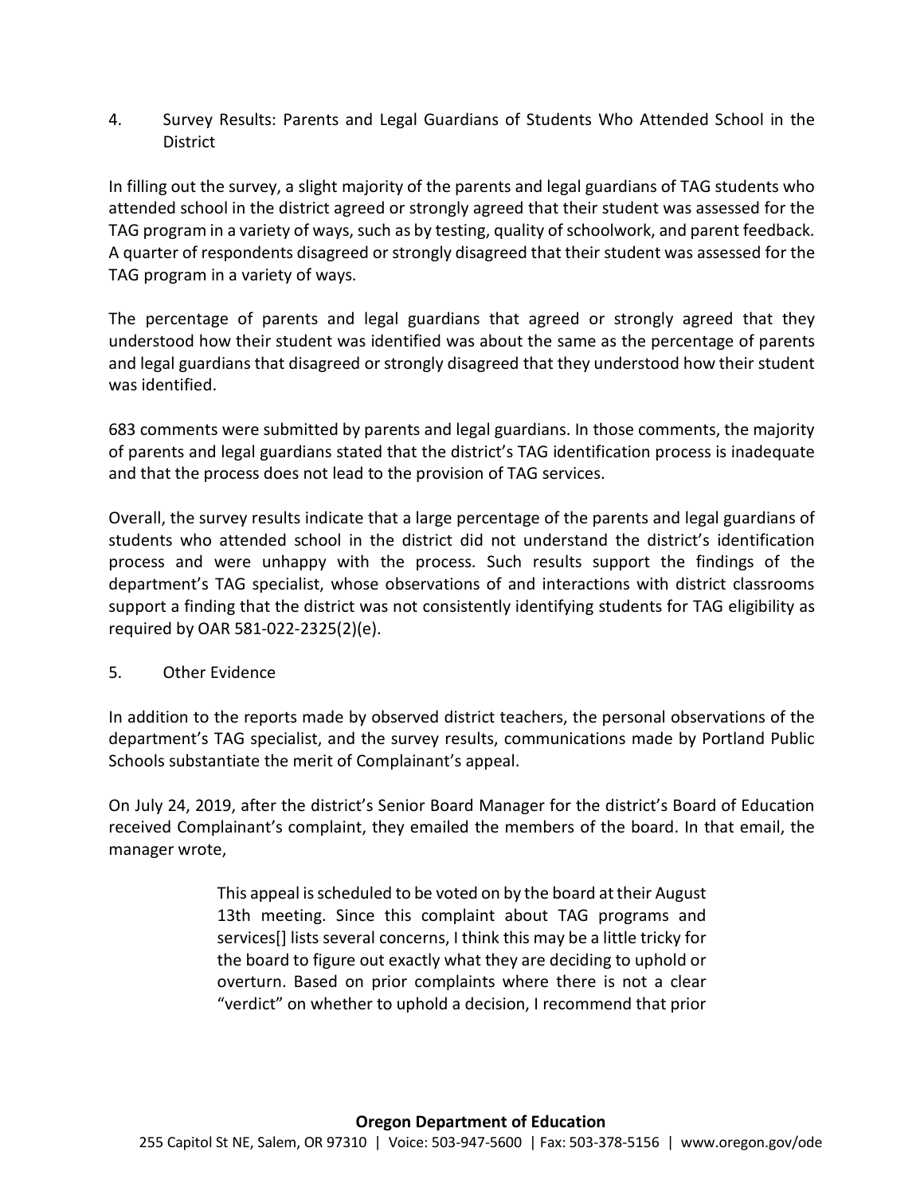4. Survey Results: Parents and Legal Guardians of Students Who Attended School in the District

In filling out the survey, a slight majority of the parents and legal guardians of TAG students who attended school in the district agreed or strongly agreed that their student was assessed for the TAG program in a variety of ways, such as by testing, quality of schoolwork, and parent feedback. A quarter of respondents disagreed or strongly disagreed that their student was assessed for the TAG program in a variety of ways.

The percentage of parents and legal guardians that agreed or strongly agreed that they understood how their student was identified was about the same as the percentage of parents and legal guardians that disagreed or strongly disagreed that they understood how their student was identified.

683 comments were submitted by parents and legal guardians. In those comments, the majority of parents and legal guardians stated that the district's TAG identification process is inadequate and that the process does not lead to the provision of TAG services.

Overall, the survey results indicate that a large percentage of the parents and legal guardians of students who attended school in the district did not understand the district's identification process and were unhappy with the process. Such results support the findings of the department's TAG specialist, whose observations of and interactions with district classrooms support a finding that the district was not consistently identifying students for TAG eligibility as required by OAR 581-022-2325(2)(e).

5. Other Evidence

In addition to the reports made by observed district teachers, the personal observations of the department's TAG specialist, and the survey results, communications made by Portland Public Schools substantiate the merit of Complainant's appeal.

On July 24, 2019, after the district's Senior Board Manager for the district's Board of Education received Complainant's complaint, they emailed the members of the board. In that email, the manager wrote,

> This appeal is scheduled to be voted on by the board at their August 13th meeting. Since this complaint about TAG programs and services[] lists several concerns, I think this may be a little tricky for the board to figure out exactly what they are deciding to uphold or overturn. Based on prior complaints where there is not a clear "verdict" on whether to uphold a decision, I recommend that prior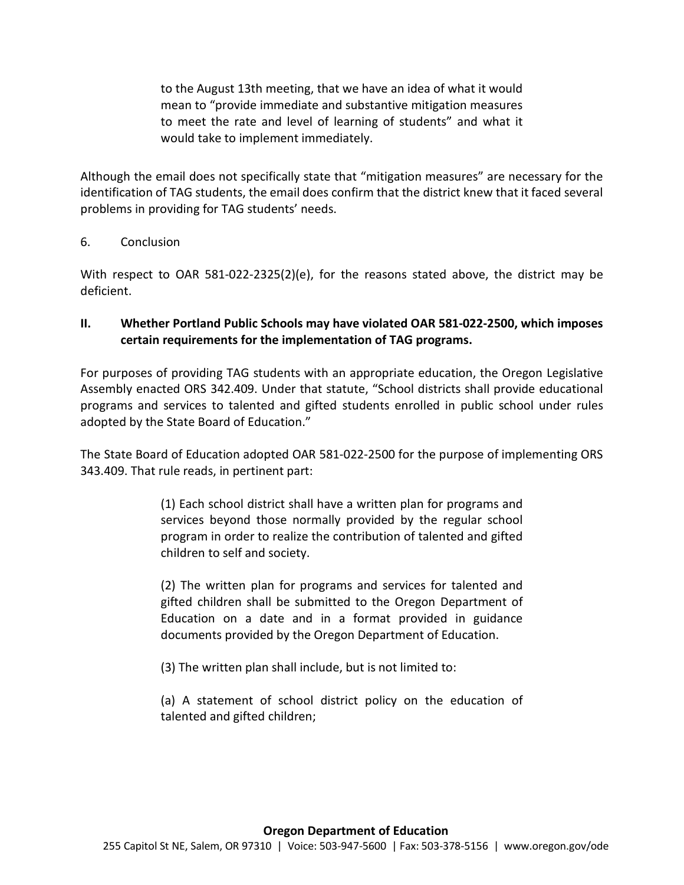> to the August 13th meeting, that we have an idea of what it would mean to "provide immediate and substantive mitigation measures to meet the rate and level of learning of students" and what it would take to implement immediately.

Although the email does not specifically state that "mitigation measures" are necessary for the identification of TAG students, the email does confirm that the district knew that it faced several problems in providing for TAG students' needs.

6. Conclusion

With respect to OAR 581-022-2325(2)(e), for the reasons stated above, the district may be deficient.

## II. Whether Portland Public Schools may have violated OAR 581-022-2500, which imposes certain requirements for the implementation of TAG programs.

For purposes of providing TAG students with an appropriate education, the Oregon Legislative Assembly enacted ORS 342.409. Under that statute, "School districts shall provide educational programs and services to talented and gifted students enrolled in public school under rules adopted by the State Board of Education."

The State Board of Education adopted OAR 581-022-2500 for the purpose of implementing ORS 343.409. That rule reads, in pertinent part:

> (1) Each school district shall have a written plan for programs and services beyond those normally provided by the regular school program in order to realize the contribution of talented and gifted children to self and society.
>
> (2) The written plan for programs and services for talented and gifted children shall be submitted to the Oregon Department of Education on a date and in a format provided in guidance documents provided by the Oregon Department of Education.
>
> (3) The written plan shall include, but is not limited to:
>
> (a) A statement of school district policy on the education of talented and gifted children;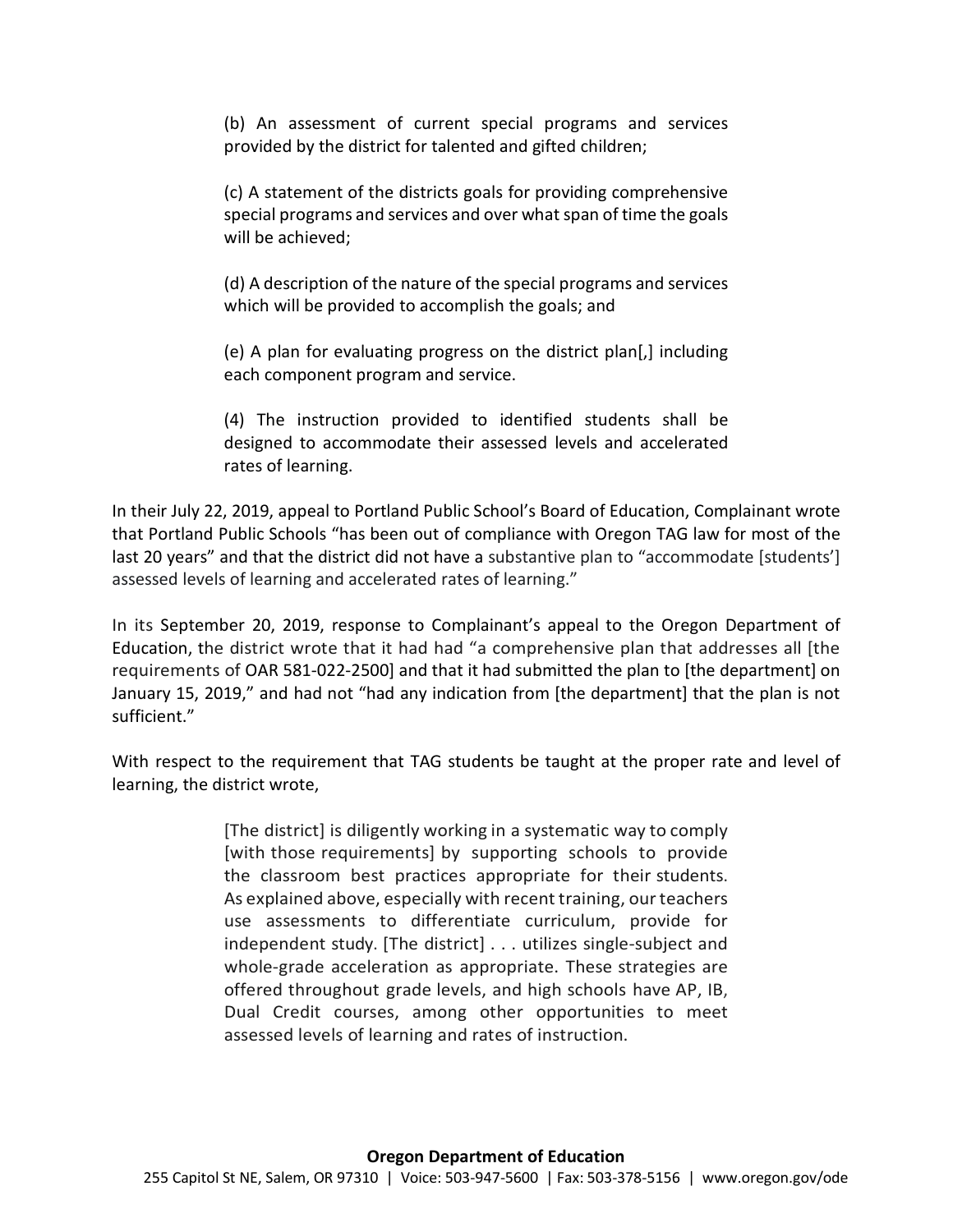> (b) An assessment of current special programs and services provided by the district for talented and gifted children;
>
> (c) A statement of the districts goals for providing comprehensive special programs and services and over what span of time the goals will be achieved;
>
> (d) A description of the nature of the special programs and services which will be provided to accomplish the goals; and
>
> (e) A plan for evaluating progress on the district plan[,] including each component program and service.
>
> (4) The instruction provided to identified students shall be designed to accommodate their assessed levels and accelerated rates of learning.

In their July 22, 2019, appeal to Portland Public School's Board of Education, Complainant wrote that Portland Public Schools "has been out of compliance with Oregon TAG law for most of the last 20 years" and that the district did not have a substantive plan to "accommodate [students'] assessed levels of learning and accelerated rates of learning."

In its September 20, 2019, response to Complainant's appeal to the Oregon Department of Education, the district wrote that it had had "a comprehensive plan that addresses all [the requirements of OAR 581-022-2500] and that it had submitted the plan to [the department] on January 15, 2019," and had not "had any indication from [the department] that the plan is not sufficient."

With respect to the requirement that TAG students be taught at the proper rate and level of learning, the district wrote,

> [The district] is diligently working in a systematic way to comply [with those requirements] by supporting schools to provide the classroom best practices appropriate for their students. As explained above, especially with recent training, our teachers use assessments to differentiate curriculum, provide for independent study. [The district] . . . utilizes single-subject and whole-grade acceleration as appropriate. These strategies are offered throughout grade levels, and high schools have AP, IB, Dual Credit courses, among other opportunities to meet assessed levels of learning and rates of instruction.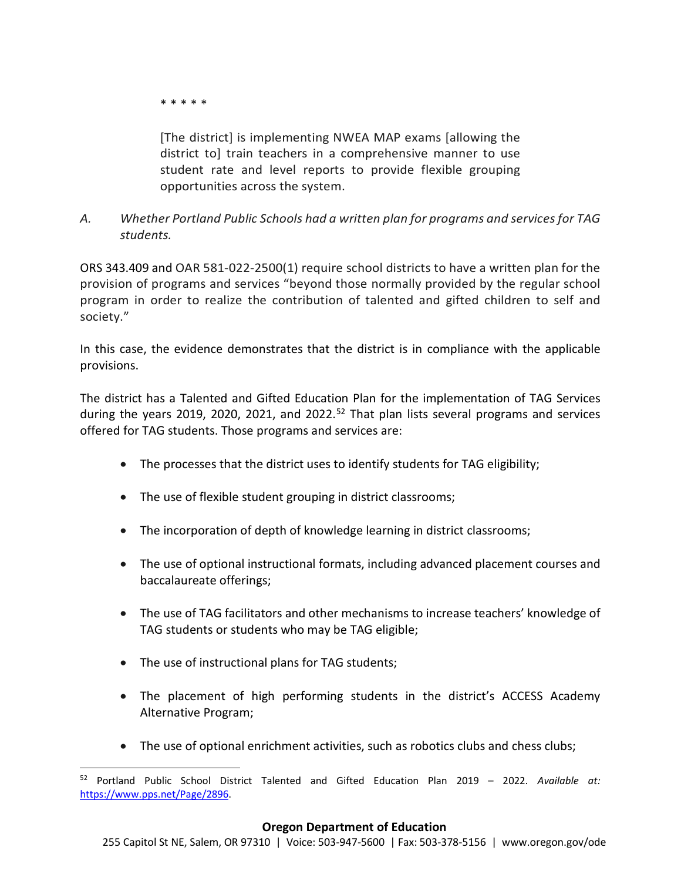\* \* \* \* \*

> [The district] is implementing NWEA MAP exams [allowing the district to] train teachers in a comprehensive manner to use student rate and level reports to provide flexible grouping opportunities across the system.

*A. Whether Portland Public Schools had a written plan for programs and services for TAG students.*

ORS 343.409 and OAR 581-022-2500(1) require school districts to have a written plan for the provision of programs and services "beyond those normally provided by the regular school program in order to realize the contribution of talented and gifted children to self and society."

In this case, the evidence demonstrates that the district is in compliance with the applicable provisions.

The district has a Talented and Gifted Education Plan for the implementation of TAG Services during the years 2019, 2020, 2021, and 2022.[52] That plan lists several programs and services offered for TAG students. Those programs and services are:

- The processes that the district uses to identify students for TAG eligibility;
- The use of flexible student grouping in district classrooms;
- The incorporation of depth of knowledge learning in district classrooms;
- The use of optional instructional formats, including advanced placement courses and baccalaureate offerings;
- The use of TAG facilitators and other mechanisms to increase teachers' knowledge of TAG students or students who may be TAG eligible;
- The use of instructional plans for TAG students;
- The placement of high performing students in the district's ACCESS Academy Alternative Program;
- The use of optional enrichment activities, such as robotics clubs and chess clubs;

[52] Portland Public School District Talented and Gifted Education Plan 2019 – 2022. *Available at:* https://www.pps.net/Page/2896.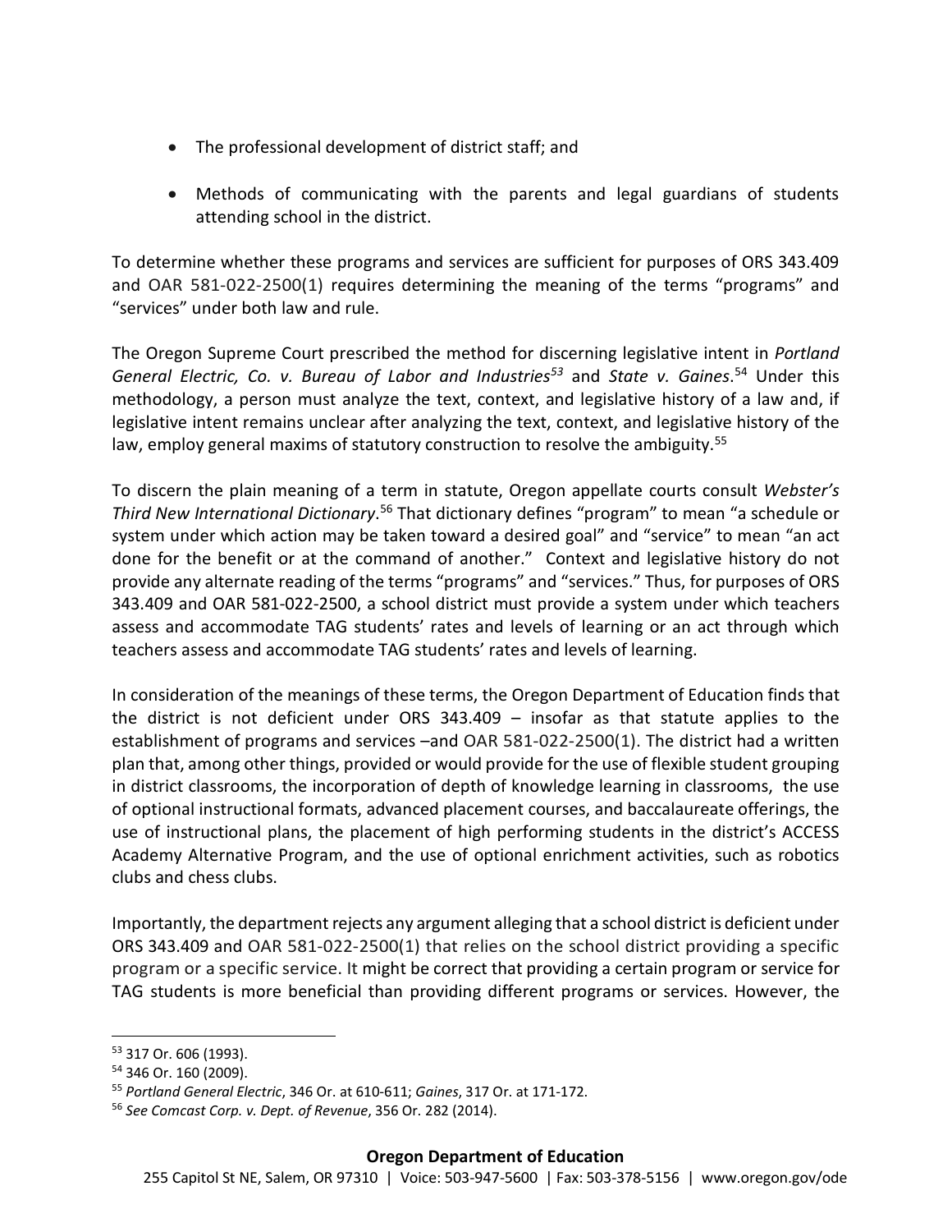- The professional development of district staff; and
- Methods of communicating with the parents and legal guardians of students attending school in the district.

To determine whether these programs and services are sufficient for purposes of ORS 343.409 and OAR 581-022-2500(1) requires determining the meaning of the terms "programs" and "services" under both law and rule.

The Oregon Supreme Court prescribed the method for discerning legislative intent in *Portland General Electric, Co. v. Bureau of Labor and Industries*[53] and *State v. Gaines*.[54] Under this methodology, a person must analyze the text, context, and legislative history of a law and, if legislative intent remains unclear after analyzing the text, context, and legislative history of the law, employ general maxims of statutory construction to resolve the ambiguity.[55]

To discern the plain meaning of a term in statute, Oregon appellate courts consult *Webster's Third New International Dictionary*.[56] That dictionary defines "program" to mean "a schedule or system under which action may be taken toward a desired goal" and "service" to mean "an act done for the benefit or at the command of another." Context and legislative history do not provide any alternate reading of the terms "programs" and "services." Thus, for purposes of ORS 343.409 and OAR 581-022-2500, a school district must provide a system under which teachers assess and accommodate TAG students' rates and levels of learning or an act through which teachers assess and accommodate TAG students' rates and levels of learning.

In consideration of the meanings of these terms, the Oregon Department of Education finds that the district is not deficient under ORS 343.409 – insofar as that statute applies to the establishment of programs and services –and OAR 581-022-2500(1). The district had a written plan that, among other things, provided or would provide for the use of flexible student grouping in district classrooms, the incorporation of depth of knowledge learning in classrooms, the use of optional instructional formats, advanced placement courses, and baccalaureate offerings, the use of instructional plans, the placement of high performing students in the district's ACCESS Academy Alternative Program, and the use of optional enrichment activities, such as robotics clubs and chess clubs.

Importantly, the department rejects any argument alleging that a school district is deficient under ORS 343.409 and OAR 581-022-2500(1) that relies on the school district providing a specific program or a specific service. It might be correct that providing a certain program or service for TAG students is more beneficial than providing different programs or services. However, the

---

[53] 317 Or. 606 (1993).

[54] 346 Or. 160 (2009).

[55] *Portland General Electric*, 346 Or. at 610-611; *Gaines*, 317 Or. at 171-172.

[56] *See Comcast Corp. v. Dept. of Revenue*, 356 Or. 282 (2014).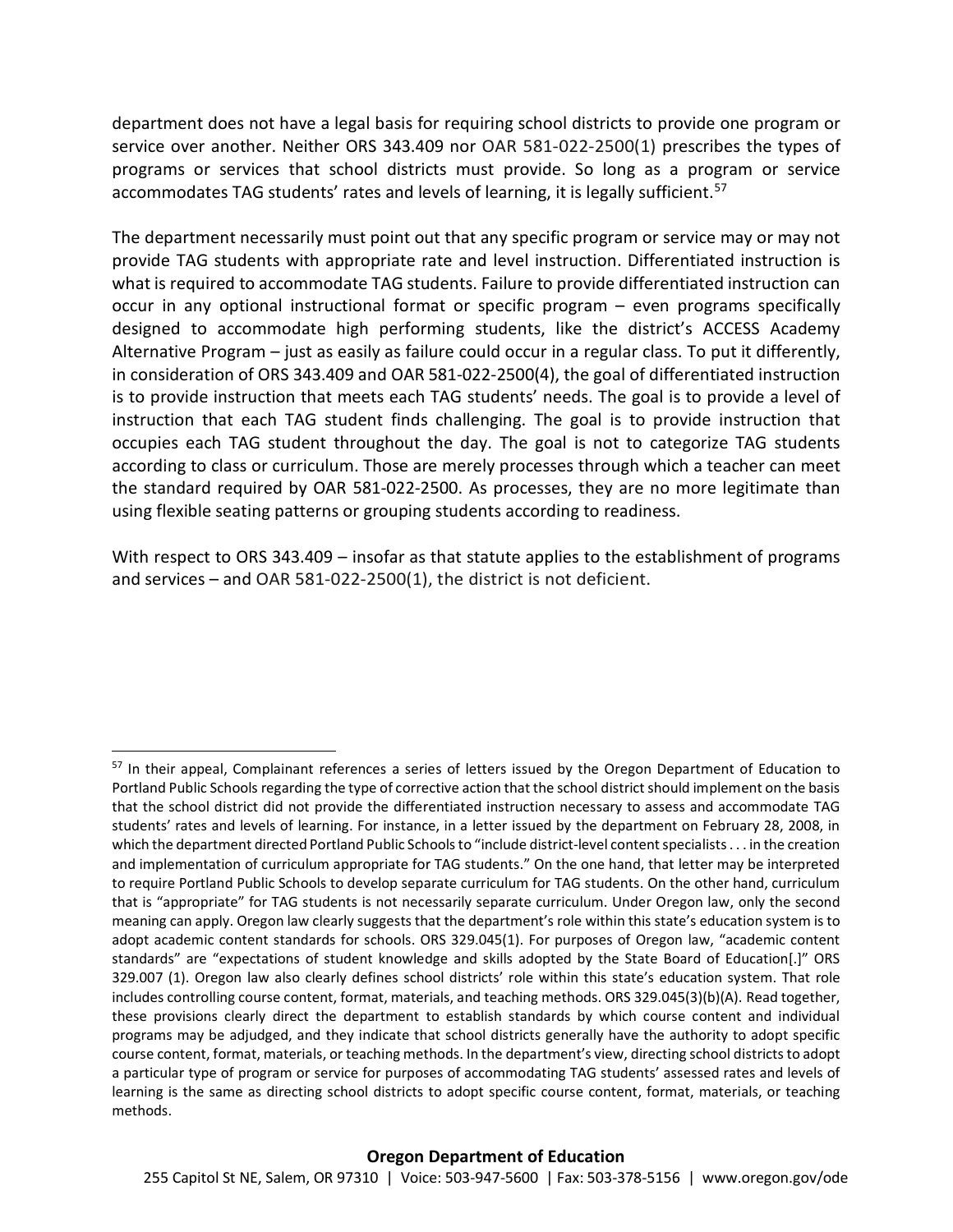department does not have a legal basis for requiring school districts to provide one program or service over another. Neither ORS 343.409 nor OAR 581-022-2500(1) prescribes the types of programs or services that school districts must provide. So long as a program or service accommodates TAG students' rates and levels of learning, it is legally sufficient.[57]

The department necessarily must point out that any specific program or service may or may not provide TAG students with appropriate rate and level instruction. Differentiated instruction is what is required to accommodate TAG students. Failure to provide differentiated instruction can occur in any optional instructional format or specific program – even programs specifically designed to accommodate high performing students, like the district's ACCESS Academy Alternative Program – just as easily as failure could occur in a regular class. To put it differently, in consideration of ORS 343.409 and OAR 581-022-2500(4), the goal of differentiated instruction is to provide instruction that meets each TAG students' needs. The goal is to provide a level of instruction that each TAG student finds challenging. The goal is to provide instruction that occupies each TAG student throughout the day. The goal is not to categorize TAG students according to class or curriculum. Those are merely processes through which a teacher can meet the standard required by OAR 581-022-2500. As processes, they are no more legitimate than using flexible seating patterns or grouping students according to readiness.

With respect to ORS 343.409 – insofar as that statute applies to the establishment of programs and services – and OAR 581-022-2500(1), the district is not deficient.

---

[57] In their appeal, Complainant references a series of letters issued by the Oregon Department of Education to Portland Public Schools regarding the type of corrective action that the school district should implement on the basis that the school district did not provide the differentiated instruction necessary to assess and accommodate TAG students' rates and levels of learning. For instance, in a letter issued by the department on February 28, 2008, in which the department directed Portland Public Schools to "include district-level content specialists . . . in the creation and implementation of curriculum appropriate for TAG students." On the one hand, that letter may be interpreted to require Portland Public Schools to develop separate curriculum for TAG students. On the other hand, curriculum that is "appropriate" for TAG students is not necessarily separate curriculum. Under Oregon law, only the second meaning can apply. Oregon law clearly suggests that the department's role within this state's education system is to adopt academic content standards for schools. ORS 329.045(1). For purposes of Oregon law, "academic content standards" are "expectations of student knowledge and skills adopted by the State Board of Education[.]" ORS 329.007 (1). Oregon law also clearly defines school districts' role within this state's education system. That role includes controlling course content, format, materials, and teaching methods. ORS 329.045(3)(b)(A). Read together, these provisions clearly direct the department to establish standards by which course content and individual programs may be adjudged, and they indicate that school districts generally have the authority to adopt specific course content, format, materials, or teaching methods. In the department's view, directing school districts to adopt a particular type of program or service for purposes of accommodating TAG students' assessed rates and levels of learning is the same as directing school districts to adopt specific course content, format, materials, or teaching methods.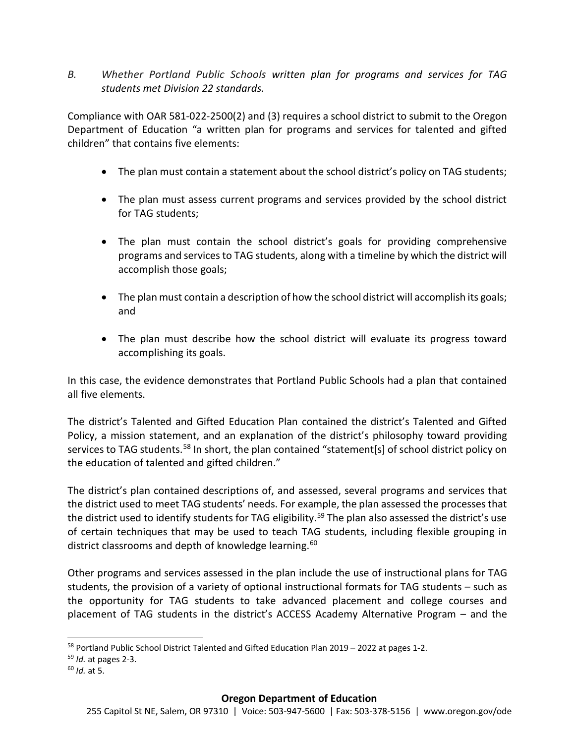*B. Whether Portland Public Schools written plan for programs and services for TAG students met Division 22 standards.*

Compliance with OAR 581-022-2500(2) and (3) requires a school district to submit to the Oregon Department of Education "a written plan for programs and services for talented and gifted children" that contains five elements:

- The plan must contain a statement about the school district's policy on TAG students;
- The plan must assess current programs and services provided by the school district for TAG students;
- The plan must contain the school district's goals for providing comprehensive programs and services to TAG students, along with a timeline by which the district will accomplish those goals;
- The plan must contain a description of how the school district will accomplish its goals; and
- The plan must describe how the school district will evaluate its progress toward accomplishing its goals.

In this case, the evidence demonstrates that Portland Public Schools had a plan that contained all five elements.

The district's Talented and Gifted Education Plan contained the district's Talented and Gifted Policy, a mission statement, and an explanation of the district's philosophy toward providing services to TAG students.[58] In short, the plan contained "statement[s] of school district policy on the education of talented and gifted children."

The district's plan contained descriptions of, and assessed, several programs and services that the district used to meet TAG students' needs. For example, the plan assessed the processes that the district used to identify students for TAG eligibility.[59] The plan also assessed the district's use of certain techniques that may be used to teach TAG students, including flexible grouping in district classrooms and depth of knowledge learning.[60]

Other programs and services assessed in the plan include the use of instructional plans for TAG students, the provision of a variety of optional instructional formats for TAG students – such as the opportunity for TAG students to take advanced placement and college courses and placement of TAG students in the district's ACCESS Academy Alternative Program – and the

---

[58] Portland Public School District Talented and Gifted Education Plan 2019 – 2022 at pages 1-2.

[59] *Id.* at pages 2-3.

[60] *Id.* at 5.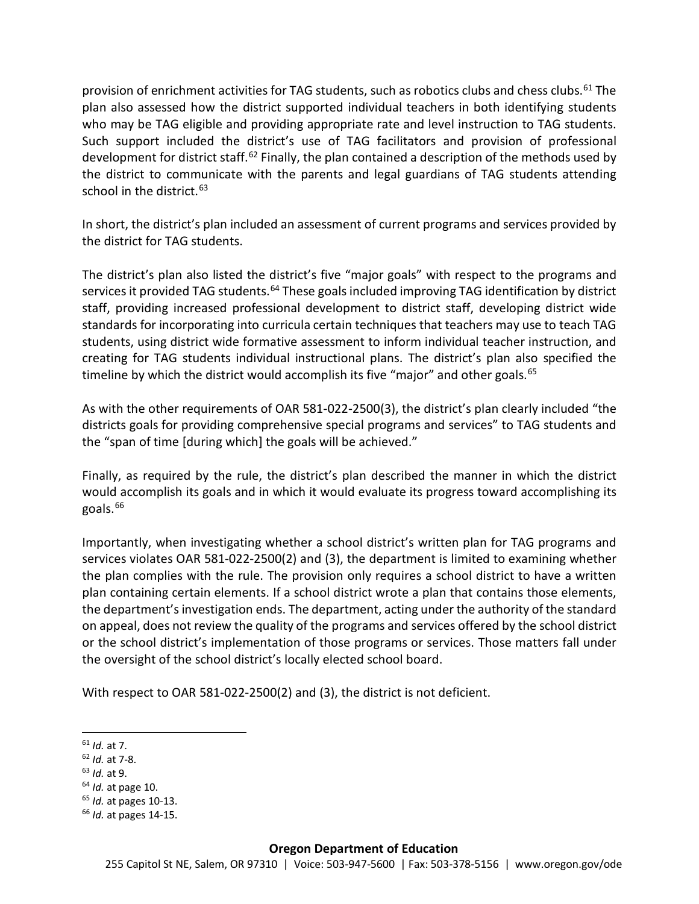provision of enrichment activities for TAG students, such as robotics clubs and chess clubs.[61] The plan also assessed how the district supported individual teachers in both identifying students who may be TAG eligible and providing appropriate rate and level instruction to TAG students. Such support included the district's use of TAG facilitators and provision of professional development for district staff.[62] Finally, the plan contained a description of the methods used by the district to communicate with the parents and legal guardians of TAG students attending school in the district.[63]

In short, the district's plan included an assessment of current programs and services provided by the district for TAG students.

The district's plan also listed the district's five "major goals" with respect to the programs and services it provided TAG students.[64] These goals included improving TAG identification by district staff, providing increased professional development to district staff, developing district wide standards for incorporating into curricula certain techniques that teachers may use to teach TAG students, using district wide formative assessment to inform individual teacher instruction, and creating for TAG students individual instructional plans. The district's plan also specified the timeline by which the district would accomplish its five "major" and other goals.[65]

As with the other requirements of OAR 581-022-2500(3), the district's plan clearly included "the districts goals for providing comprehensive special programs and services" to TAG students and the "span of time [during which] the goals will be achieved."

Finally, as required by the rule, the district's plan described the manner in which the district would accomplish its goals and in which it would evaluate its progress toward accomplishing its goals.[66]

Importantly, when investigating whether a school district's written plan for TAG programs and services violates OAR 581-022-2500(2) and (3), the department is limited to examining whether the plan complies with the rule. The provision only requires a school district to have a written plan containing certain elements. If a school district wrote a plan that contains those elements, the department's investigation ends. The department, acting under the authority of the standard on appeal, does not review the quality of the programs and services offered by the school district or the school district's implementation of those programs or services. Those matters fall under the oversight of the school district's locally elected school board.

With respect to OAR 581-022-2500(2) and (3), the district is not deficient.

---

[61] *Id.* at 7.

[62] *Id.* at 7-8.

[63] *Id.* at 9.

[64] *Id.* at page 10.

[65] *Id.* at pages 10-13.

[66] *Id.* at pages 14-15.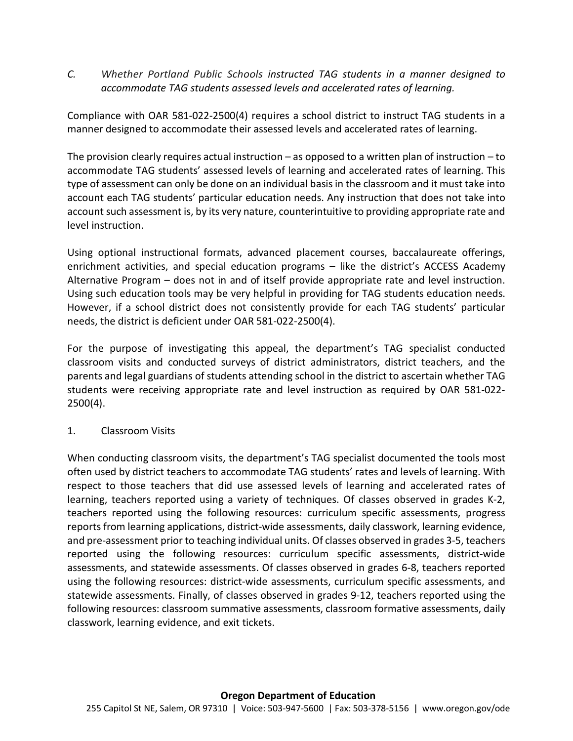*C. Whether Portland Public Schools instructed TAG students in a manner designed to accommodate TAG students assessed levels and accelerated rates of learning.*

Compliance with OAR 581-022-2500(4) requires a school district to instruct TAG students in a manner designed to accommodate their assessed levels and accelerated rates of learning.

The provision clearly requires actual instruction – as opposed to a written plan of instruction – to accommodate TAG students' assessed levels of learning and accelerated rates of learning. This type of assessment can only be done on an individual basis in the classroom and it must take into account each TAG students' particular education needs. Any instruction that does not take into account such assessment is, by its very nature, counterintuitive to providing appropriate rate and level instruction.

Using optional instructional formats, advanced placement courses, baccalaureate offerings, enrichment activities, and special education programs – like the district's ACCESS Academy Alternative Program – does not in and of itself provide appropriate rate and level instruction. Using such education tools may be very helpful in providing for TAG students education needs. However, if a school district does not consistently provide for each TAG students' particular needs, the district is deficient under OAR 581-022-2500(4).

For the purpose of investigating this appeal, the department's TAG specialist conducted classroom visits and conducted surveys of district administrators, district teachers, and the parents and legal guardians of students attending school in the district to ascertain whether TAG students were receiving appropriate rate and level instruction as required by OAR 581-022-2500(4).

1. Classroom Visits

When conducting classroom visits, the department's TAG specialist documented the tools most often used by district teachers to accommodate TAG students' rates and levels of learning. With respect to those teachers that did use assessed levels of learning and accelerated rates of learning, teachers reported using a variety of techniques. Of classes observed in grades K-2, teachers reported using the following resources: curriculum specific assessments, progress reports from learning applications, district-wide assessments, daily classwork, learning evidence, and pre-assessment prior to teaching individual units. Of classes observed in grades 3-5, teachers reported using the following resources: curriculum specific assessments, district-wide assessments, and statewide assessments. Of classes observed in grades 6-8, teachers reported using the following resources: district-wide assessments, curriculum specific assessments, and statewide assessments. Finally, of classes observed in grades 9-12, teachers reported using the following resources: classroom summative assessments, classroom formative assessments, daily classwork, learning evidence, and exit tickets.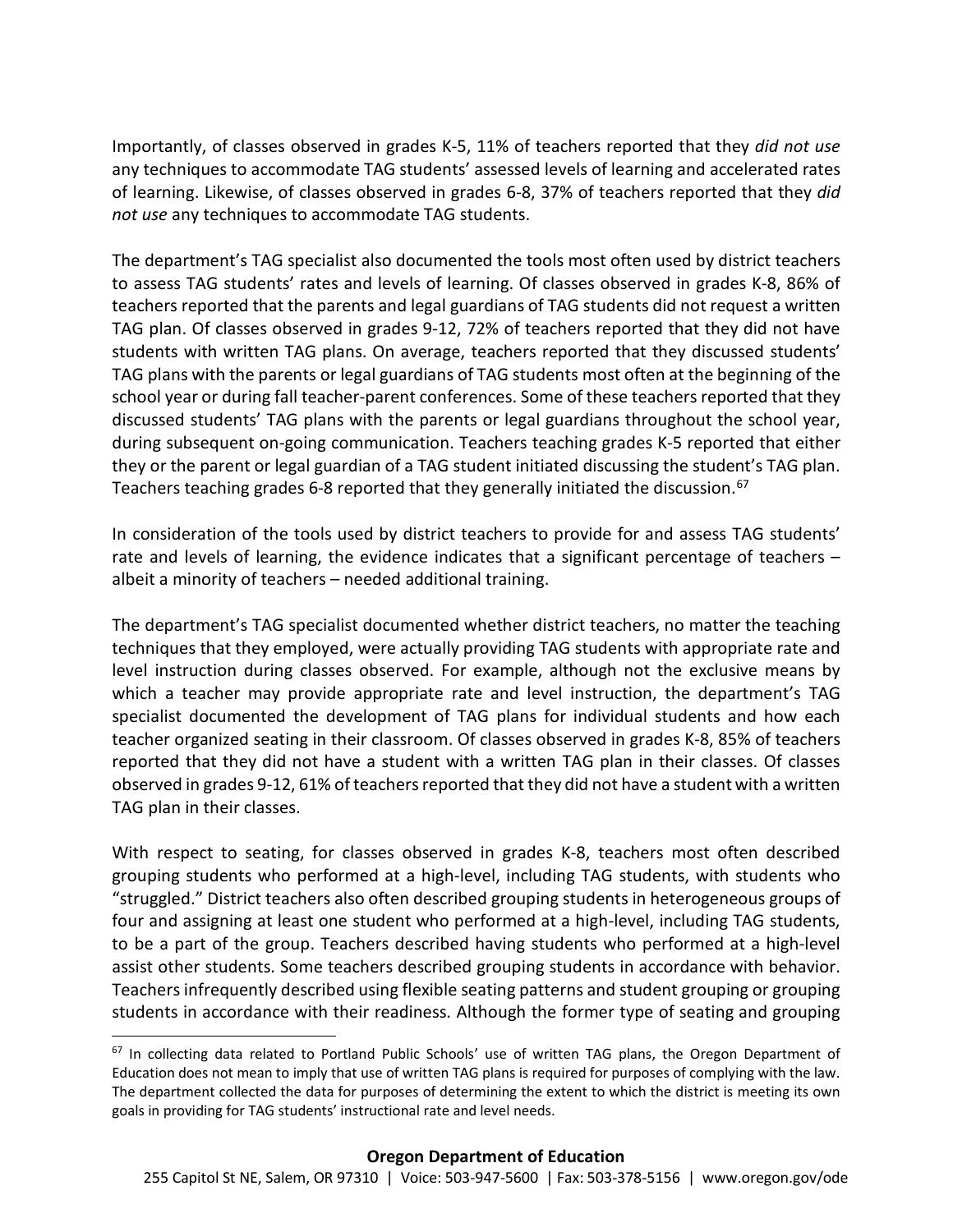Importantly, of classes observed in grades K-5, 11% of teachers reported that they *did not use* any techniques to accommodate TAG students' assessed levels of learning and accelerated rates of learning. Likewise, of classes observed in grades 6-8, 37% of teachers reported that they *did not use* any techniques to accommodate TAG students.

The department's TAG specialist also documented the tools most often used by district teachers to assess TAG students' rates and levels of learning. Of classes observed in grades K-8, 86% of teachers reported that the parents and legal guardians of TAG students did not request a written TAG plan. Of classes observed in grades 9-12, 72% of teachers reported that they did not have students with written TAG plans. On average, teachers reported that they discussed students' TAG plans with the parents or legal guardians of TAG students most often at the beginning of the school year or during fall teacher-parent conferences. Some of these teachers reported that they discussed students' TAG plans with the parents or legal guardians throughout the school year, during subsequent on-going communication. Teachers teaching grades K-5 reported that either they or the parent or legal guardian of a TAG student initiated discussing the student's TAG plan. Teachers teaching grades 6-8 reported that they generally initiated the discussion.[67]

In consideration of the tools used by district teachers to provide for and assess TAG students' rate and levels of learning, the evidence indicates that a significant percentage of teachers – albeit a minority of teachers – needed additional training.

The department's TAG specialist documented whether district teachers, no matter the teaching techniques that they employed, were actually providing TAG students with appropriate rate and level instruction during classes observed. For example, although not the exclusive means by which a teacher may provide appropriate rate and level instruction, the department's TAG specialist documented the development of TAG plans for individual students and how each teacher organized seating in their classroom. Of classes observed in grades K-8, 85% of teachers reported that they did not have a student with a written TAG plan in their classes. Of classes observed in grades 9-12, 61% of teachers reported that they did not have a student with a written TAG plan in their classes.

With respect to seating, for classes observed in grades K-8, teachers most often described grouping students who performed at a high-level, including TAG students, with students who "struggled." District teachers also often described grouping students in heterogeneous groups of four and assigning at least one student who performed at a high-level, including TAG students, to be a part of the group. Teachers described having students who performed at a high-level assist other students. Some teachers described grouping students in accordance with behavior. Teachers infrequently described using flexible seating patterns and student grouping or grouping students in accordance with their readiness. Although the former type of seating and grouping

[67] In collecting data related to Portland Public Schools' use of written TAG plans, the Oregon Department of Education does not mean to imply that use of written TAG plans is required for purposes of complying with the law. The department collected the data for purposes of determining the extent to which the district is meeting its own goals in providing for TAG students' instructional rate and level needs.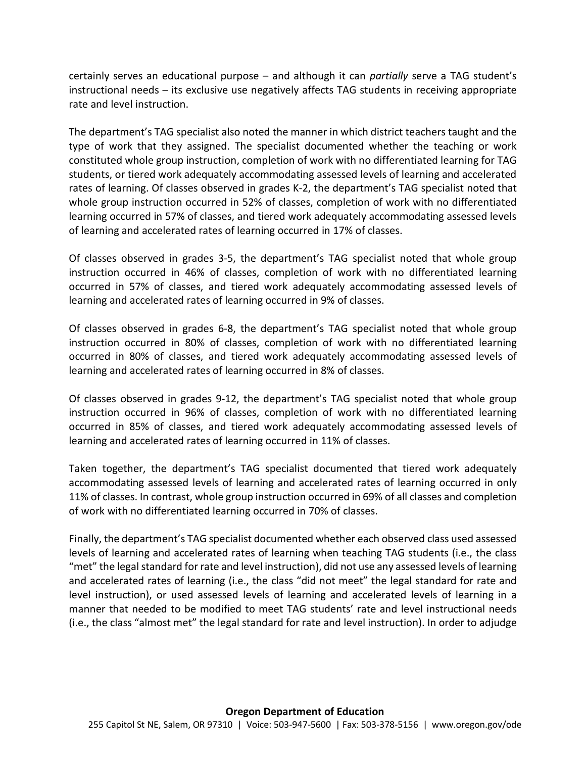certainly serves an educational purpose – and although it can *partially* serve a TAG student's instructional needs – its exclusive use negatively affects TAG students in receiving appropriate rate and level instruction.

The department's TAG specialist also noted the manner in which district teachers taught and the type of work that they assigned. The specialist documented whether the teaching or work constituted whole group instruction, completion of work with no differentiated learning for TAG students, or tiered work adequately accommodating assessed levels of learning and accelerated rates of learning. Of classes observed in grades K-2, the department's TAG specialist noted that whole group instruction occurred in 52% of classes, completion of work with no differentiated learning occurred in 57% of classes, and tiered work adequately accommodating assessed levels of learning and accelerated rates of learning occurred in 17% of classes.

Of classes observed in grades 3-5, the department's TAG specialist noted that whole group instruction occurred in 46% of classes, completion of work with no differentiated learning occurred in 57% of classes, and tiered work adequately accommodating assessed levels of learning and accelerated rates of learning occurred in 9% of classes.

Of classes observed in grades 6-8, the department's TAG specialist noted that whole group instruction occurred in 80% of classes, completion of work with no differentiated learning occurred in 80% of classes, and tiered work adequately accommodating assessed levels of learning and accelerated rates of learning occurred in 8% of classes.

Of classes observed in grades 9-12, the department's TAG specialist noted that whole group instruction occurred in 96% of classes, completion of work with no differentiated learning occurred in 85% of classes, and tiered work adequately accommodating assessed levels of learning and accelerated rates of learning occurred in 11% of classes.

Taken together, the department's TAG specialist documented that tiered work adequately accommodating assessed levels of learning and accelerated rates of learning occurred in only 11% of classes. In contrast, whole group instruction occurred in 69% of all classes and completion of work with no differentiated learning occurred in 70% of classes.

Finally, the department's TAG specialist documented whether each observed class used assessed levels of learning and accelerated rates of learning when teaching TAG students (i.e., the class "met" the legal standard for rate and level instruction), did not use any assessed levels of learning and accelerated rates of learning (i.e., the class "did not meet" the legal standard for rate and level instruction), or used assessed levels of learning and accelerated levels of learning in a manner that needed to be modified to meet TAG students' rate and level instructional needs (i.e., the class "almost met" the legal standard for rate and level instruction). In order to adjudge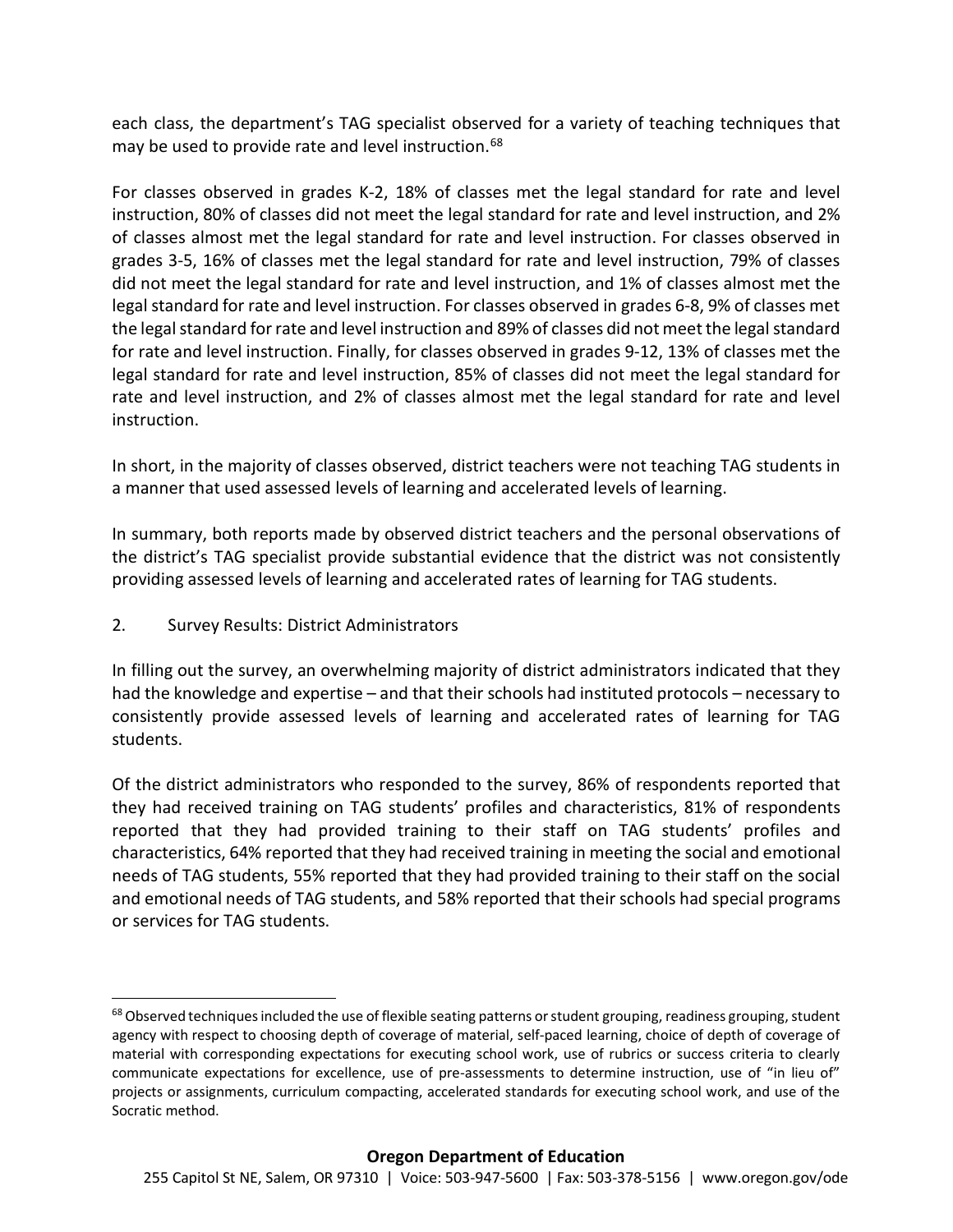each class, the department's TAG specialist observed for a variety of teaching techniques that may be used to provide rate and level instruction.[68]

For classes observed in grades K-2, 18% of classes met the legal standard for rate and level instruction, 80% of classes did not meet the legal standard for rate and level instruction, and 2% of classes almost met the legal standard for rate and level instruction. For classes observed in grades 3-5, 16% of classes met the legal standard for rate and level instruction, 79% of classes did not meet the legal standard for rate and level instruction, and 1% of classes almost met the legal standard for rate and level instruction. For classes observed in grades 6-8, 9% of classes met the legal standard for rate and level instruction and 89% of classes did not meet the legal standard for rate and level instruction. Finally, for classes observed in grades 9-12, 13% of classes met the legal standard for rate and level instruction, 85% of classes did not meet the legal standard for rate and level instruction, and 2% of classes almost met the legal standard for rate and level instruction.

In short, in the majority of classes observed, district teachers were not teaching TAG students in a manner that used assessed levels of learning and accelerated levels of learning.

In summary, both reports made by observed district teachers and the personal observations of the district's TAG specialist provide substantial evidence that the district was not consistently providing assessed levels of learning and accelerated rates of learning for TAG students.

2. Survey Results: District Administrators

In filling out the survey, an overwhelming majority of district administrators indicated that they had the knowledge and expertise – and that their schools had instituted protocols – necessary to consistently provide assessed levels of learning and accelerated rates of learning for TAG students.

Of the district administrators who responded to the survey, 86% of respondents reported that they had received training on TAG students' profiles and characteristics, 81% of respondents reported that they had provided training to their staff on TAG students' profiles and characteristics, 64% reported that they had received training in meeting the social and emotional needs of TAG students, 55% reported that they had provided training to their staff on the social and emotional needs of TAG students, and 58% reported that their schools had special programs or services for TAG students.

---

[68] Observed techniques included the use of flexible seating patterns or student grouping, readiness grouping, student agency with respect to choosing depth of coverage of material, self-paced learning, choice of depth of coverage of material with corresponding expectations for executing school work, use of rubrics or success criteria to clearly communicate expectations for excellence, use of pre-assessments to determine instruction, use of "in lieu of" projects or assignments, curriculum compacting, accelerated standards for executing school work, and use of the Socratic method.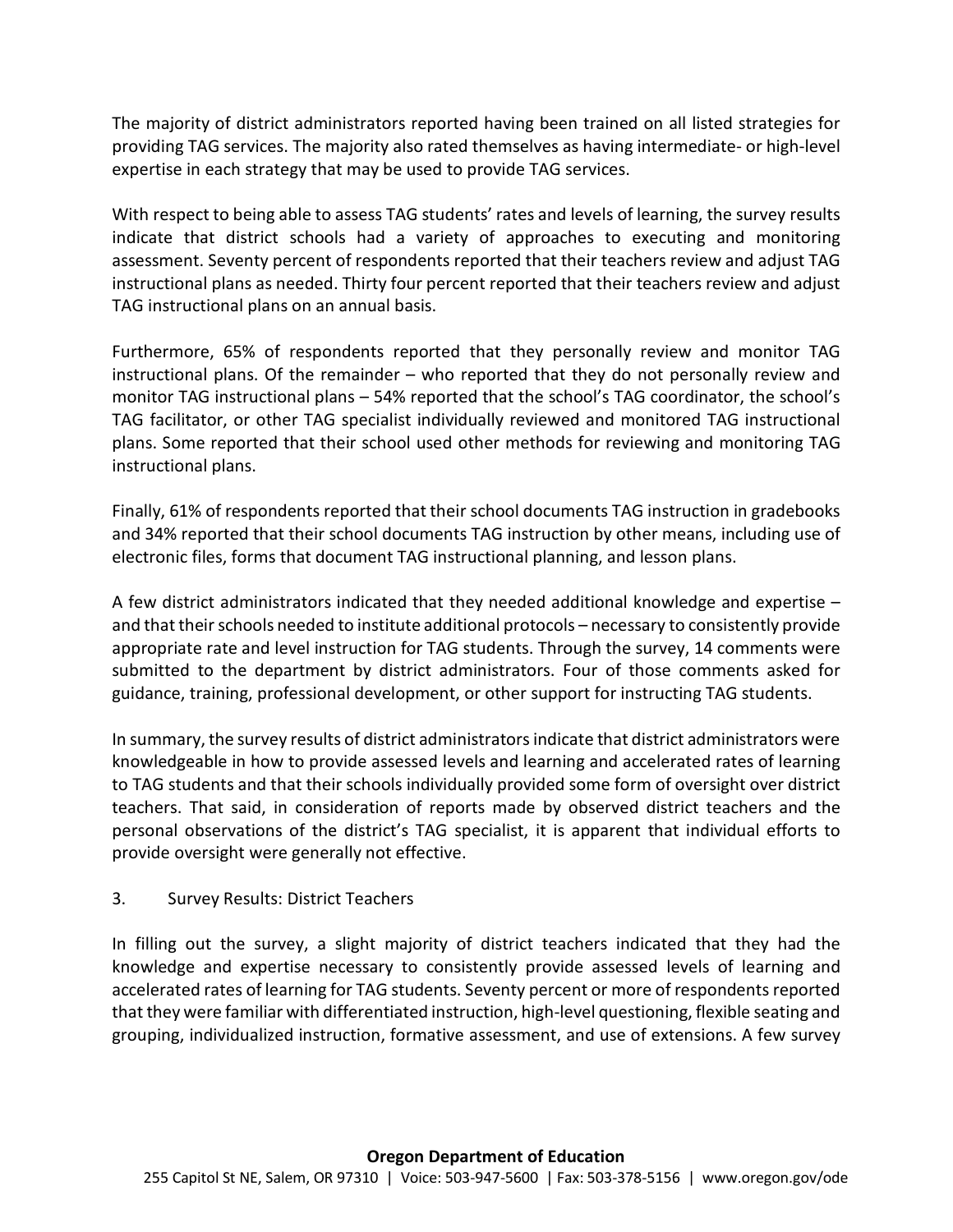The majority of district administrators reported having been trained on all listed strategies for providing TAG services. The majority also rated themselves as having intermediate- or high-level expertise in each strategy that may be used to provide TAG services.

With respect to being able to assess TAG students' rates and levels of learning, the survey results indicate that district schools had a variety of approaches to executing and monitoring assessment. Seventy percent of respondents reported that their teachers review and adjust TAG instructional plans as needed. Thirty four percent reported that their teachers review and adjust TAG instructional plans on an annual basis.

Furthermore, 65% of respondents reported that they personally review and monitor TAG instructional plans. Of the remainder – who reported that they do not personally review and monitor TAG instructional plans – 54% reported that the school's TAG coordinator, the school's TAG facilitator, or other TAG specialist individually reviewed and monitored TAG instructional plans. Some reported that their school used other methods for reviewing and monitoring TAG instructional plans.

Finally, 61% of respondents reported that their school documents TAG instruction in gradebooks and 34% reported that their school documents TAG instruction by other means, including use of electronic files, forms that document TAG instructional planning, and lesson plans.

A few district administrators indicated that they needed additional knowledge and expertise – and that their schools needed to institute additional protocols – necessary to consistently provide appropriate rate and level instruction for TAG students. Through the survey, 14 comments were submitted to the department by district administrators. Four of those comments asked for guidance, training, professional development, or other support for instructing TAG students.

In summary, the survey results of district administrators indicate that district administrators were knowledgeable in how to provide assessed levels and learning and accelerated rates of learning to TAG students and that their schools individually provided some form of oversight over district teachers. That said, in consideration of reports made by observed district teachers and the personal observations of the district's TAG specialist, it is apparent that individual efforts to provide oversight were generally not effective.

3. Survey Results: District Teachers

In filling out the survey, a slight majority of district teachers indicated that they had the knowledge and expertise necessary to consistently provide assessed levels of learning and accelerated rates of learning for TAG students. Seventy percent or more of respondents reported that they were familiar with differentiated instruction, high-level questioning, flexible seating and grouping, individualized instruction, formative assessment, and use of extensions. A few survey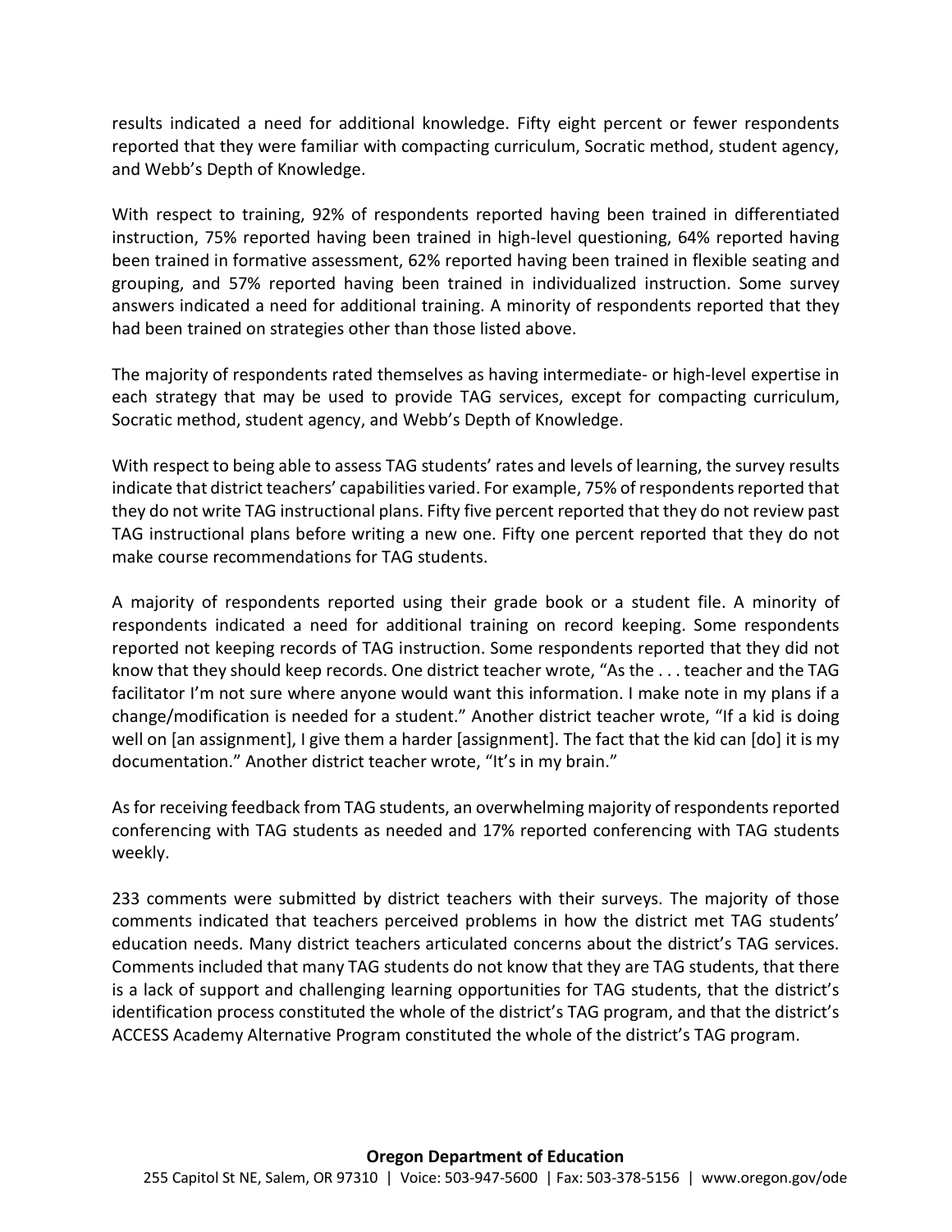results indicated a need for additional knowledge. Fifty eight percent or fewer respondents reported that they were familiar with compacting curriculum, Socratic method, student agency, and Webb's Depth of Knowledge.

With respect to training, 92% of respondents reported having been trained in differentiated instruction, 75% reported having been trained in high-level questioning, 64% reported having been trained in formative assessment, 62% reported having been trained in flexible seating and grouping, and 57% reported having been trained in individualized instruction. Some survey answers indicated a need for additional training. A minority of respondents reported that they had been trained on strategies other than those listed above.

The majority of respondents rated themselves as having intermediate- or high-level expertise in each strategy that may be used to provide TAG services, except for compacting curriculum, Socratic method, student agency, and Webb's Depth of Knowledge.

With respect to being able to assess TAG students' rates and levels of learning, the survey results indicate that district teachers' capabilities varied. For example, 75% of respondents reported that they do not write TAG instructional plans. Fifty five percent reported that they do not review past TAG instructional plans before writing a new one. Fifty one percent reported that they do not make course recommendations for TAG students.

A majority of respondents reported using their grade book or a student file. A minority of respondents indicated a need for additional training on record keeping. Some respondents reported not keeping records of TAG instruction. Some respondents reported that they did not know that they should keep records. One district teacher wrote, "As the . . . teacher and the TAG facilitator I'm not sure where anyone would want this information. I make note in my plans if a change/modification is needed for a student." Another district teacher wrote, "If a kid is doing well on [an assignment], I give them a harder [assignment]. The fact that the kid can [do] it is my documentation." Another district teacher wrote, "It's in my brain."

As for receiving feedback from TAG students, an overwhelming majority of respondents reported conferencing with TAG students as needed and 17% reported conferencing with TAG students weekly.

233 comments were submitted by district teachers with their surveys. The majority of those comments indicated that teachers perceived problems in how the district met TAG students' education needs. Many district teachers articulated concerns about the district's TAG services. Comments included that many TAG students do not know that they are TAG students, that there is a lack of support and challenging learning opportunities for TAG students, that the district's identification process constituted the whole of the district's TAG program, and that the district's ACCESS Academy Alternative Program constituted the whole of the district's TAG program.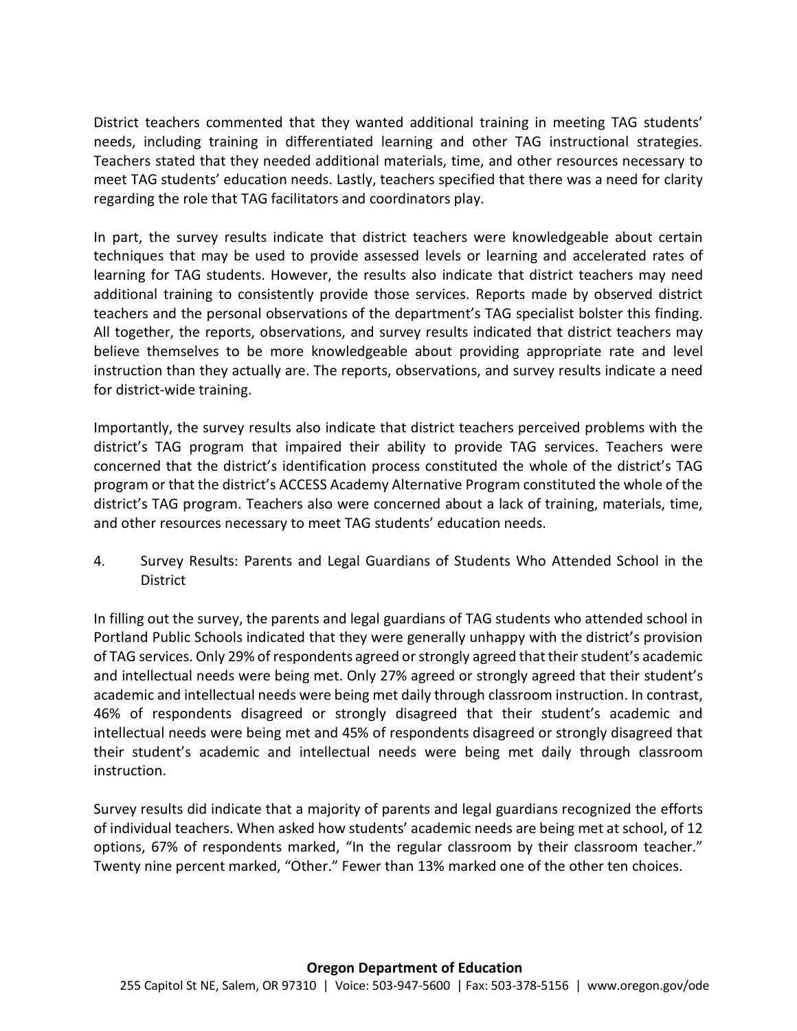District teachers commented that they wanted additional training in meeting TAG students' needs, including training in differentiated learning and other TAG instructional strategies. Teachers stated that they needed additional materials, time, and other resources necessary to meet TAG students' education needs. Lastly, teachers specified that there was a need for clarity regarding the role that TAG facilitators and coordinators play.

In part, the survey results indicate that district teachers were knowledgeable about certain techniques that may be used to provide assessed levels or learning and accelerated rates of learning for TAG students. However, the results also indicate that district teachers may need additional training to consistently provide those services. Reports made by observed district teachers and the personal observations of the department's TAG specialist bolster this finding. All together, the reports, observations, and survey results indicated that district teachers may believe themselves to be more knowledgeable about providing appropriate rate and level instruction than they actually are. The reports, observations, and survey results indicate a need for district-wide training.

Importantly, the survey results also indicate that district teachers perceived problems with the district's TAG program that impaired their ability to provide TAG services. Teachers were concerned that the district's identification process constituted the whole of the district's TAG program or that the district's ACCESS Academy Alternative Program constituted the whole of the district's TAG program. Teachers also were concerned about a lack of training, materials, time, and other resources necessary to meet TAG students' education needs.

4. Survey Results: Parents and Legal Guardians of Students Who Attended School in the District

In filling out the survey, the parents and legal guardians of TAG students who attended school in Portland Public Schools indicated that they were generally unhappy with the district's provision of TAG services. Only 29% of respondents agreed or strongly agreed that their student's academic and intellectual needs were being met. Only 27% agreed or strongly agreed that their student's academic and intellectual needs were being met daily through classroom instruction. In contrast, 46% of respondents disagreed or strongly disagreed that their student's academic and intellectual needs were being met and 45% of respondents disagreed or strongly disagreed that their student's academic and intellectual needs were being met daily through classroom instruction.

Survey results did indicate that a majority of parents and legal guardians recognized the efforts of individual teachers. When asked how students' academic needs are being met at school, of 12 options, 67% of respondents marked, "In the regular classroom by their classroom teacher." Twenty nine percent marked, "Other." Fewer than 13% marked one of the other ten choices.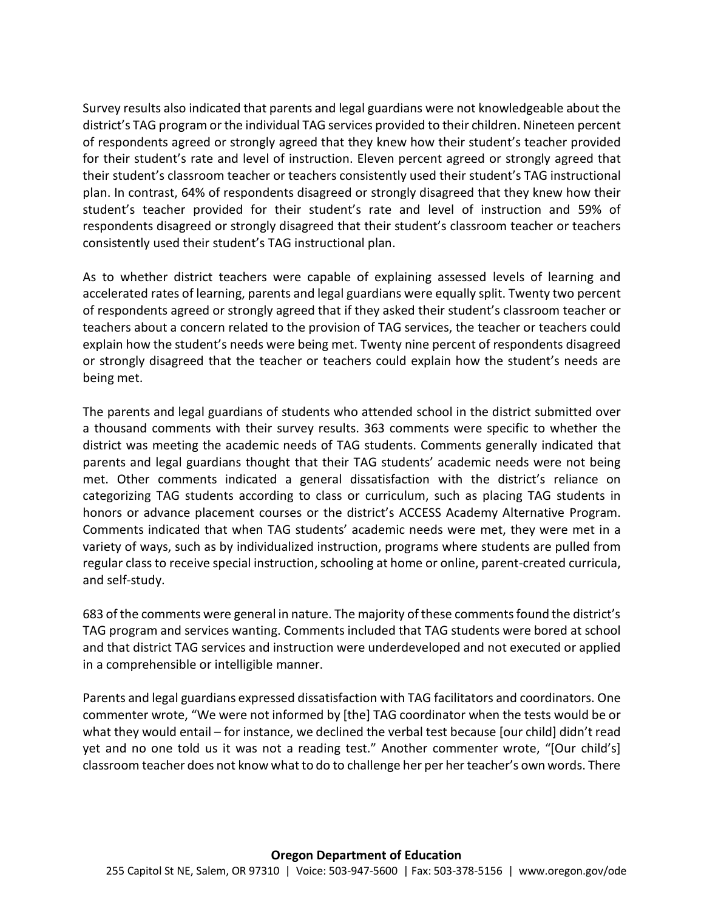Survey results also indicated that parents and legal guardians were not knowledgeable about the district's TAG program or the individual TAG services provided to their children. Nineteen percent of respondents agreed or strongly agreed that they knew how their student's teacher provided for their student's rate and level of instruction. Eleven percent agreed or strongly agreed that their student's classroom teacher or teachers consistently used their student's TAG instructional plan. In contrast, 64% of respondents disagreed or strongly disagreed that they knew how their student's teacher provided for their student's rate and level of instruction and 59% of respondents disagreed or strongly disagreed that their student's classroom teacher or teachers consistently used their student's TAG instructional plan.

As to whether district teachers were capable of explaining assessed levels of learning and accelerated rates of learning, parents and legal guardians were equally split. Twenty two percent of respondents agreed or strongly agreed that if they asked their student's classroom teacher or teachers about a concern related to the provision of TAG services, the teacher or teachers could explain how the student's needs were being met. Twenty nine percent of respondents disagreed or strongly disagreed that the teacher or teachers could explain how the student's needs are being met.

The parents and legal guardians of students who attended school in the district submitted over a thousand comments with their survey results. 363 comments were specific to whether the district was meeting the academic needs of TAG students. Comments generally indicated that parents and legal guardians thought that their TAG students' academic needs were not being met. Other comments indicated a general dissatisfaction with the district's reliance on categorizing TAG students according to class or curriculum, such as placing TAG students in honors or advance placement courses or the district's ACCESS Academy Alternative Program. Comments indicated that when TAG students' academic needs were met, they were met in a variety of ways, such as by individualized instruction, programs where students are pulled from regular class to receive special instruction, schooling at home or online, parent-created curricula, and self-study.

683 of the comments were general in nature. The majority of these comments found the district's TAG program and services wanting. Comments included that TAG students were bored at school and that district TAG services and instruction were underdeveloped and not executed or applied in a comprehensible or intelligible manner.

Parents and legal guardians expressed dissatisfaction with TAG facilitators and coordinators. One commenter wrote, "We were not informed by [the] TAG coordinator when the tests would be or what they would entail – for instance, we declined the verbal test because [our child] didn't read yet and no one told us it was not a reading test." Another commenter wrote, "[Our child's] classroom teacher does not know what to do to challenge her per her teacher's own words. There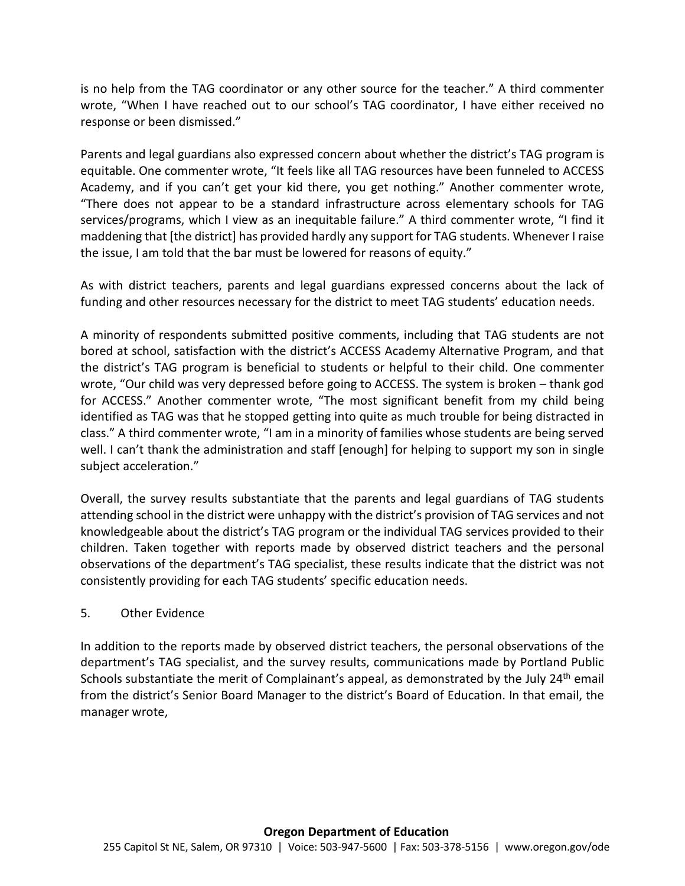is no help from the TAG coordinator or any other source for the teacher." A third commenter wrote, "When I have reached out to our school's TAG coordinator, I have either received no response or been dismissed."

Parents and legal guardians also expressed concern about whether the district's TAG program is equitable. One commenter wrote, "It feels like all TAG resources have been funneled to ACCESS Academy, and if you can't get your kid there, you get nothing." Another commenter wrote, "There does not appear to be a standard infrastructure across elementary schools for TAG services/programs, which I view as an inequitable failure." A third commenter wrote, "I find it maddening that [the district] has provided hardly any support for TAG students. Whenever I raise the issue, I am told that the bar must be lowered for reasons of equity."

As with district teachers, parents and legal guardians expressed concerns about the lack of funding and other resources necessary for the district to meet TAG students' education needs.

A minority of respondents submitted positive comments, including that TAG students are not bored at school, satisfaction with the district's ACCESS Academy Alternative Program, and that the district's TAG program is beneficial to students or helpful to their child. One commenter wrote, "Our child was very depressed before going to ACCESS. The system is broken – thank god for ACCESS." Another commenter wrote, "The most significant benefit from my child being identified as TAG was that he stopped getting into quite as much trouble for being distracted in class." A third commenter wrote, "I am in a minority of families whose students are being served well. I can't thank the administration and staff [enough] for helping to support my son in single subject acceleration."

Overall, the survey results substantiate that the parents and legal guardians of TAG students attending school in the district were unhappy with the district's provision of TAG services and not knowledgeable about the district's TAG program or the individual TAG services provided to their children. Taken together with reports made by observed district teachers and the personal observations of the department's TAG specialist, these results indicate that the district was not consistently providing for each TAG students' specific education needs.

5. Other Evidence

In addition to the reports made by observed district teachers, the personal observations of the department's TAG specialist, and the survey results, communications made by Portland Public Schools substantiate the merit of Complainant's appeal, as demonstrated by the July 24th email from the district's Senior Board Manager to the district's Board of Education. In that email, the manager wrote,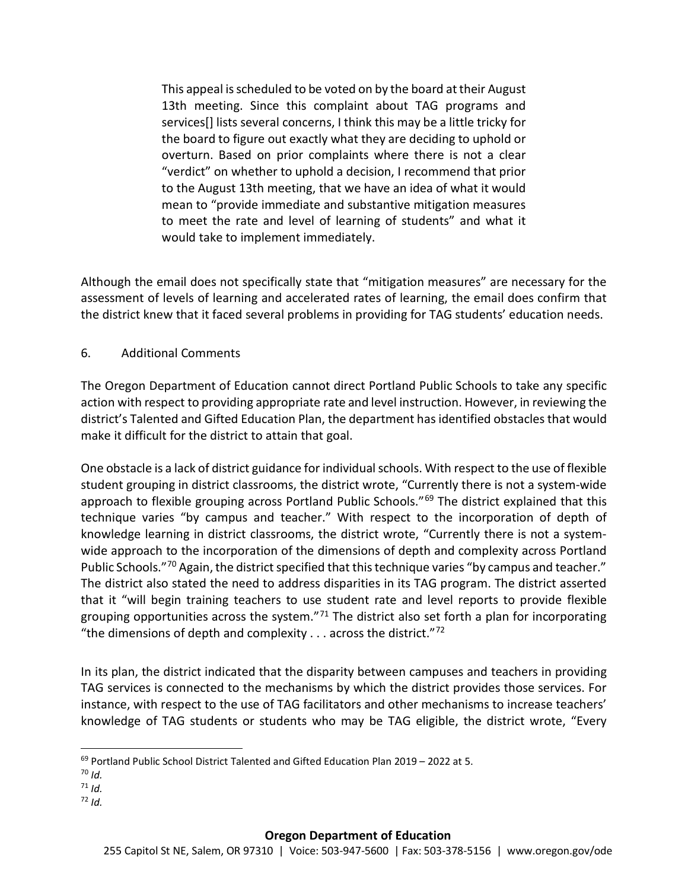> This appeal is scheduled to be voted on by the board at their August 13th meeting. Since this complaint about TAG programs and services[] lists several concerns, I think this may be a little tricky for the board to figure out exactly what they are deciding to uphold or overturn. Based on prior complaints where there is not a clear "verdict" on whether to uphold a decision, I recommend that prior to the August 13th meeting, that we have an idea of what it would mean to "provide immediate and substantive mitigation measures to meet the rate and level of learning of students" and what it would take to implement immediately.

Although the email does not specifically state that "mitigation measures" are necessary for the assessment of levels of learning and accelerated rates of learning, the email does confirm that the district knew that it faced several problems in providing for TAG students' education needs.

6. Additional Comments

The Oregon Department of Education cannot direct Portland Public Schools to take any specific action with respect to providing appropriate rate and level instruction. However, in reviewing the district's Talented and Gifted Education Plan, the department has identified obstacles that would make it difficult for the district to attain that goal.

One obstacle is a lack of district guidance for individual schools. With respect to the use of flexible student grouping in district classrooms, the district wrote, "Currently there is not a system-wide approach to flexible grouping across Portland Public Schools."[69] The district explained that this technique varies "by campus and teacher." With respect to the incorporation of depth of knowledge learning in district classrooms, the district wrote, "Currently there is not a system-wide approach to the incorporation of the dimensions of depth and complexity across Portland Public Schools."[70] Again, the district specified that this technique varies "by campus and teacher." The district also stated the need to address disparities in its TAG program. The district asserted that it "will begin training teachers to use student rate and level reports to provide flexible grouping opportunities across the system."[71] The district also set forth a plan for incorporating "the dimensions of depth and complexity . . . across the district."[72]

In its plan, the district indicated that the disparity between campuses and teachers in providing TAG services is connected to the mechanisms by which the district provides those services. For instance, with respect to the use of TAG facilitators and other mechanisms to increase teachers' knowledge of TAG students or students who may be TAG eligible, the district wrote, "Every

---

[69] Portland Public School District Talented and Gifted Education Plan 2019 – 2022 at 5.

[70] *Id.*

[71] *Id.*

[72] *Id.*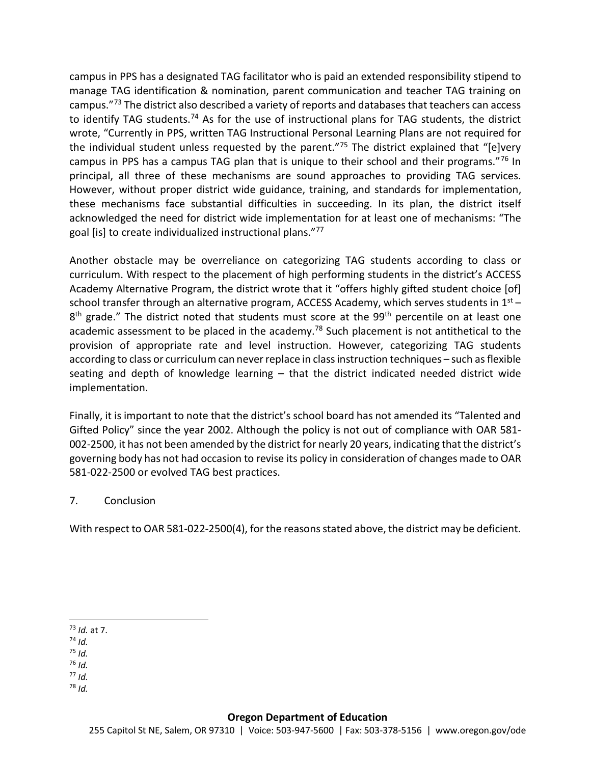campus in PPS has a designated TAG facilitator who is paid an extended responsibility stipend to manage TAG identification & nomination, parent communication and teacher TAG training on campus."[73] The district also described a variety of reports and databases that teachers can access to identify TAG students.[74] As for the use of instructional plans for TAG students, the district wrote, "Currently in PPS, written TAG Instructional Personal Learning Plans are not required for the individual student unless requested by the parent."[75] The district explained that "[e]very campus in PPS has a campus TAG plan that is unique to their school and their programs."[76] In principal, all three of these mechanisms are sound approaches to providing TAG services. However, without proper district wide guidance, training, and standards for implementation, these mechanisms face substantial difficulties in succeeding. In its plan, the district itself acknowledged the need for district wide implementation for at least one of mechanisms: "The goal [is] to create individualized instructional plans."[77]

Another obstacle may be overreliance on categorizing TAG students according to class or curriculum. With respect to the placement of high performing students in the district's ACCESS Academy Alternative Program, the district wrote that it "offers highly gifted student choice [of] school transfer through an alternative program, ACCESS Academy, which serves students in 1st – 8th grade." The district noted that students must score at the 99th percentile on at least one academic assessment to be placed in the academy.[78] Such placement is not antithetical to the provision of appropriate rate and level instruction. However, categorizing TAG students according to class or curriculum can never replace in class instruction techniques – such as flexible seating and depth of knowledge learning – that the district indicated needed district wide implementation.

Finally, it is important to note that the district's school board has not amended its "Talented and Gifted Policy" since the year 2002. Although the policy is not out of compliance with OAR 581-002-2500, it has not been amended by the district for nearly 20 years, indicating that the district's governing body has not had occasion to revise its policy in consideration of changes made to OAR 581-022-2500 or evolved TAG best practices.

7. Conclusion

With respect to OAR 581-022-2500(4), for the reasons stated above, the district may be deficient.

---

[73] *Id.* at 7.
[74] *Id.*
[75] *Id.*
[76] *Id.*
[77] *Id.*
[78] *Id.*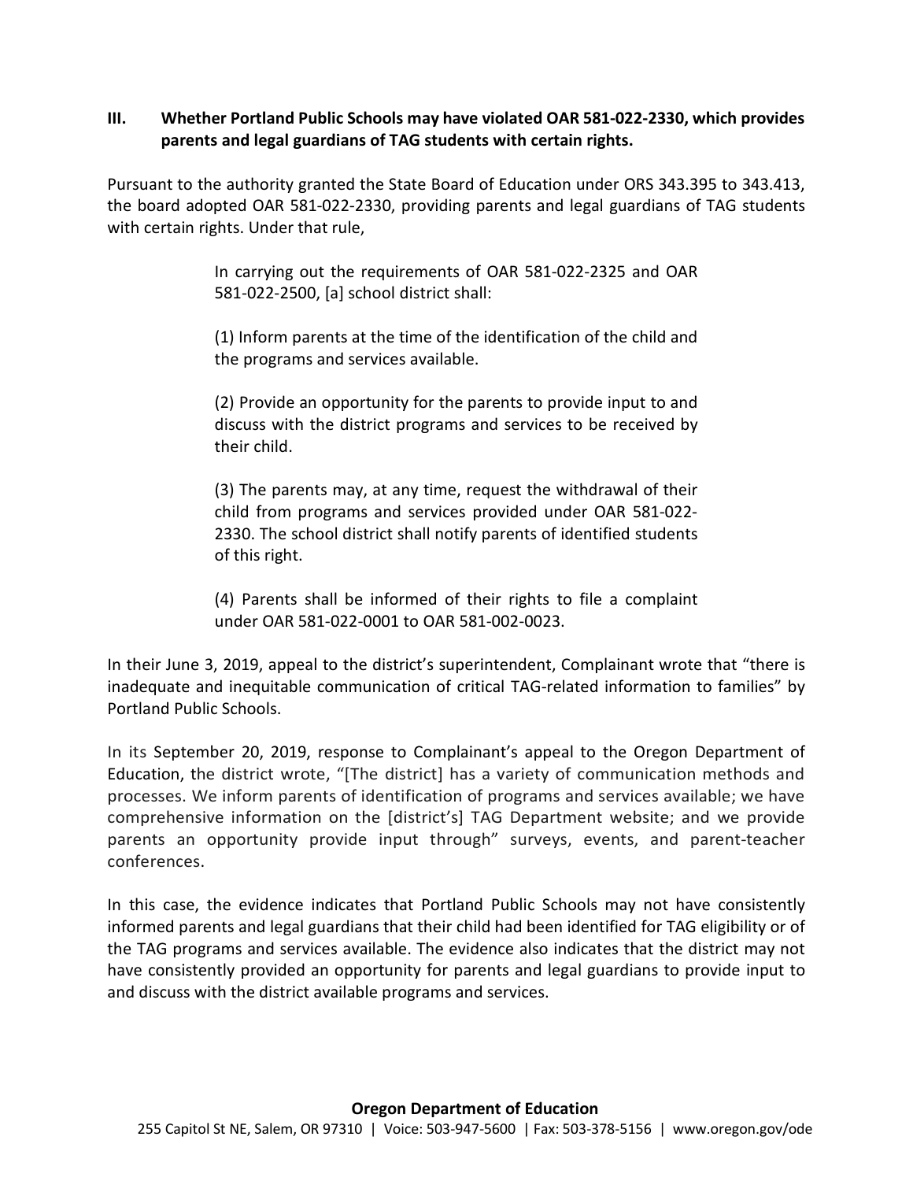### III. Whether Portland Public Schools may have violated OAR 581-022-2330, which provides parents and legal guardians of TAG students with certain rights.

Pursuant to the authority granted the State Board of Education under ORS 343.395 to 343.413, the board adopted OAR 581-022-2330, providing parents and legal guardians of TAG students with certain rights. Under that rule,

> In carrying out the requirements of OAR 581-022-2325 and OAR 581-022-2500, [a] school district shall:
>
> (1) Inform parents at the time of the identification of the child and the programs and services available.
>
> (2) Provide an opportunity for the parents to provide input to and discuss with the district programs and services to be received by their child.
>
> (3) The parents may, at any time, request the withdrawal of their child from programs and services provided under OAR 581-022-2330. The school district shall notify parents of identified students of this right.
>
> (4) Parents shall be informed of their rights to file a complaint under OAR 581-022-0001 to OAR 581-002-0023.

In their June 3, 2019, appeal to the district's superintendent, Complainant wrote that "there is inadequate and inequitable communication of critical TAG-related information to families" by Portland Public Schools.

In its September 20, 2019, response to Complainant's appeal to the Oregon Department of Education, the district wrote, "[The district] has a variety of communication methods and processes. We inform parents of identification of programs and services available; we have comprehensive information on the [district's] TAG Department website; and we provide parents an opportunity provide input through" surveys, events, and parent-teacher conferences.

In this case, the evidence indicates that Portland Public Schools may not have consistently informed parents and legal guardians that their child had been identified for TAG eligibility or of the TAG programs and services available. The evidence also indicates that the district may not have consistently provided an opportunity for parents and legal guardians to provide input to and discuss with the district available programs and services.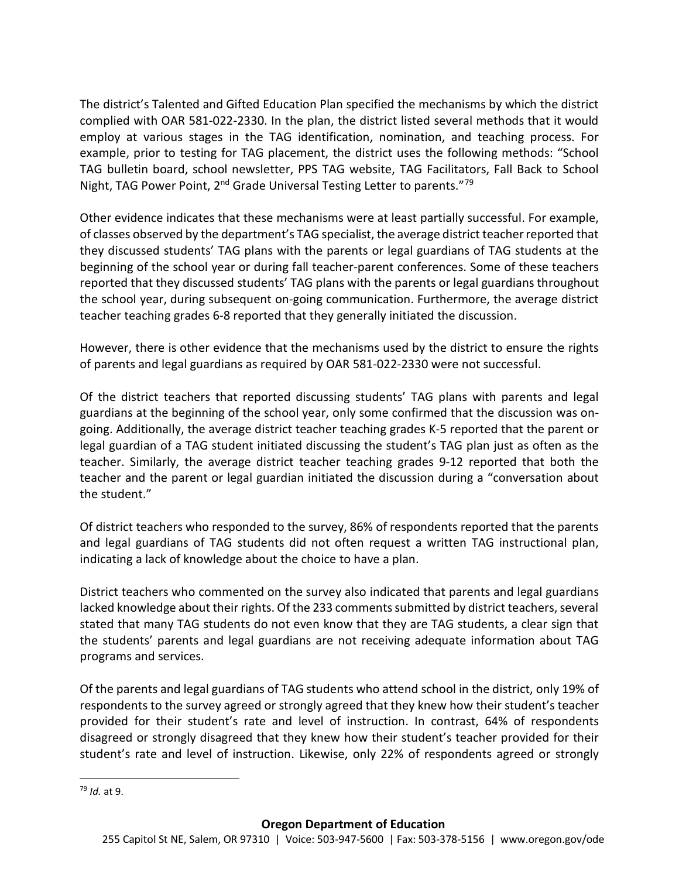The district's Talented and Gifted Education Plan specified the mechanisms by which the district complied with OAR 581-022-2330. In the plan, the district listed several methods that it would employ at various stages in the TAG identification, nomination, and teaching process. For example, prior to testing for TAG placement, the district uses the following methods: "School TAG bulletin board, school newsletter, PPS TAG website, TAG Facilitators, Fall Back to School Night, TAG Power Point, 2nd Grade Universal Testing Letter to parents."[79]

Other evidence indicates that these mechanisms were at least partially successful. For example, of classes observed by the department's TAG specialist, the average district teacher reported that they discussed students' TAG plans with the parents or legal guardians of TAG students at the beginning of the school year or during fall teacher-parent conferences. Some of these teachers reported that they discussed students' TAG plans with the parents or legal guardians throughout the school year, during subsequent on-going communication. Furthermore, the average district teacher teaching grades 6-8 reported that they generally initiated the discussion.

However, there is other evidence that the mechanisms used by the district to ensure the rights of parents and legal guardians as required by OAR 581-022-2330 were not successful.

Of the district teachers that reported discussing students' TAG plans with parents and legal guardians at the beginning of the school year, only some confirmed that the discussion was on-going. Additionally, the average district teacher teaching grades K-5 reported that the parent or legal guardian of a TAG student initiated discussing the student's TAG plan just as often as the teacher. Similarly, the average district teacher teaching grades 9-12 reported that both the teacher and the parent or legal guardian initiated the discussion during a "conversation about the student."

Of district teachers who responded to the survey, 86% of respondents reported that the parents and legal guardians of TAG students did not often request a written TAG instructional plan, indicating a lack of knowledge about the choice to have a plan.

District teachers who commented on the survey also indicated that parents and legal guardians lacked knowledge about their rights. Of the 233 comments submitted by district teachers, several stated that many TAG students do not even know that they are TAG students, a clear sign that the students' parents and legal guardians are not receiving adequate information about TAG programs and services.

Of the parents and legal guardians of TAG students who attend school in the district, only 19% of respondents to the survey agreed or strongly agreed that they knew how their student's teacher provided for their student's rate and level of instruction. In contrast, 64% of respondents disagreed or strongly disagreed that they knew how their student's teacher provided for their student's rate and level of instruction. Likewise, only 22% of respondents agreed or strongly

[79] *Id.* at 9.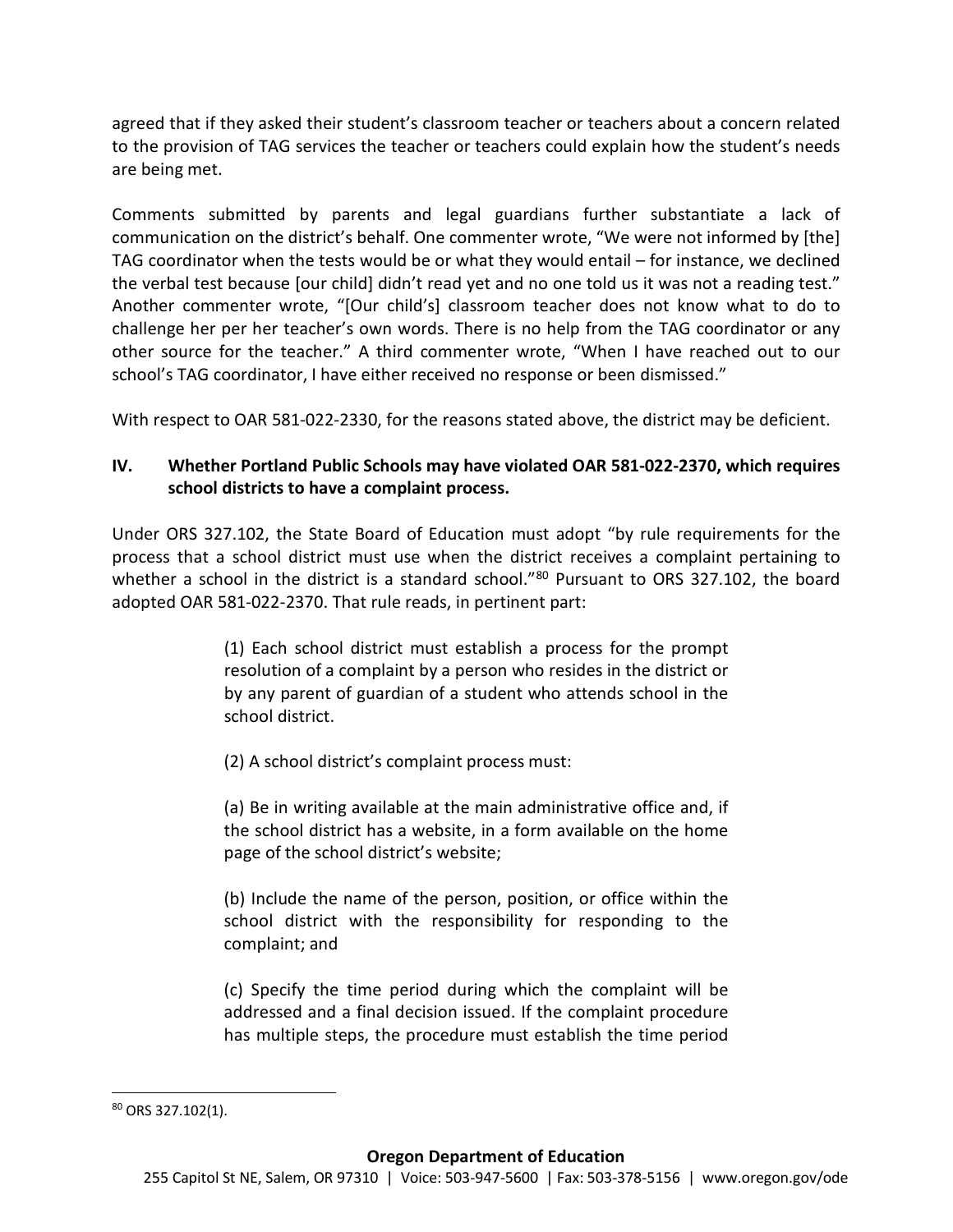agreed that if they asked their student's classroom teacher or teachers about a concern related to the provision of TAG services the teacher or teachers could explain how the student's needs are being met.

Comments submitted by parents and legal guardians further substantiate a lack of communication on the district's behalf. One commenter wrote, "We were not informed by [the] TAG coordinator when the tests would be or what they would entail – for instance, we declined the verbal test because [our child] didn't read yet and no one told us it was not a reading test." Another commenter wrote, "[Our child's] classroom teacher does not know what to do to challenge her per her teacher's own words. There is no help from the TAG coordinator or any other source for the teacher." A third commenter wrote, "When I have reached out to our school's TAG coordinator, I have either received no response or been dismissed."

With respect to OAR 581-022-2330, for the reasons stated above, the district may be deficient.

## IV. Whether Portland Public Schools may have violated OAR 581-022-2370, which requires school districts to have a complaint process.

Under ORS 327.102, the State Board of Education must adopt "by rule requirements for the process that a school district must use when the district receives a complaint pertaining to whether a school in the district is a standard school."[80] Pursuant to ORS 327.102, the board adopted OAR 581-022-2370. That rule reads, in pertinent part:

> (1) Each school district must establish a process for the prompt resolution of a complaint by a person who resides in the district or by any parent of guardian of a student who attends school in the school district.
>
> (2) A school district's complaint process must:
>
> (a) Be in writing available at the main administrative office and, if the school district has a website, in a form available on the home page of the school district's website;
>
> (b) Include the name of the person, position, or office within the school district with the responsibility for responding to the complaint; and
>
> (c) Specify the time period during which the complaint will be addressed and a final decision issued. If the complaint procedure has multiple steps, the procedure must establish the time period

---

[80] ORS 327.102(1).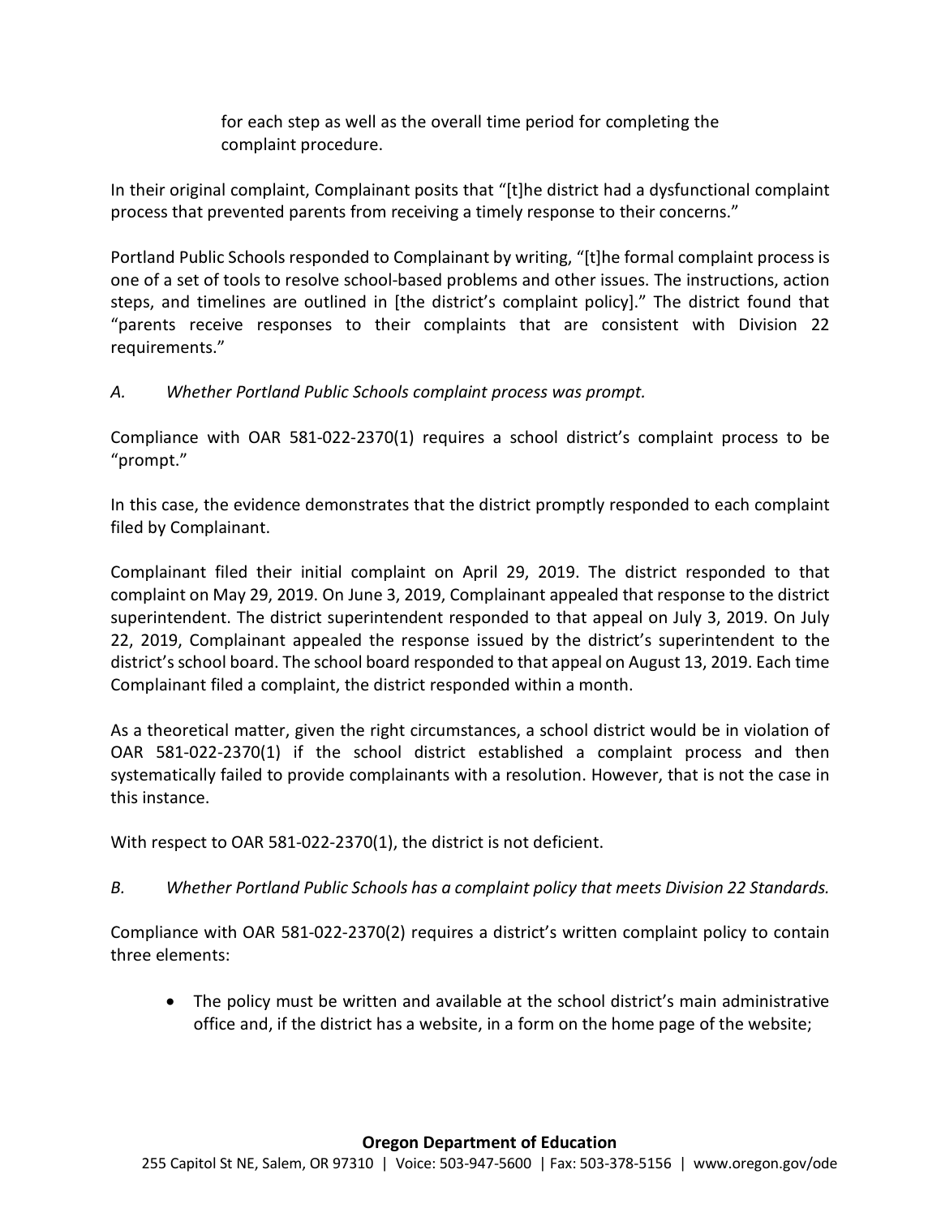for each step as well as the overall time period for completing the complaint procedure.

In their original complaint, Complainant posits that "[t]he district had a dysfunctional complaint process that prevented parents from receiving a timely response to their concerns."

Portland Public Schools responded to Complainant by writing, "[t]he formal complaint process is one of a set of tools to resolve school-based problems and other issues. The instructions, action steps, and timelines are outlined in [the district's complaint policy]." The district found that "parents receive responses to their complaints that are consistent with Division 22 requirements."

*A. Whether Portland Public Schools complaint process was prompt.*

Compliance with OAR 581-022-2370(1) requires a school district's complaint process to be "prompt."

In this case, the evidence demonstrates that the district promptly responded to each complaint filed by Complainant.

Complainant filed their initial complaint on April 29, 2019. The district responded to that complaint on May 29, 2019. On June 3, 2019, Complainant appealed that response to the district superintendent. The district superintendent responded to that appeal on July 3, 2019. On July 22, 2019, Complainant appealed the response issued by the district's superintendent to the district's school board. The school board responded to that appeal on August 13, 2019. Each time Complainant filed a complaint, the district responded within a month.

As a theoretical matter, given the right circumstances, a school district would be in violation of OAR 581-022-2370(1) if the school district established a complaint process and then systematically failed to provide complainants with a resolution. However, that is not the case in this instance.

With respect to OAR 581-022-2370(1), the district is not deficient.

*B. Whether Portland Public Schools has a complaint policy that meets Division 22 Standards.*

Compliance with OAR 581-022-2370(2) requires a district's written complaint policy to contain three elements:

- The policy must be written and available at the school district's main administrative office and, if the district has a website, in a form on the home page of the website;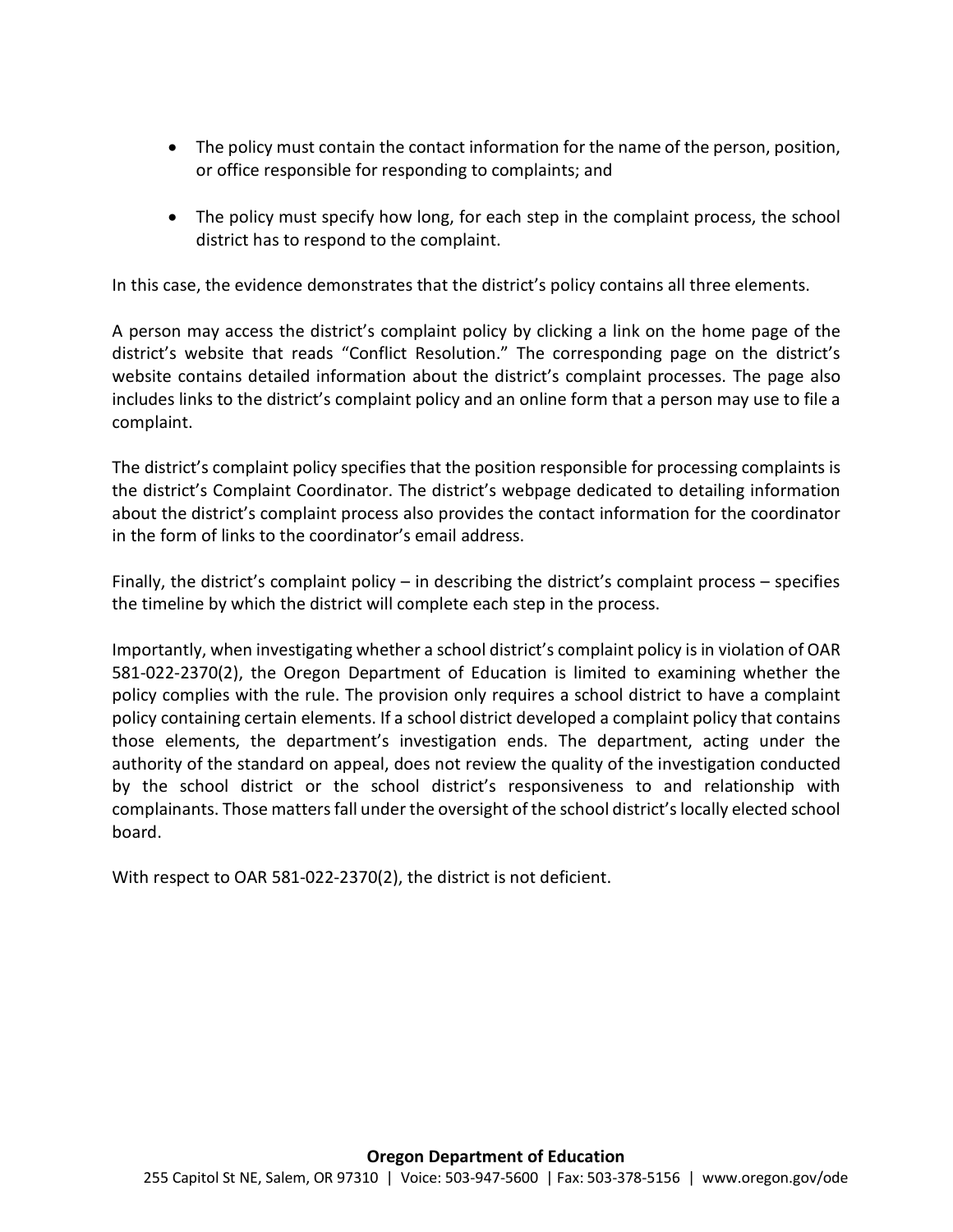- The policy must contain the contact information for the name of the person, position, or office responsible for responding to complaints; and
- The policy must specify how long, for each step in the complaint process, the school district has to respond to the complaint.

In this case, the evidence demonstrates that the district's policy contains all three elements.

A person may access the district's complaint policy by clicking a link on the home page of the district's website that reads "Conflict Resolution." The corresponding page on the district's website contains detailed information about the district's complaint processes. The page also includes links to the district's complaint policy and an online form that a person may use to file a complaint.

The district's complaint policy specifies that the position responsible for processing complaints is the district's Complaint Coordinator. The district's webpage dedicated to detailing information about the district's complaint process also provides the contact information for the coordinator in the form of links to the coordinator's email address.

Finally, the district's complaint policy – in describing the district's complaint process – specifies the timeline by which the district will complete each step in the process.

Importantly, when investigating whether a school district's complaint policy is in violation of OAR 581-022-2370(2), the Oregon Department of Education is limited to examining whether the policy complies with the rule. The provision only requires a school district to have a complaint policy containing certain elements. If a school district developed a complaint policy that contains those elements, the department's investigation ends. The department, acting under the authority of the standard on appeal, does not review the quality of the investigation conducted by the school district or the school district's responsiveness to and relationship with complainants. Those matters fall under the oversight of the school district's locally elected school board.

With respect to OAR 581-022-2370(2), the district is not deficient.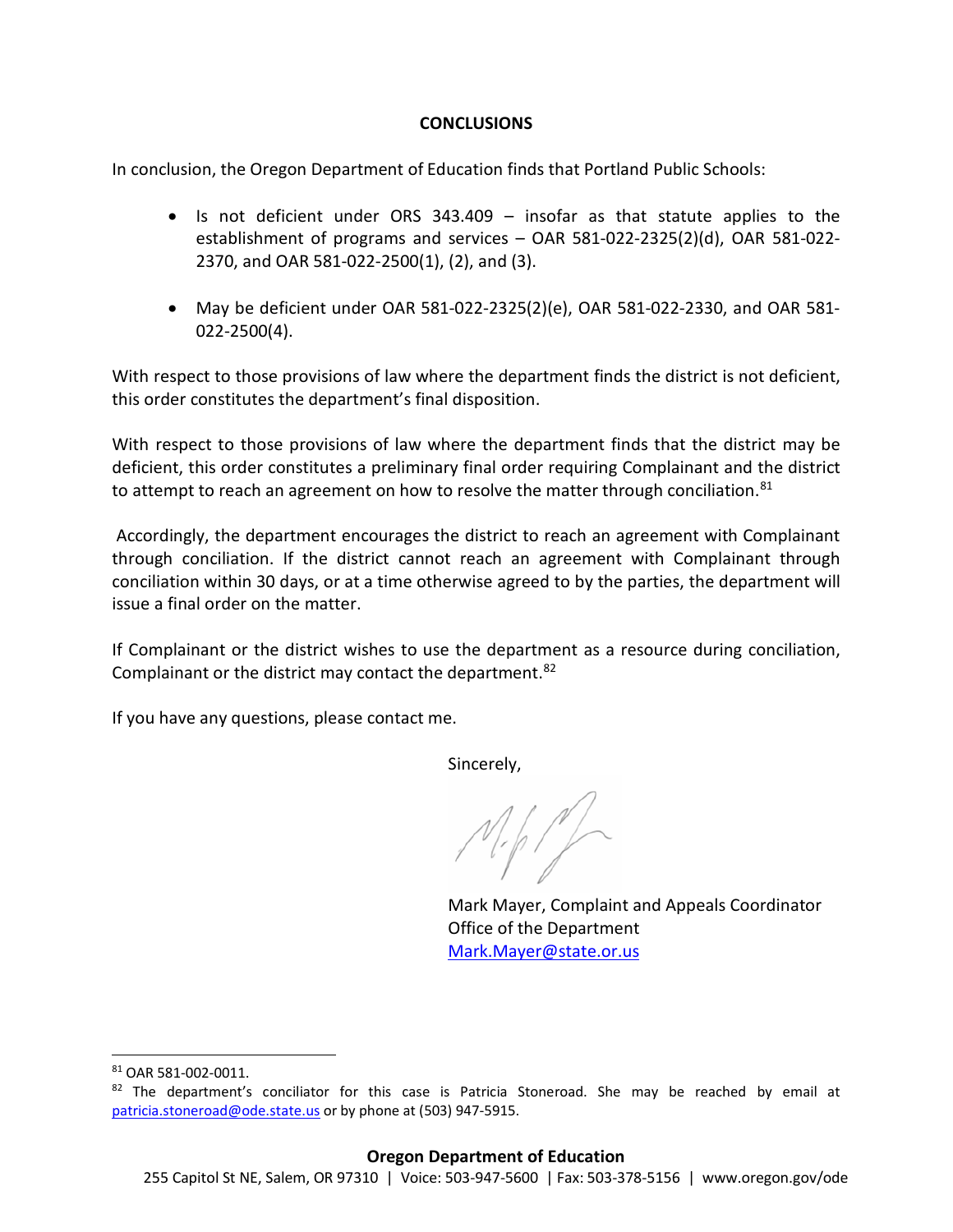**CONCLUSIONS**

In conclusion, the Oregon Department of Education finds that Portland Public Schools:

- Is not deficient under ORS 343.409 – insofar as that statute applies to the establishment of programs and services – OAR 581-022-2325(2)(d), OAR 581-022-2370, and OAR 581-022-2500(1), (2), and (3).

- May be deficient under OAR 581-022-2325(2)(e), OAR 581-022-2330, and OAR 581-022-2500(4).

With respect to those provisions of law where the department finds the district is not deficient, this order constitutes the department's final disposition.

With respect to those provisions of law where the department finds that the district may be deficient, this order constitutes a preliminary final order requiring Complainant and the district to attempt to reach an agreement on how to resolve the matter through conciliation.[81]

Accordingly, the department encourages the district to reach an agreement with Complainant through conciliation. If the district cannot reach an agreement with Complainant through conciliation within 30 days, or at a time otherwise agreed to by the parties, the department will issue a final order on the matter.

If Complainant or the district wishes to use the department as a resource during conciliation, Complainant or the district may contact the department.[82]

If you have any questions, please contact me.

Sincerely,

Mark Mayer, Complaint and Appeals Coordinator
Office of the Department
Mark.Mayer@state.or.us

---

[81] OAR 581-002-0011.

[82] The department's conciliator for this case is Patricia Stoneroad. She may be reached by email at patricia.stoneroad@ode.state.us or by phone at (503) 947-5915.